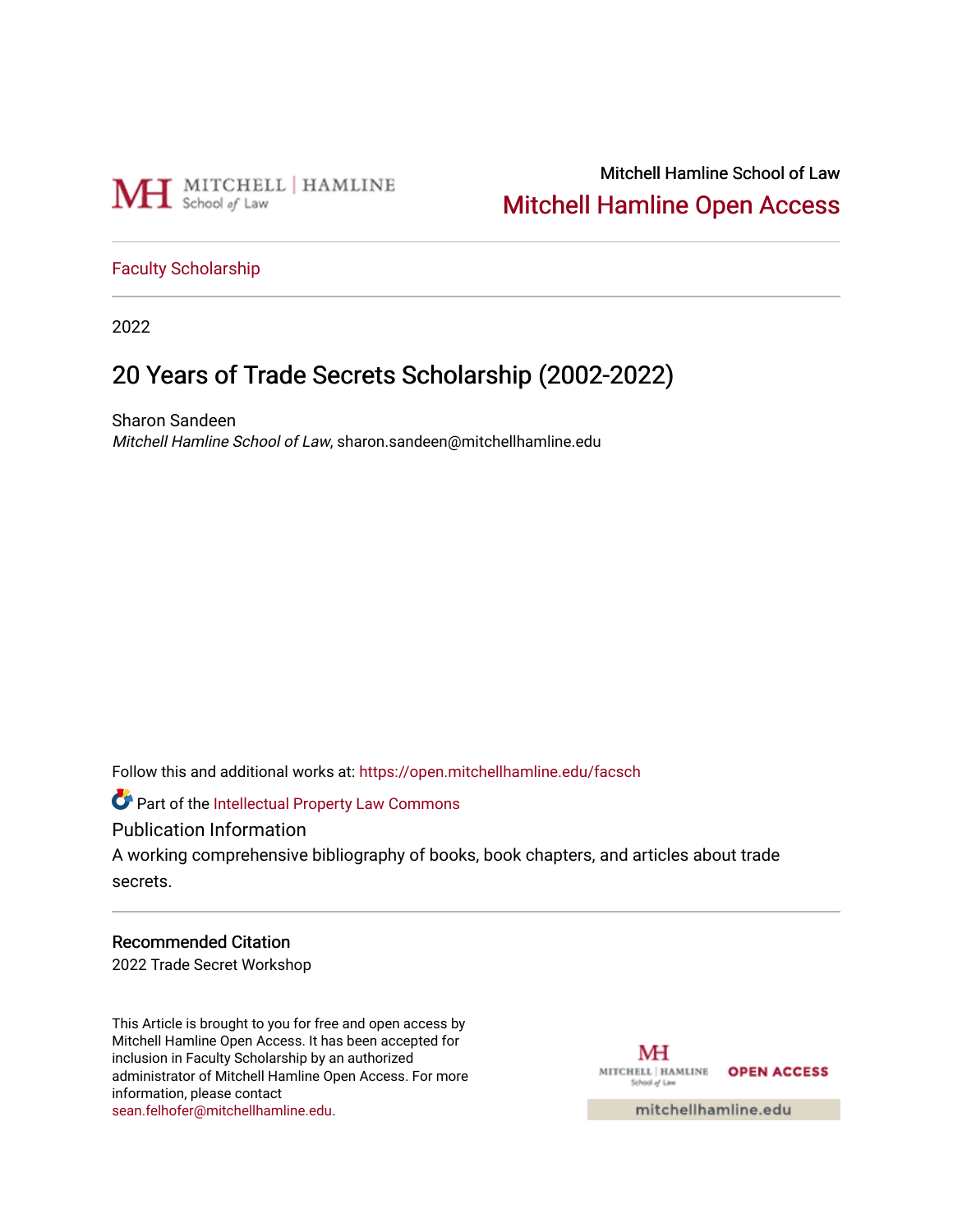Mitchell Hamline School of Law

# Mitchell Hamline Open Access

Faculty Scholarship

2022

## 20 Years of Trade Secrets Scholarship (2002-2022)

Sharon Sandeen
*Mitchell Hamline School of Law*, sharon.sandeen@mitchellhamline.edu

Follow this and additional works at: https://open.mitchellhamline.edu/facsch

Part of the Intellectual Property Law Commons

Publication Information

A working comprehensive bibliography of books, book chapters, and articles about trade secrets.

Recommended Citation

2022 Trade Secret Workshop

This Article is brought to you for free and open access by Mitchell Hamline Open Access. It has been accepted for inclusion in Faculty Scholarship by an authorized administrator of Mitchell Hamline Open Access. For more information, please contact sean.felhofer@mitchellhamline.edu.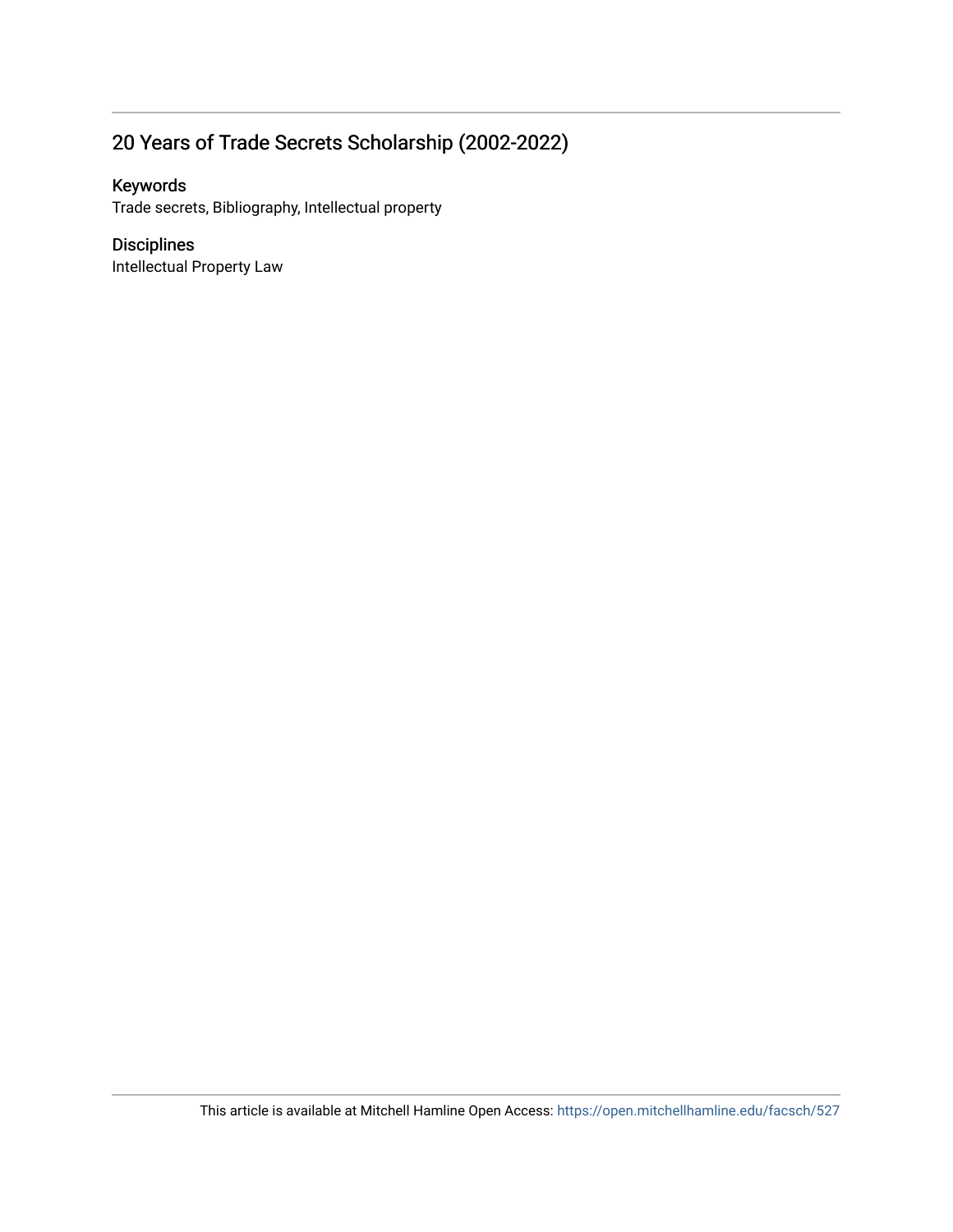## 20 Years of Trade Secrets Scholarship (2002-2022)

### Keywords

Trade secrets, Bibliography, Intellectual property

### Disciplines

Intellectual Property Law

This article is available at Mitchell Hamline Open Access: https://open.mitchellhamline.edu/facsch/527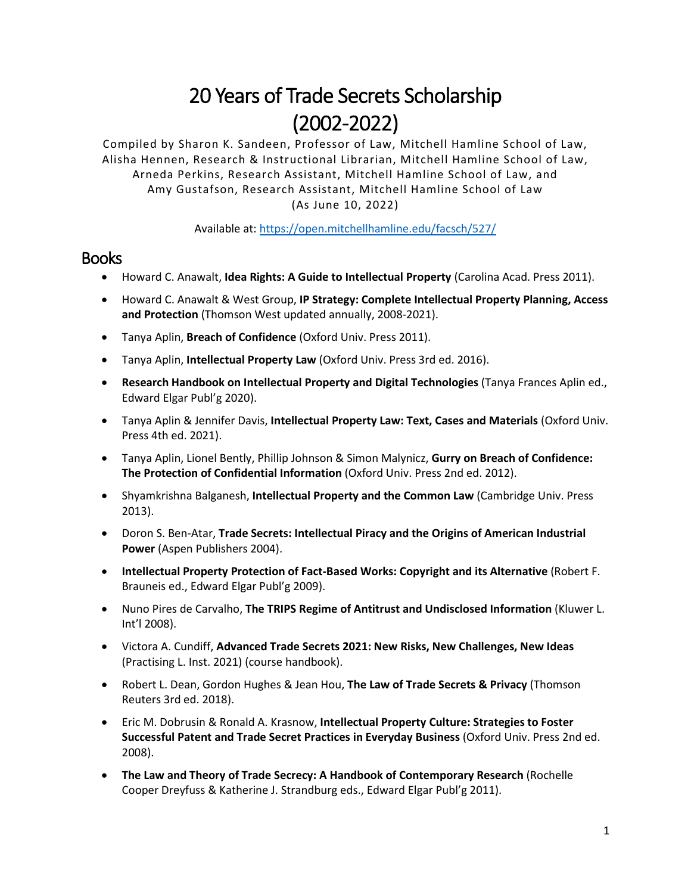# 20 Years of Trade Secrets Scholarship (2002-2022)

Compiled by Sharon K. Sandeen, Professor of Law, Mitchell Hamline School of Law, Alisha Hennen, Research & Instructional Librarian, Mitchell Hamline School of Law, Arneda Perkins, Research Assistant, Mitchell Hamline School of Law, and Amy Gustafson, Research Assistant, Mitchell Hamline School of Law (As June 10, 2022)

Available at: https://open.mitchellhamline.edu/facsch/527/

## Books

- Howard C. Anawalt, **Idea Rights: A Guide to Intellectual Property** (Carolina Acad. Press 2011).
- Howard C. Anawalt & West Group, **IP Strategy: Complete Intellectual Property Planning, Access and Protection** (Thomson West updated annually, 2008-2021).
- Tanya Aplin, **Breach of Confidence** (Oxford Univ. Press 2011).
- Tanya Aplin, **Intellectual Property Law** (Oxford Univ. Press 3rd ed. 2016).
- **Research Handbook on Intellectual Property and Digital Technologies** (Tanya Frances Aplin ed., Edward Elgar Publ'g 2020).
- Tanya Aplin & Jennifer Davis, **Intellectual Property Law: Text, Cases and Materials** (Oxford Univ. Press 4th ed. 2021).
- Tanya Aplin, Lionel Bently, Phillip Johnson & Simon Malynicz, **Gurry on Breach of Confidence: The Protection of Confidential Information** (Oxford Univ. Press 2nd ed. 2012).
- Shyamkrishna Balganesh, **Intellectual Property and the Common Law** (Cambridge Univ. Press 2013).
- Doron S. Ben-Atar, **Trade Secrets: Intellectual Piracy and the Origins of American Industrial Power** (Aspen Publishers 2004).
- **Intellectual Property Protection of Fact-Based Works: Copyright and its Alternative** (Robert F. Brauneis ed., Edward Elgar Publ'g 2009).
- Nuno Pires de Carvalho, **The TRIPS Regime of Antitrust and Undisclosed Information** (Kluwer L. Int'l 2008).
- Victora A. Cundiff, **Advanced Trade Secrets 2021: New Risks, New Challenges, New Ideas** (Practising L. Inst. 2021) (course handbook).
- Robert L. Dean, Gordon Hughes & Jean Hou, **The Law of Trade Secrets & Privacy** (Thomson Reuters 3rd ed. 2018).
- Eric M. Dobrusin & Ronald A. Krasnow, **Intellectual Property Culture: Strategies to Foster Successful Patent and Trade Secret Practices in Everyday Business** (Oxford Univ. Press 2nd ed. 2008).
- **The Law and Theory of Trade Secrecy: A Handbook of Contemporary Research** (Rochelle Cooper Dreyfuss & Katherine J. Strandburg eds., Edward Elgar Publ'g 2011).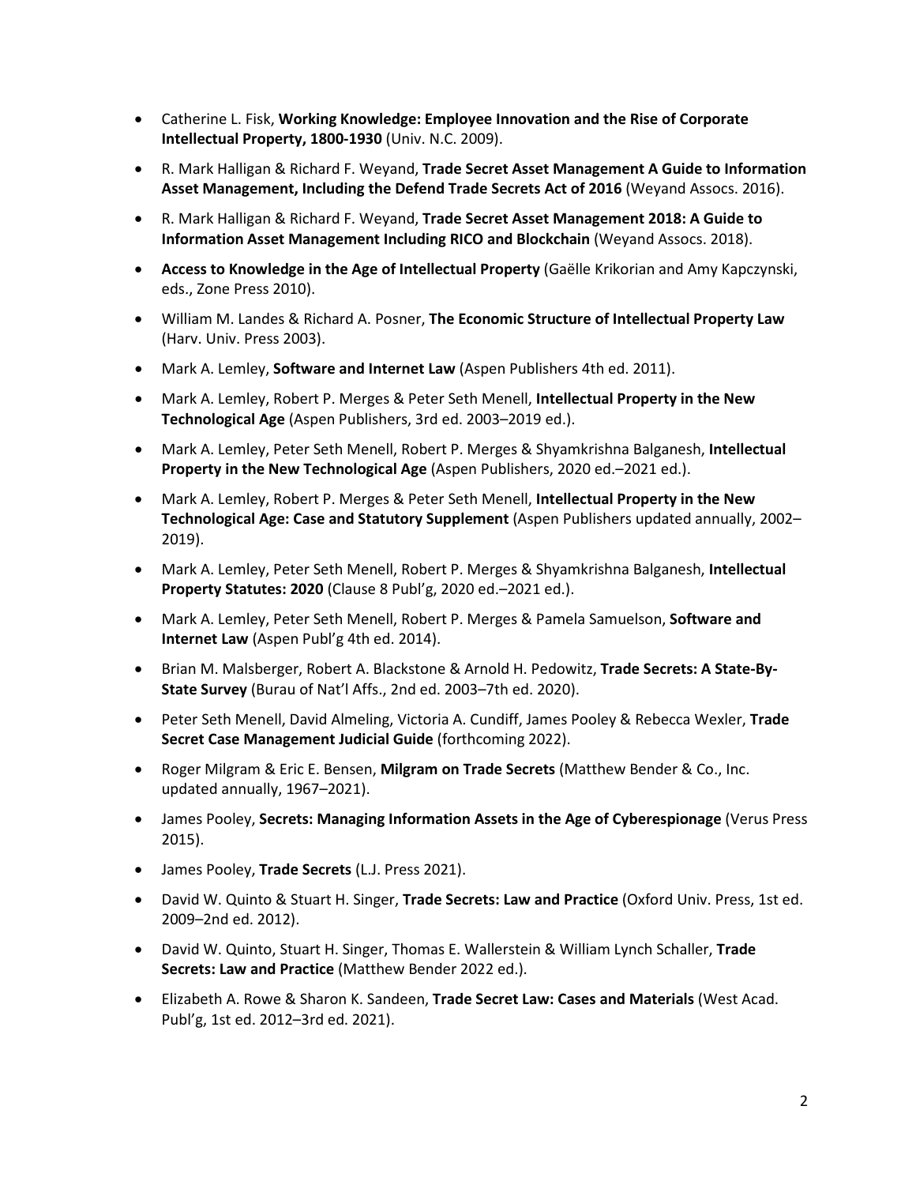- Catherine L. Fisk, **Working Knowledge: Employee Innovation and the Rise of Corporate Intellectual Property, 1800-1930** (Univ. N.C. 2009).
- R. Mark Halligan & Richard F. Weyand, **Trade Secret Asset Management A Guide to Information Asset Management, Including the Defend Trade Secrets Act of 2016** (Weyand Assocs. 2016).
- R. Mark Halligan & Richard F. Weyand, **Trade Secret Asset Management 2018: A Guide to Information Asset Management Including RICO and Blockchain** (Weyand Assocs. 2018).
- **Access to Knowledge in the Age of Intellectual Property** (Gaëlle Krikorian and Amy Kapczynski, eds., Zone Press 2010).
- William M. Landes & Richard A. Posner, **The Economic Structure of Intellectual Property Law** (Harv. Univ. Press 2003).
- Mark A. Lemley, **Software and Internet Law** (Aspen Publishers 4th ed. 2011).
- Mark A. Lemley, Robert P. Merges & Peter Seth Menell, **Intellectual Property in the New Technological Age** (Aspen Publishers, 3rd ed. 2003–2019 ed.).
- Mark A. Lemley, Peter Seth Menell, Robert P. Merges & Shyamkrishna Balganesh, **Intellectual Property in the New Technological Age** (Aspen Publishers, 2020 ed.–2021 ed.).
- Mark A. Lemley, Robert P. Merges & Peter Seth Menell, **Intellectual Property in the New Technological Age: Case and Statutory Supplement** (Aspen Publishers updated annually, 2002–2019).
- Mark A. Lemley, Peter Seth Menell, Robert P. Merges & Shyamkrishna Balganesh, **Intellectual Property Statutes: 2020** (Clause 8 Publ'g, 2020 ed.–2021 ed.).
- Mark A. Lemley, Peter Seth Menell, Robert P. Merges & Pamela Samuelson, **Software and Internet Law** (Aspen Publ'g 4th ed. 2014).
- Brian M. Malsberger, Robert A. Blackstone & Arnold H. Pedowitz, **Trade Secrets: A State-By-State Survey** (Burau of Nat'l Affs., 2nd ed. 2003–7th ed. 2020).
- Peter Seth Menell, David Almeling, Victoria A. Cundiff, James Pooley & Rebecca Wexler, **Trade Secret Case Management Judicial Guide** (forthcoming 2022).
- Roger Milgram & Eric E. Bensen, **Milgram on Trade Secrets** (Matthew Bender & Co., Inc. updated annually, 1967–2021).
- James Pooley, **Secrets: Managing Information Assets in the Age of Cyberespionage** (Verus Press 2015).
- James Pooley, **Trade Secrets** (L.J. Press 2021).
- David W. Quinto & Stuart H. Singer, **Trade Secrets: Law and Practice** (Oxford Univ. Press, 1st ed. 2009–2nd ed. 2012).
- David W. Quinto, Stuart H. Singer, Thomas E. Wallerstein & William Lynch Schaller, **Trade Secrets: Law and Practice** (Matthew Bender 2022 ed.).
- Elizabeth A. Rowe & Sharon K. Sandeen, **Trade Secret Law: Cases and Materials** (West Acad. Publ'g, 1st ed. 2012–3rd ed. 2021).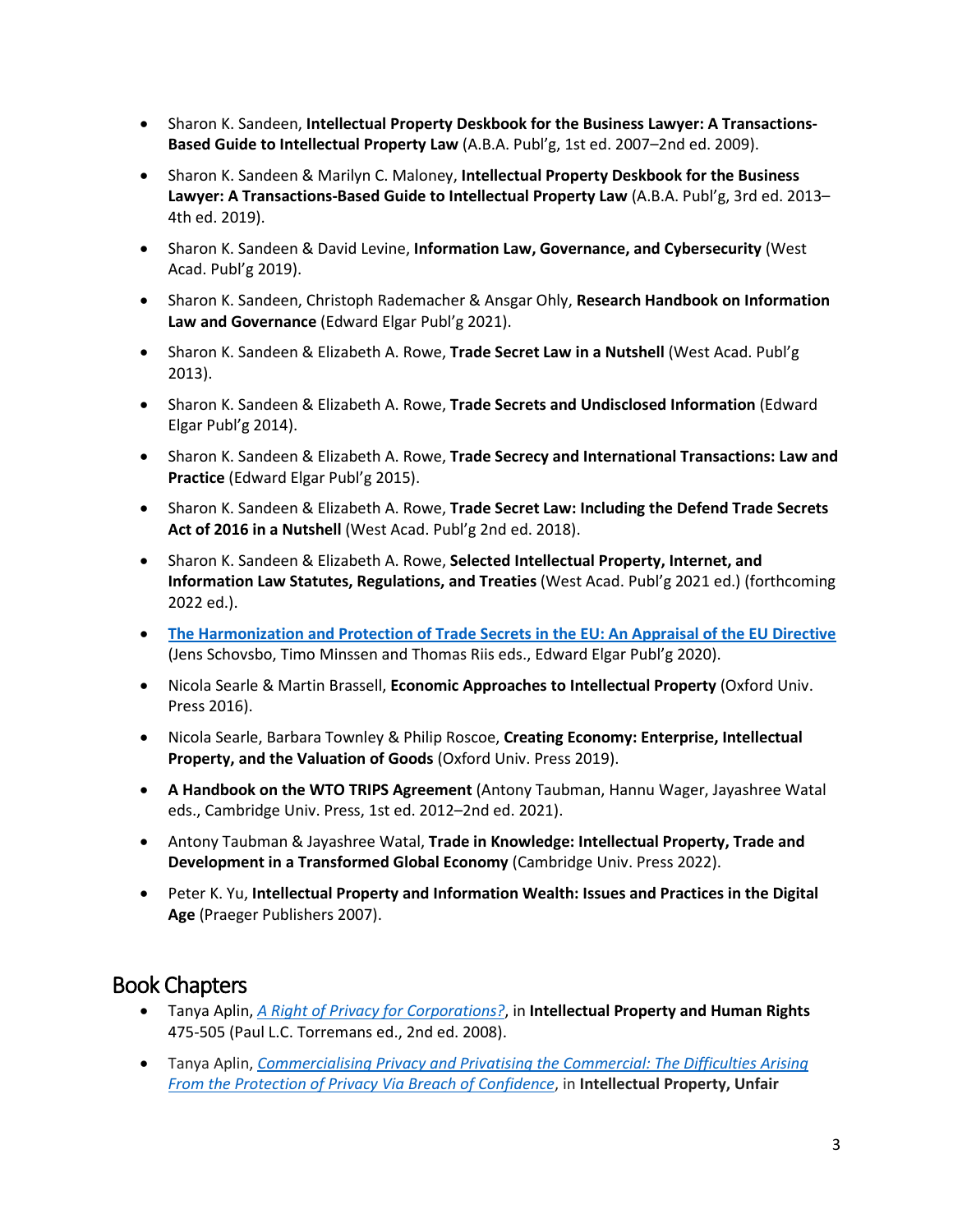- Sharon K. Sandeen, **Intellectual Property Deskbook for the Business Lawyer: A Transactions-Based Guide to Intellectual Property Law** (A.B.A. Publ'g, 1st ed. 2007–2nd ed. 2009).
- Sharon K. Sandeen & Marilyn C. Maloney, **Intellectual Property Deskbook for the Business Lawyer: A Transactions-Based Guide to Intellectual Property Law** (A.B.A. Publ'g, 3rd ed. 2013–4th ed. 2019).
- Sharon K. Sandeen & David Levine, **Information Law, Governance, and Cybersecurity** (West Acad. Publ'g 2019).
- Sharon K. Sandeen, Christoph Rademacher & Ansgar Ohly, **Research Handbook on Information Law and Governance** (Edward Elgar Publ'g 2021).
- Sharon K. Sandeen & Elizabeth A. Rowe, **Trade Secret Law in a Nutshell** (West Acad. Publ'g 2013).
- Sharon K. Sandeen & Elizabeth A. Rowe, **Trade Secrets and Undisclosed Information** (Edward Elgar Publ'g 2014).
- Sharon K. Sandeen & Elizabeth A. Rowe, **Trade Secrecy and International Transactions: Law and Practice** (Edward Elgar Publ'g 2015).
- Sharon K. Sandeen & Elizabeth A. Rowe, **Trade Secret Law: Including the Defend Trade Secrets Act of 2016 in a Nutshell** (West Acad. Publ'g 2nd ed. 2018).
- Sharon K. Sandeen & Elizabeth A. Rowe, **Selected Intellectual Property, Internet, and Information Law Statutes, Regulations, and Treaties** (West Acad. Publ'g 2021 ed.) (forthcoming 2022 ed.).
- **The Harmonization and Protection of Trade Secrets in the EU: An Appraisal of the EU Directive** (Jens Schovsbo, Timo Minssen and Thomas Riis eds., Edward Elgar Publ'g 2020).
- Nicola Searle & Martin Brassell, **Economic Approaches to Intellectual Property** (Oxford Univ. Press 2016).
- Nicola Searle, Barbara Townley & Philip Roscoe, **Creating Economy: Enterprise, Intellectual Property, and the Valuation of Goods** (Oxford Univ. Press 2019).
- **A Handbook on the WTO TRIPS Agreement** (Antony Taubman, Hannu Wager, Jayashree Watal eds., Cambridge Univ. Press, 1st ed. 2012–2nd ed. 2021).
- Antony Taubman & Jayashree Watal, **Trade in Knowledge: Intellectual Property, Trade and Development in a Transformed Global Economy** (Cambridge Univ. Press 2022).
- Peter K. Yu, **Intellectual Property and Information Wealth: Issues and Practices in the Digital Age** (Praeger Publishers 2007).

## Book Chapters

- Tanya Aplin, *A Right of Privacy for Corporations?*, in **Intellectual Property and Human Rights** 475-505 (Paul L.C. Torremans ed., 2nd ed. 2008).
- Tanya Aplin, *Commercialising Privacy and Privatising the Commercial: The Difficulties Arising From the Protection of Privacy Via Breach of Confidence*, in **Intellectual Property, Unfair**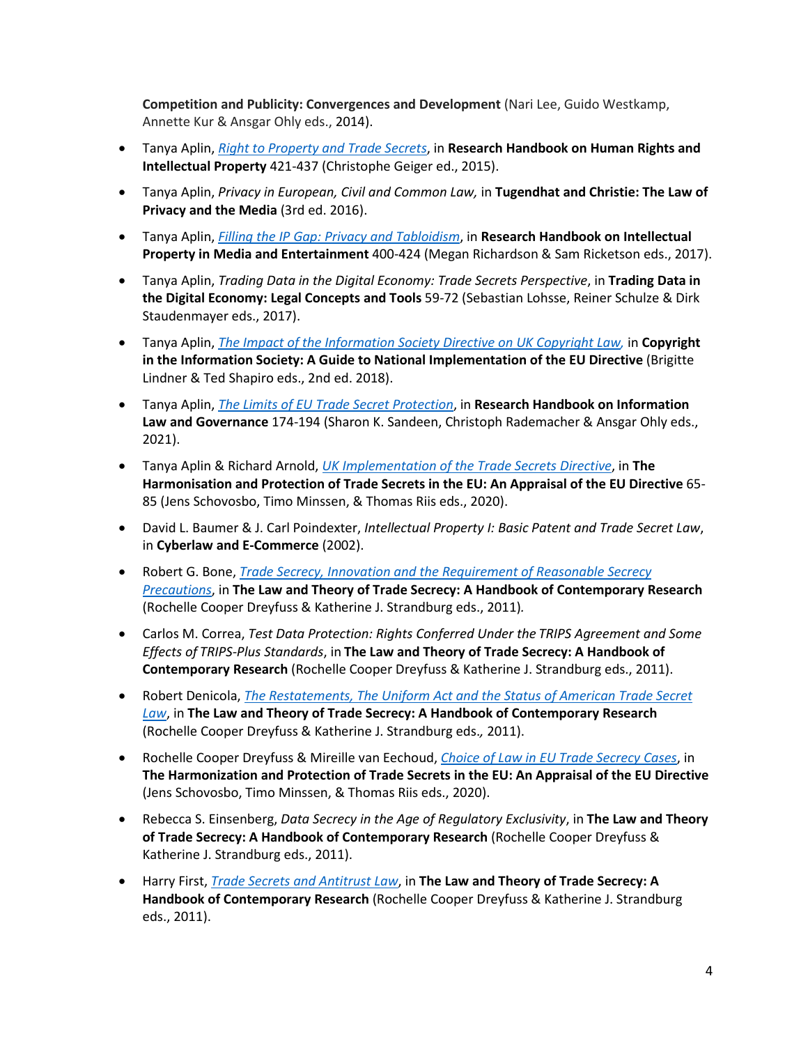**Competition and Publicity: Convergences and Development** (Nari Lee, Guido Westkamp, Annette Kur & Ansgar Ohly eds., 2014).

- Tanya Aplin, *Right to Property and Trade Secrets*, in **Research Handbook on Human Rights and Intellectual Property** 421-437 (Christophe Geiger ed., 2015).
- Tanya Aplin, *Privacy in European, Civil and Common Law,* in **Tugendhat and Christie: The Law of Privacy and the Media** (3rd ed. 2016).
- Tanya Aplin, *Filling the IP Gap: Privacy and Tabloidism*, in **Research Handbook on Intellectual Property in Media and Entertainment** 400-424 (Megan Richardson & Sam Ricketson eds., 2017).
- Tanya Aplin, *Trading Data in the Digital Economy: Trade Secrets Perspective*, in **Trading Data in the Digital Economy: Legal Concepts and Tools** 59-72 (Sebastian Lohsse, Reiner Schulze & Dirk Staudenmayer eds., 2017).
- Tanya Aplin, *The Impact of the Information Society Directive on UK Copyright Law,* in **Copyright in the Information Society: A Guide to National Implementation of the EU Directive** (Brigitte Lindner & Ted Shapiro eds., 2nd ed. 2018).
- Tanya Aplin, *The Limits of EU Trade Secret Protection*, in **Research Handbook on Information Law and Governance** 174-194 (Sharon K. Sandeen, Christoph Rademacher & Ansgar Ohly eds., 2021).
- Tanya Aplin & Richard Arnold, *UK Implementation of the Trade Secrets Directive*, in **The Harmonisation and Protection of Trade Secrets in the EU: An Appraisal of the EU Directive** 65-85 (Jens Schovosbo, Timo Minssen, & Thomas Riis eds., 2020).
- David L. Baumer & J. Carl Poindexter, *Intellectual Property I: Basic Patent and Trade Secret Law*, in **Cyberlaw and E-Commerce** (2002).
- Robert G. Bone, *Trade Secrecy, Innovation and the Requirement of Reasonable Secrecy Precautions*, in **The Law and Theory of Trade Secrecy: A Handbook of Contemporary Research** (Rochelle Cooper Dreyfuss & Katherine J. Strandburg eds., 2011).
- Carlos M. Correa, *Test Data Protection: Rights Conferred Under the TRIPS Agreement and Some Effects of TRIPS-Plus Standards*, in **The Law and Theory of Trade Secrecy: A Handbook of Contemporary Research** (Rochelle Cooper Dreyfuss & Katherine J. Strandburg eds., 2011).
- Robert Denicola, *The Restatements, The Uniform Act and the Status of American Trade Secret Law*, in **The Law and Theory of Trade Secrecy: A Handbook of Contemporary Research** (Rochelle Cooper Dreyfuss & Katherine J. Strandburg eds., 2011).
- Rochelle Cooper Dreyfuss & Mireille van Eechoud, *Choice of Law in EU Trade Secrecy Cases*, in **The Harmonization and Protection of Trade Secrets in the EU: An Appraisal of the EU Directive** (Jens Schovosbo, Timo Minssen, & Thomas Riis eds., 2020).
- Rebecca S. Einsenberg, *Data Secrecy in the Age of Regulatory Exclusivity*, in **The Law and Theory of Trade Secrecy: A Handbook of Contemporary Research** (Rochelle Cooper Dreyfuss & Katherine J. Strandburg eds., 2011).
- Harry First, *Trade Secrets and Antitrust Law*, in **The Law and Theory of Trade Secrecy: A Handbook of Contemporary Research** (Rochelle Cooper Dreyfuss & Katherine J. Strandburg eds., 2011).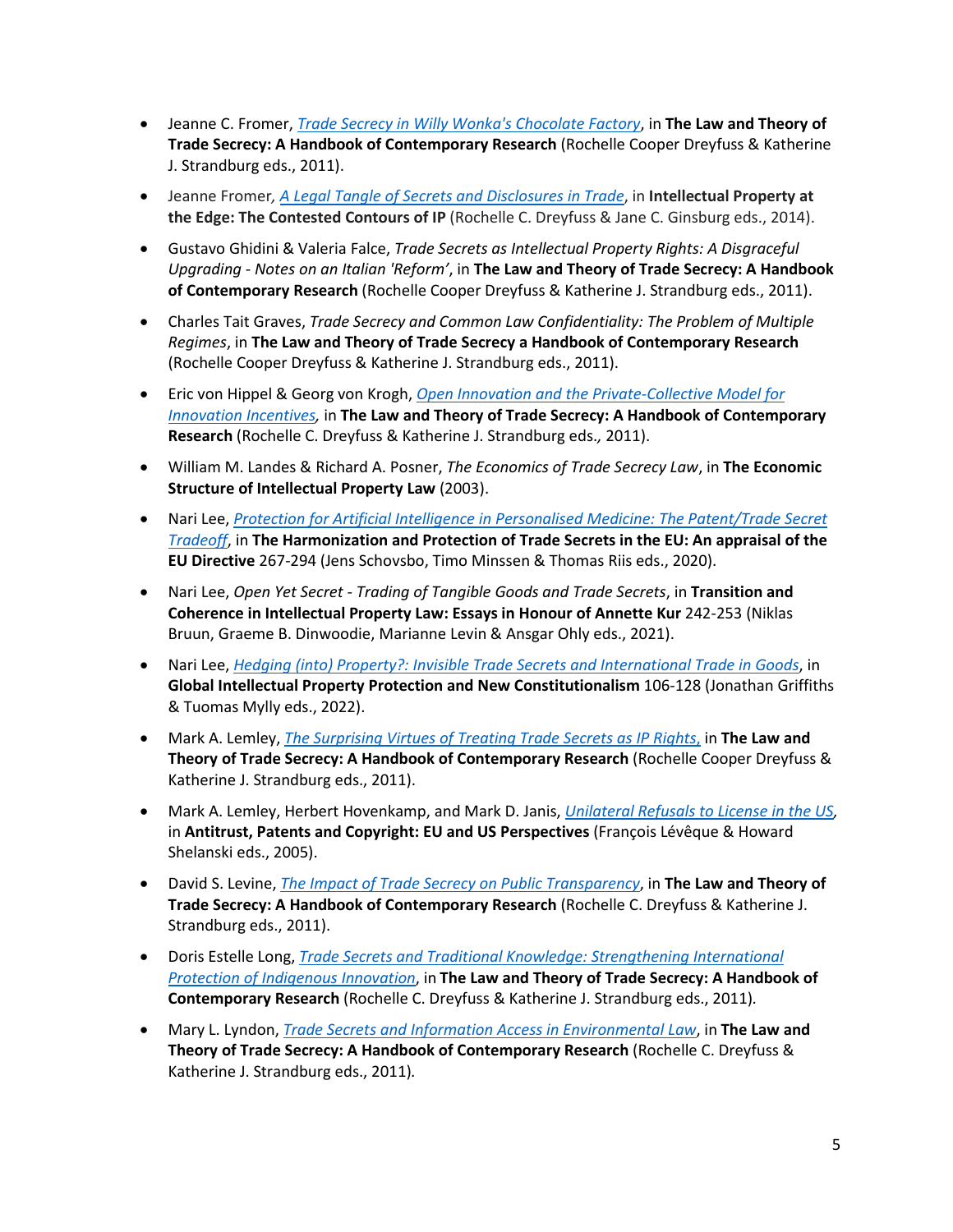- Jeanne C. Fromer, *Trade Secrecy in Willy Wonka's Chocolate Factory*, in **The Law and Theory of Trade Secrecy: A Handbook of Contemporary Research** (Rochelle Cooper Dreyfuss & Katherine J. Strandburg eds., 2011).
- Jeanne Fromer*,* *A Legal Tangle of Secrets and Disclosures in Trade*, in **Intellectual Property at the Edge: The Contested Contours of IP** (Rochelle C. Dreyfuss & Jane C. Ginsburg eds., 2014).
- Gustavo Ghidini & Valeria Falce, *Trade Secrets as Intellectual Property Rights: A Disgraceful Upgrading - Notes on an Italian 'Reform'*, in **The Law and Theory of Trade Secrecy: A Handbook of Contemporary Research** (Rochelle Cooper Dreyfuss & Katherine J. Strandburg eds., 2011).
- Charles Tait Graves, *Trade Secrecy and Common Law Confidentiality: The Problem of Multiple Regimes*, in **The Law and Theory of Trade Secrecy a Handbook of Contemporary Research** (Rochelle Cooper Dreyfuss & Katherine J. Strandburg eds., 2011).
- Eric von Hippel & Georg von Krogh, *Open Innovation and the Private-Collective Model for Innovation Incentives,* in **The Law and Theory of Trade Secrecy: A Handbook of Contemporary Research** (Rochelle C. Dreyfuss & Katherine J. Strandburg eds.*,* 2011).
- William M. Landes & Richard A. Posner, *The Economics of Trade Secrecy Law*, in **The Economic Structure of Intellectual Property Law** (2003).
- Nari Lee, *Protection for Artificial Intelligence in Personalised Medicine: The Patent/Trade Secret Tradeoff*, in **The Harmonization and Protection of Trade Secrets in the EU: An appraisal of the EU Directive** 267-294 (Jens Schovsbo, Timo Minssen & Thomas Riis eds., 2020).
- Nari Lee, *Open Yet Secret - Trading of Tangible Goods and Trade Secrets*, in **Transition and Coherence in Intellectual Property Law: Essays in Honour of Annette Kur** 242-253 (Niklas Bruun, Graeme B. Dinwoodie, Marianne Levin & Ansgar Ohly eds., 2021).
- Nari Lee, *Hedging (into) Property?: Invisible Trade Secrets and International Trade in Goods*, in **Global Intellectual Property Protection and New Constitutionalism** 106-128 (Jonathan Griffiths & Tuomas Mylly eds., 2022).
- Mark A. Lemley, *The Surprising Virtues of Treating Trade Secrets as IP Rights,* in **The Law and Theory of Trade Secrecy: A Handbook of Contemporary Research** (Rochelle Cooper Dreyfuss & Katherine J. Strandburg eds., 2011).
- Mark A. Lemley, Herbert Hovenkamp, and Mark D. Janis, *Unilateral Refusals to License in the US*, in **Antitrust, Patents and Copyright: EU and US Perspectives** (François Lévêque & Howard Shelanski eds., 2005).
- David S. Levine, *The Impact of Trade Secrecy on Public Transparency*, in **The Law and Theory of Trade Secrecy: A Handbook of Contemporary Research** (Rochelle C. Dreyfuss & Katherine J. Strandburg eds., 2011).
- Doris Estelle Long, *Trade Secrets and Traditional Knowledge: Strengthening International Protection of Indigenous Innovation*, in **The Law and Theory of Trade Secrecy: A Handbook of Contemporary Research** (Rochelle C. Dreyfuss & Katherine J. Strandburg eds., 2011).
- Mary L. Lyndon, *Trade Secrets and Information Access in Environmental Law*, in **The Law and Theory of Trade Secrecy: A Handbook of Contemporary Research** (Rochelle C. Dreyfuss & Katherine J. Strandburg eds., 2011).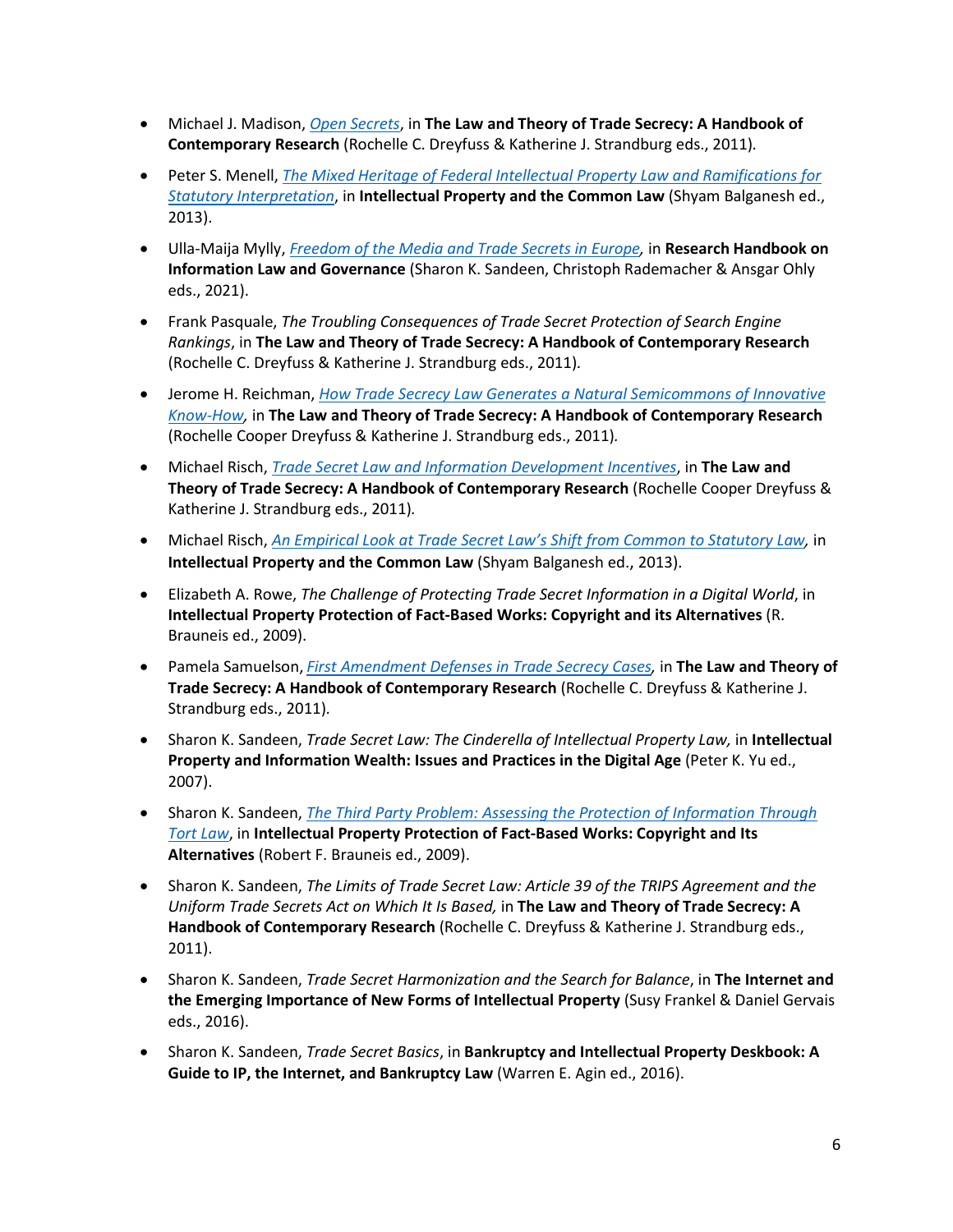- Michael J. Madison, *Open Secrets*, in **The Law and Theory of Trade Secrecy: A Handbook of Contemporary Research** (Rochelle C. Dreyfuss & Katherine J. Strandburg eds., 2011).

- Peter S. Menell, *The Mixed Heritage of Federal Intellectual Property Law and Ramifications for Statutory Interpretation*, in **Intellectual Property and the Common Law** (Shyam Balganesh ed., 2013).

- Ulla-Maija Mylly, *Freedom of the Media and Trade Secrets in Europe*, in **Research Handbook on Information Law and Governance** (Sharon K. Sandeen, Christoph Rademacher & Ansgar Ohly eds., 2021).

- Frank Pasquale, *The Troubling Consequences of Trade Secret Protection of Search Engine Rankings*, in **The Law and Theory of Trade Secrecy: A Handbook of Contemporary Research** (Rochelle C. Dreyfuss & Katherine J. Strandburg eds., 2011).

- Jerome H. Reichman, *How Trade Secrecy Law Generates a Natural Semicommons of Innovative Know-How*, in **The Law and Theory of Trade Secrecy: A Handbook of Contemporary Research** (Rochelle Cooper Dreyfuss & Katherine J. Strandburg eds., 2011).

- Michael Risch, *Trade Secret Law and Information Development Incentives*, in **The Law and Theory of Trade Secrecy: A Handbook of Contemporary Research** (Rochelle Cooper Dreyfuss & Katherine J. Strandburg eds., 2011).

- Michael Risch, *An Empirical Look at Trade Secret Law's Shift from Common to Statutory Law*, in **Intellectual Property and the Common Law** (Shyam Balganesh ed., 2013).

- Elizabeth A. Rowe, *The Challenge of Protecting Trade Secret Information in a Digital World*, in **Intellectual Property Protection of Fact-Based Works: Copyright and its Alternatives** (R. Brauneis ed., 2009).

- Pamela Samuelson, *First Amendment Defenses in Trade Secrecy Cases*, in **The Law and Theory of Trade Secrecy: A Handbook of Contemporary Research** (Rochelle C. Dreyfuss & Katherine J. Strandburg eds., 2011).

- Sharon K. Sandeen, *Trade Secret Law: The Cinderella of Intellectual Property Law,* in **Intellectual Property and Information Wealth: Issues and Practices in the Digital Age** (Peter K. Yu ed., 2007).

- Sharon K. Sandeen, *The Third Party Problem: Assessing the Protection of Information Through Tort Law*, in **Intellectual Property Protection of Fact-Based Works: Copyright and Its Alternatives** (Robert F. Brauneis ed., 2009).

- Sharon K. Sandeen, *The Limits of Trade Secret Law: Article 39 of the TRIPS Agreement and the Uniform Trade Secrets Act on Which It Is Based,* in **The Law and Theory of Trade Secrecy: A Handbook of Contemporary Research** (Rochelle C. Dreyfuss & Katherine J. Strandburg eds., 2011).

- Sharon K. Sandeen, *Trade Secret Harmonization and the Search for Balance*, in **The Internet and the Emerging Importance of New Forms of Intellectual Property** (Susy Frankel & Daniel Gervais eds., 2016).

- Sharon K. Sandeen, *Trade Secret Basics*, in **Bankruptcy and Intellectual Property Deskbook: A Guide to IP, the Internet, and Bankruptcy Law** (Warren E. Agin ed., 2016).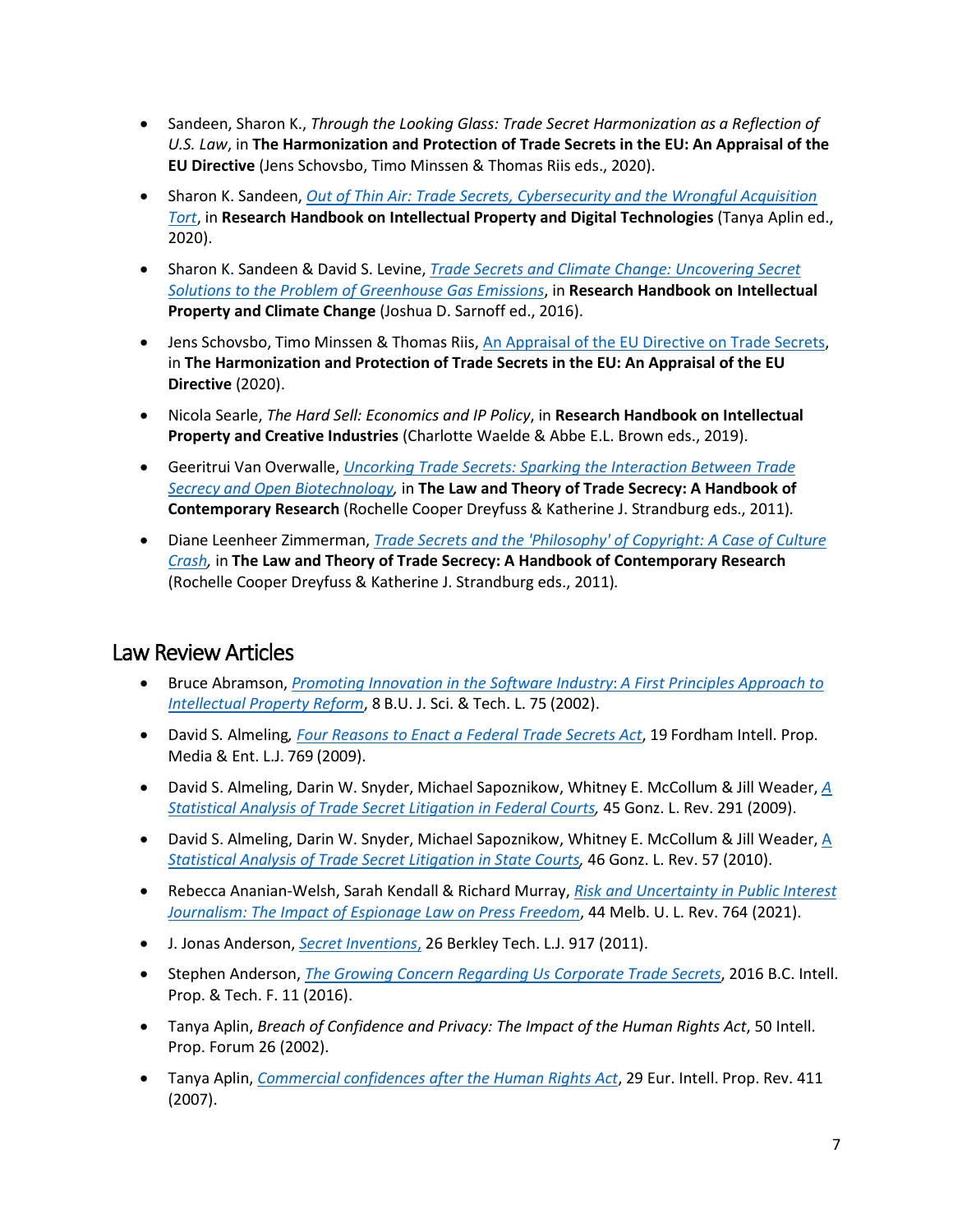- Sandeen, Sharon K., *Through the Looking Glass: Trade Secret Harmonization as a Reflection of U.S. Law*, in **The Harmonization and Protection of Trade Secrets in the EU: An Appraisal of the EU Directive** (Jens Schovsbo, Timo Minssen & Thomas Riis eds., 2020).

- Sharon K. Sandeen, *Out of Thin Air: Trade Secrets, Cybersecurity and the Wrongful Acquisition Tort*, in **Research Handbook on Intellectual Property and Digital Technologies** (Tanya Aplin ed., 2020).

- Sharon K. Sandeen & David S. Levine, *Trade Secrets and Climate Change: Uncovering Secret Solutions to the Problem of Greenhouse Gas Emissions*, in **Research Handbook on Intellectual Property and Climate Change** (Joshua D. Sarnoff ed., 2016).

- Jens Schovsbo, Timo Minssen & Thomas Riis, An Appraisal of the EU Directive on Trade Secrets, in **The Harmonization and Protection of Trade Secrets in the EU: An Appraisal of the EU Directive** (2020).

- Nicola Searle, *The Hard Sell: Economics and IP Policy*, in **Research Handbook on Intellectual Property and Creative Industries** (Charlotte Waelde & Abbe E.L. Brown eds., 2019).

- Geeritrui Van Overwalle, *Uncorking Trade Secrets: Sparking the Interaction Between Trade Secrecy and Open Biotechnology,* in **The Law and Theory of Trade Secrecy: A Handbook of Contemporary Research** (Rochelle Cooper Dreyfuss & Katherine J. Strandburg eds., 2011).

- Diane Leenheer Zimmerman, *Trade Secrets and the 'Philosophy' of Copyright: A Case of Culture Crash,* in **The Law and Theory of Trade Secrecy: A Handbook of Contemporary Research** (Rochelle Cooper Dreyfuss & Katherine J. Strandburg eds., 2011).

## Law Review Articles

- Bruce Abramson, *Promoting Innovation in the Software Industry: A First Principles Approach to Intellectual Property Reform*, 8 B.U. J. Sci. & Tech. L. 75 (2002).

- David S. Almeling, *Four Reasons to Enact a Federal Trade Secrets Act*, 19 Fordham Intell. Prop. Media & Ent. L.J. 769 (2009).

- David S. Almeling, Darin W. Snyder, Michael Sapoznikow, Whitney E. McCollum & Jill Weader, *A Statistical Analysis of Trade Secret Litigation in Federal Courts,* 45 Gonz. L. Rev. 291 (2009).

- David S. Almeling, Darin W. Snyder, Michael Sapoznikow, Whitney E. McCollum & Jill Weader, *A Statistical Analysis of Trade Secret Litigation in State Courts,* 46 Gonz. L. Rev. 57 (2010).

- Rebecca Ananian-Welsh, Sarah Kendall & Richard Murray, *Risk and Uncertainty in Public Interest Journalism: The Impact of Espionage Law on Press Freedom*, 44 Melb. U. L. Rev. 764 (2021).

- J. Jonas Anderson, *Secret Inventions,* 26 Berkley Tech. L.J. 917 (2011).

- Stephen Anderson, *The Growing Concern Regarding Us Corporate Trade Secrets*, 2016 B.C. Intell. Prop. & Tech. F. 11 (2016).

- Tanya Aplin, *Breach of Confidence and Privacy: The Impact of the Human Rights Act*, 50 Intell. Prop. Forum 26 (2002).

- Tanya Aplin, *Commercial confidences after the Human Rights Act*, 29 Eur. Intell. Prop. Rev. 411 (2007).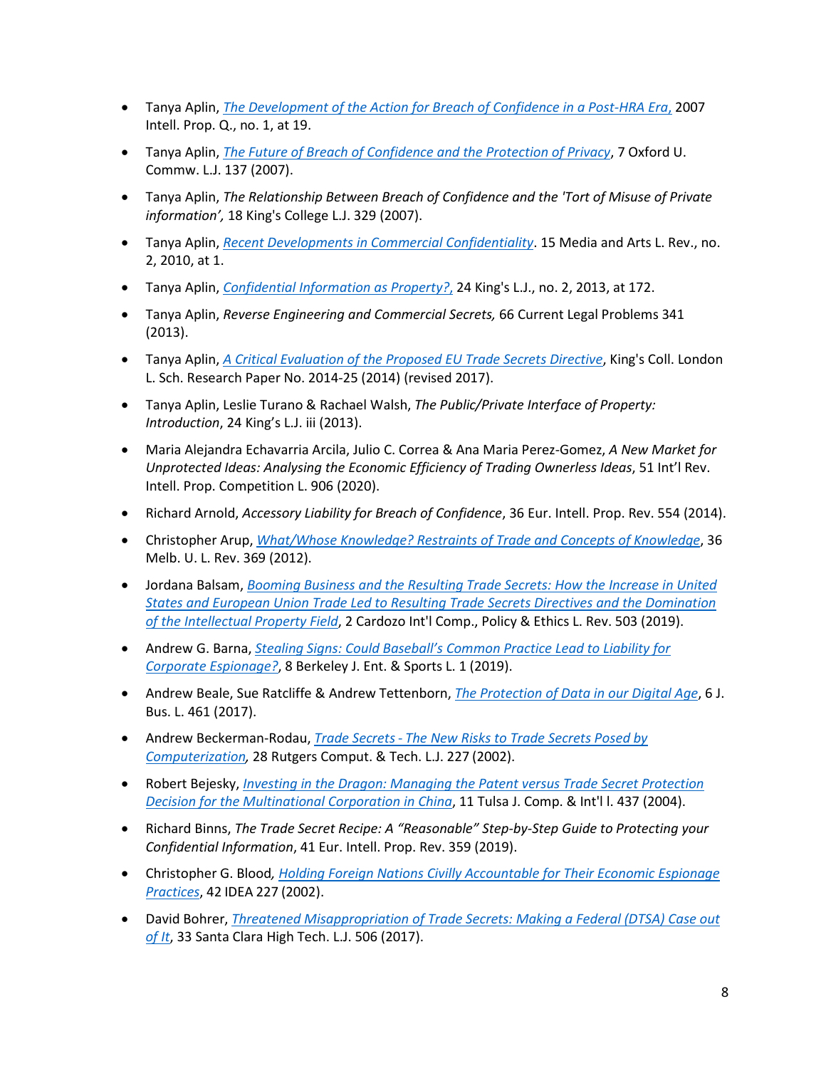- Tanya Aplin, *The Development of the Action for Breach of Confidence in a Post-HRA Era,* 2007 Intell. Prop. Q., no. 1, at 19.
- Tanya Aplin, *The Future of Breach of Confidence and the Protection of Privacy*, 7 Oxford U. Commw. L.J. 137 (2007).
- Tanya Aplin, *The Relationship Between Breach of Confidence and the 'Tort of Misuse of Private information',* 18 King's College L.J. 329 (2007).
- Tanya Aplin, *Recent Developments in Commercial Confidentiality*. 15 Media and Arts L. Rev., no. 2, 2010, at 1.
- Tanya Aplin, *Confidential Information as Property?,* 24 King's L.J., no. 2, 2013, at 172.
- Tanya Aplin, *Reverse Engineering and Commercial Secrets,* 66 Current Legal Problems 341 (2013).
- Tanya Aplin, *A Critical Evaluation of the Proposed EU Trade Secrets Directive*, King's Coll. London L. Sch. Research Paper No. 2014-25 (2014) (revised 2017).
- Tanya Aplin, Leslie Turano & Rachael Walsh, *The Public/Private Interface of Property: Introduction*, 24 King's L.J. iii (2013).
- Maria Alejandra Echavarria Arcila, Julio C. Correa & Ana Maria Perez-Gomez, *A New Market for Unprotected Ideas: Analysing the Economic Efficiency of Trading Ownerless Ideas*, 51 Int'l Rev. Intell. Prop. Competition L. 906 (2020).
- Richard Arnold, *Accessory Liability for Breach of Confidence*, 36 Eur. Intell. Prop. Rev. 554 (2014).
- Christopher Arup, *What/Whose Knowledge? Restraints of Trade and Concepts of Knowledge*, 36 Melb. U. L. Rev. 369 (2012).
- Jordana Balsam, *Booming Business and the Resulting Trade Secrets: How the Increase in United States and European Union Trade Led to Resulting Trade Secrets Directives and the Domination of the Intellectual Property Field*, 2 Cardozo Int'l Comp., Policy & Ethics L. Rev. 503 (2019).
- Andrew G. Barna, *Stealing Signs: Could Baseball's Common Practice Lead to Liability for Corporate Espionage?*, 8 Berkeley J. Ent. & Sports L. 1 (2019).
- Andrew Beale, Sue Ratcliffe & Andrew Tettenborn, *The Protection of Data in our Digital Age*, 6 J. Bus. L. 461 (2017).
- Andrew Beckerman-Rodau, *Trade Secrets - The New Risks to Trade Secrets Posed by Computerization,* 28 Rutgers Comput. & Tech. L.J. 227 (2002).
- Robert Bejesky, *Investing in the Dragon: Managing the Patent versus Trade Secret Protection Decision for the Multinational Corporation in China*, 11 Tulsa J. Comp. & Int'l l. 437 (2004).
- Richard Binns, *The Trade Secret Recipe: A "Reasonable" Step-by-Step Guide to Protecting your Confidential Information*, 41 Eur. Intell. Prop. Rev. 359 (2019).
- Christopher G. Blood*, Holding Foreign Nations Civilly Accountable for Their Economic Espionage Practices*, 42 IDEA 227 (2002).
- David Bohrer, *Threatened Misappropriation of Trade Secrets: Making a Federal (DTSA) Case out of It*, 33 Santa Clara High Tech. L.J. 506 (2017).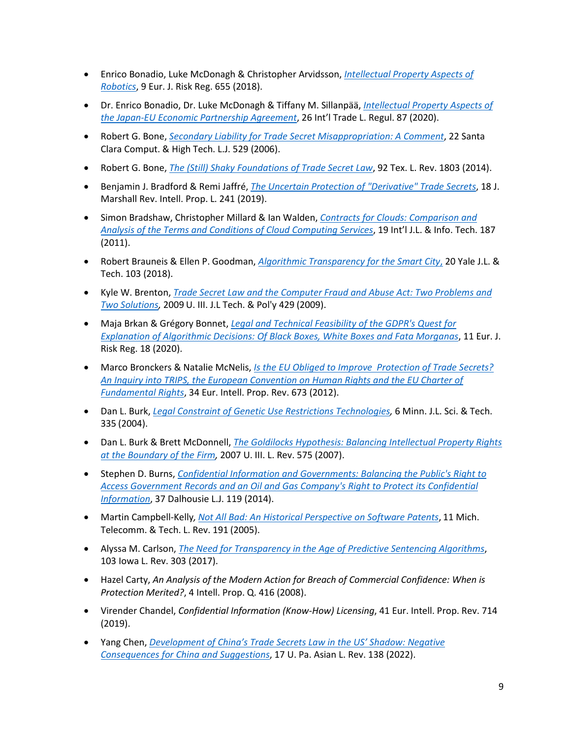- Enrico Bonadio, Luke McDonagh & Christopher Arvidsson, *Intellectual Property Aspects of Robotics*, 9 Eur. J. Risk Reg. 655 (2018).
- Dr. Enrico Bonadio, Dr. Luke McDonagh & Tiffany M. Sillanpää, *Intellectual Property Aspects of the Japan-EU Economic Partnership Agreement*, 26 Int'l Trade L. Regul. 87 (2020).
- Robert G. Bone, *Secondary Liability for Trade Secret Misappropriation: A Comment*, 22 Santa Clara Comput. & High Tech. L.J. 529 (2006).
- Robert G. Bone, *The (Still) Shaky Foundations of Trade Secret Law*, 92 Tex. L. Rev. 1803 (2014).
- Benjamin J. Bradford & Remi Jaffré, *The Uncertain Protection of "Derivative" Trade Secrets*, 18 J. Marshall Rev. Intell. Prop. L. 241 (2019).
- Simon Bradshaw, Christopher Millard & Ian Walden, *Contracts for Clouds: Comparison and Analysis of the Terms and Conditions of Cloud Computing Services*, 19 Int'l J.L. & Info. Tech. 187 (2011).
- Robert Brauneis & Ellen P. Goodman, *Algorithmic Transparency for the Smart City,* 20 Yale J.L. & Tech. 103 (2018).
- Kyle W. Brenton, *Trade Secret Law and the Computer Fraud and Abuse Act: Two Problems and Two Solutions,* 2009 U. Ill. J.L Tech. & Pol'y 429 (2009).
- Maja Brkan & Grégory Bonnet, *Legal and Technical Feasibility of the GDPR's Quest for Explanation of Algorithmic Decisions: Of Black Boxes, White Boxes and Fata Morganas*, 11 Eur. J. Risk Reg. 18 (2020).
- Marco Bronckers & Natalie McNelis, *Is the EU Obliged to Improve Protection of Trade Secrets? An Inquiry into TRIPS, the European Convention on Human Rights and the EU Charter of Fundamental Rights*, 34 Eur. Intell. Prop. Rev. 673 (2012).
- Dan L. Burk, *Legal Constraint of Genetic Use Restrictions Technologies,* 6 Minn. J.L. Sci. & Tech. 335 (2004).
- Dan L. Burk & Brett McDonnell, *The Goldilocks Hypothesis: Balancing Intellectual Property Rights at the Boundary of the Firm,* 2007 U. Ill. L. Rev. 575 (2007).
- Stephen D. Burns, *Confidential Information and Governments: Balancing the Public's Right to Access Government Records and an Oil and Gas Company's Right to Protect its Confidential Information*, 37 Dalhousie L.J. 119 (2014).
- Martin Campbell-Kelly, *Not All Bad: An Historical Perspective on Software Patents*, 11 Mich. Telecomm. & Tech. L. Rev. 191 (2005).
- Alyssa M. Carlson, *The Need for Transparency in the Age of Predictive Sentencing Algorithms*, 103 Iowa L. Rev. 303 (2017).
- Hazel Carty, *An Analysis of the Modern Action for Breach of Commercial Confidence: When is Protection Merited?*, 4 Intell. Prop. Q. 416 (2008).
- Virender Chandel, *Confidential Information (Know-How) Licensing*, 41 Eur. Intell. Prop. Rev. 714 (2019).
- Yang Chen, *Development of China's Trade Secrets Law in the US' Shadow: Negative Consequences for China and Suggestions*, 17 U. Pa. Asian L. Rev. 138 (2022).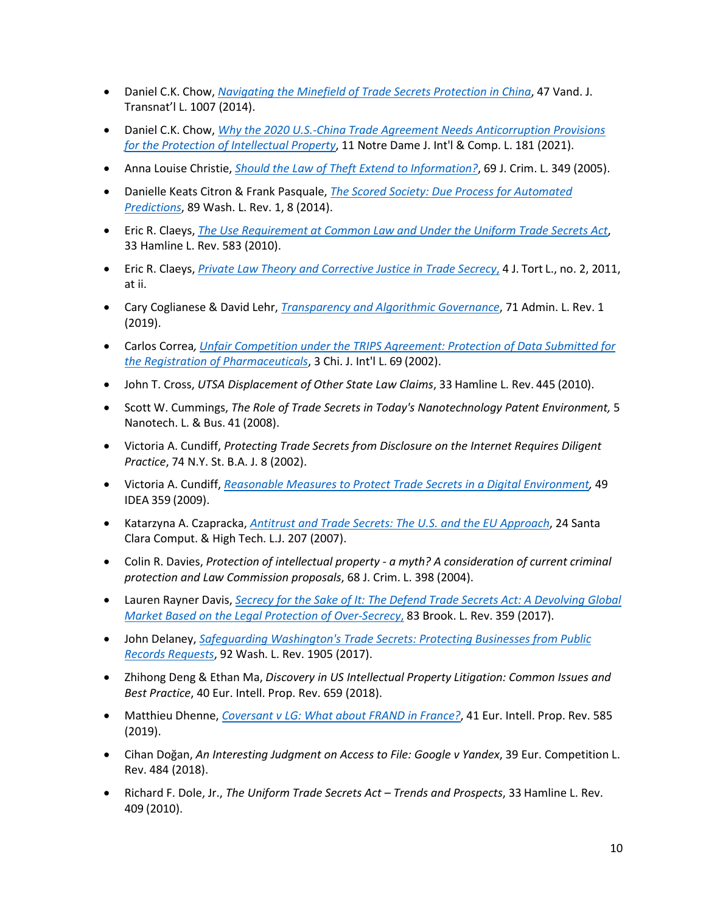- Daniel C.K. Chow, *Navigating the Minefield of Trade Secrets Protection in China*, 47 Vand. J. Transnat'l L. 1007 (2014).
- Daniel C.K. Chow, *Why the 2020 U.S.-China Trade Agreement Needs Anticorruption Provisions for the Protection of Intellectual Property*, 11 Notre Dame J. Int'l & Comp. L. 181 (2021).
- Anna Louise Christie, *Should the Law of Theft Extend to Information?*, 69 J. Crim. L. 349 (2005).
- Danielle Keats Citron & Frank Pasquale, *The Scored Society: Due Process for Automated Predictions*, 89 Wash. L. Rev. 1, 8 (2014).
- Eric R. Claeys, *The Use Requirement at Common Law and Under the Uniform Trade Secrets Act*, 33 Hamline L. Rev. 583 (2010).
- Eric R. Claeys, *Private Law Theory and Corrective Justice in Trade Secrecy,* 4 J. Tort L., no. 2, 2011, at ii.
- Cary Coglianese & David Lehr, *Transparency and Algorithmic Governance*, 71 Admin. L. Rev. 1 (2019).
- Carlos Correa*, Unfair Competition under the TRIPS Agreement: Protection of Data Submitted for the Registration of Pharmaceuticals*, 3 Chi. J. Int'l L. 69 (2002).
- John T. Cross, *UTSA Displacement of Other State Law Claims*, 33 Hamline L. Rev. 445 (2010).
- Scott W. Cummings, *The Role of Trade Secrets in Today's Nanotechnology Patent Environment,* 5 Nanotech. L. & Bus. 41 (2008).
- Victoria A. Cundiff, *Protecting Trade Secrets from Disclosure on the Internet Requires Diligent Practice*, 74 N.Y. St. B.A. J. 8 (2002).
- Victoria A. Cundiff, *Reasonable Measures to Protect Trade Secrets in a Digital Environment,* 49 IDEA 359 (2009).
- Katarzyna A. Czapracka, *Antitrust and Trade Secrets: The U.S. and the EU Approach*, 24 Santa Clara Comput. & High Tech. L.J. 207 (2007).
- Colin R. Davies, *Protection of intellectual property - a myth? A consideration of current criminal protection and Law Commission proposals*, 68 J. Crim. L. 398 (2004).
- Lauren Rayner Davis, *Secrecy for the Sake of It: The Defend Trade Secrets Act: A Devolving Global Market Based on the Legal Protection of Over-Secrecy,* 83 Brook. L. Rev. 359 (2017).
- John Delaney, *Safeguarding Washington's Trade Secrets: Protecting Businesses from Public Records Requests*, 92 Wash. L. Rev. 1905 (2017).
- Zhihong Deng & Ethan Ma, *Discovery in US Intellectual Property Litigation: Common Issues and Best Practice*, 40 Eur. Intell. Prop. Rev. 659 (2018).
- Matthieu Dhenne, *Coversant v LG: What about FRAND in France?*, 41 Eur. Intell. Prop. Rev. 585 (2019).
- Cihan Doğan, *An Interesting Judgment on Access to File: Google v Yandex*, 39 Eur. Competition L. Rev. 484 (2018).
- Richard F. Dole, Jr., *The Uniform Trade Secrets Act – Trends and Prospects*, 33 Hamline L. Rev. 409 (2010).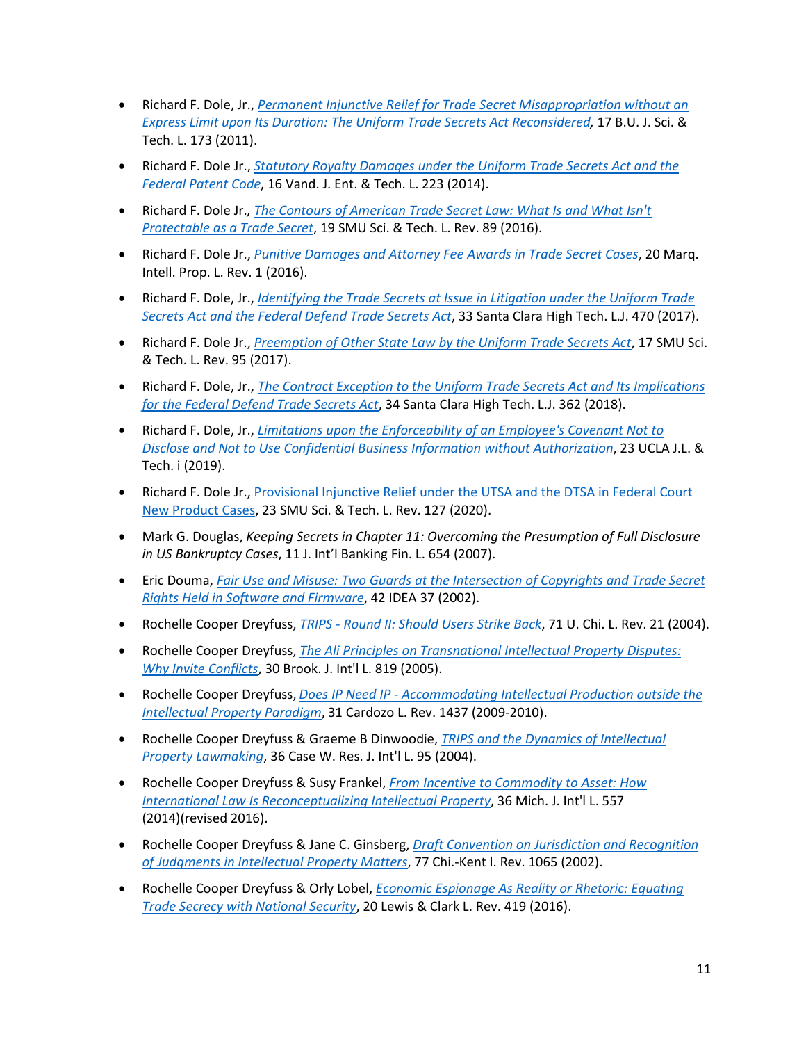- Richard F. Dole, Jr., *Permanent Injunctive Relief for Trade Secret Misappropriation without an Express Limit upon Its Duration: The Uniform Trade Secrets Act Reconsidered*, 17 B.U. J. Sci. & Tech. L. 173 (2011).
- Richard F. Dole Jr., *Statutory Royalty Damages under the Uniform Trade Secrets Act and the Federal Patent Code*, 16 Vand. J. Ent. & Tech. L. 223 (2014).
- Richard F. Dole Jr., *The Contours of American Trade Secret Law: What Is and What Isn't Protectable as a Trade Secret*, 19 SMU Sci. & Tech. L. Rev. 89 (2016).
- Richard F. Dole Jr., *Punitive Damages and Attorney Fee Awards in Trade Secret Cases*, 20 Marq. Intell. Prop. L. Rev. 1 (2016).
- Richard F. Dole, Jr., *Identifying the Trade Secrets at Issue in Litigation under the Uniform Trade Secrets Act and the Federal Defend Trade Secrets Act*, 33 Santa Clara High Tech. L.J. 470 (2017).
- Richard F. Dole Jr., *Preemption of Other State Law by the Uniform Trade Secrets Act*, 17 SMU Sci. & Tech. L. Rev. 95 (2017).
- Richard F. Dole, Jr., *The Contract Exception to the Uniform Trade Secrets Act and Its Implications for the Federal Defend Trade Secrets Act*, 34 Santa Clara High Tech. L.J. 362 (2018).
- Richard F. Dole, Jr., *Limitations upon the Enforceability of an Employee's Covenant Not to Disclose and Not to Use Confidential Business Information without Authorization*, 23 UCLA J.L. & Tech. i (2019).
- Richard F. Dole Jr., Provisional Injunctive Relief under the UTSA and the DTSA in Federal Court New Product Cases, 23 SMU Sci. & Tech. L. Rev. 127 (2020).
- Mark G. Douglas, *Keeping Secrets in Chapter 11: Overcoming the Presumption of Full Disclosure in US Bankruptcy Cases*, 11 J. Int'l Banking Fin. L. 654 (2007).
- Eric Douma, *Fair Use and Misuse: Two Guards at the Intersection of Copyrights and Trade Secret Rights Held in Software and Firmware*, 42 IDEA 37 (2002).
- Rochelle Cooper Dreyfuss, *TRIPS - Round II: Should Users Strike Back*, 71 U. Chi. L. Rev. 21 (2004).
- Rochelle Cooper Dreyfuss, *The Ali Principles on Transnational Intellectual Property Disputes: Why Invite Conflicts*, 30 Brook. J. Int'l L. 819 (2005).
- Rochelle Cooper Dreyfuss, *Does IP Need IP - Accommodating Intellectual Production outside the Intellectual Property Paradigm*, 31 Cardozo L. Rev. 1437 (2009-2010).
- Rochelle Cooper Dreyfuss & Graeme B Dinwoodie, *TRIPS and the Dynamics of Intellectual Property Lawmaking*, 36 Case W. Res. J. Int'l L. 95 (2004).
- Rochelle Cooper Dreyfuss & Susy Frankel, *From Incentive to Commodity to Asset: How International Law Is Reconceptualizing Intellectual Property*, 36 Mich. J. Int'l L. 557 (2014)(revised 2016).
- Rochelle Cooper Dreyfuss & Jane C. Ginsberg, *Draft Convention on Jurisdiction and Recognition of Judgments in Intellectual Property Matters*, 77 Chi.-Kent l. Rev. 1065 (2002).
- Rochelle Cooper Dreyfuss & Orly Lobel, *Economic Espionage As Reality or Rhetoric: Equating Trade Secrecy with National Security*, 20 Lewis & Clark L. Rev. 419 (2016).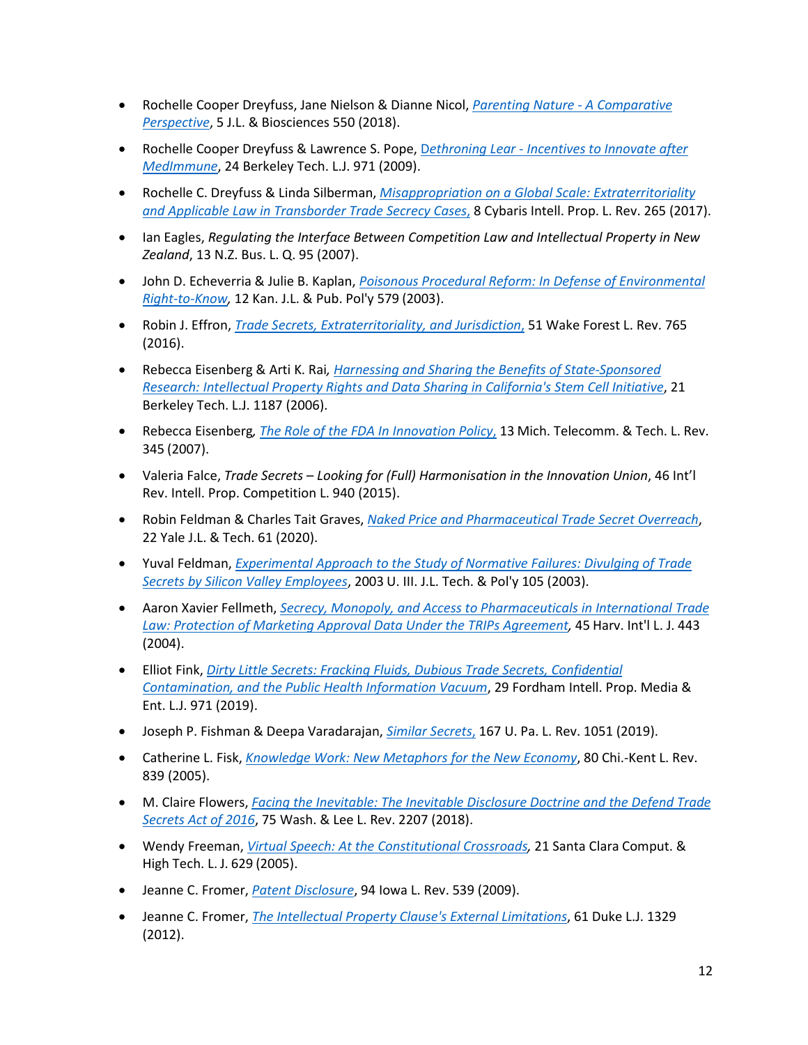- Rochelle Cooper Dreyfuss, Jane Nielson & Dianne Nicol, *Parenting Nature - A Comparative Perspective*, 5 J.L. & Biosciences 550 (2018).
- Rochelle Cooper Dreyfuss & Lawrence S. Pope, Dethroning Lear - Incentives to Innovate after MedImmune, 24 Berkeley Tech. L.J. 971 (2009).
- Rochelle C. Dreyfuss & Linda Silberman, *Misappropriation on a Global Scale: Extraterritoriality and Applicable Law in Transborder Trade Secrecy Cases,* 8 Cybaris Intell. Prop. L. Rev. 265 (2017).
- Ian Eagles, *Regulating the Interface Between Competition Law and Intellectual Property in New Zealand*, 13 N.Z. Bus. L. Q. 95 (2007).
- John D. Echeverria & Julie B. Kaplan, *Poisonous Procedural Reform: In Defense of Environmental Right-to-Know*, 12 Kan. J.L. & Pub. Pol'y 579 (2003).
- Robin J. Effron, *Trade Secrets, Extraterritoriality, and Jurisdiction*, 51 Wake Forest L. Rev. 765 (2016).
- Rebecca Eisenberg & Arti K. Rai*, Harnessing and Sharing the Benefits of State-Sponsored Research: Intellectual Property Rights and Data Sharing in California's Stem Cell Initiative*, 21 Berkeley Tech. L.J. 1187 (2006).
- Rebecca Eisenberg*, The Role of the FDA In Innovation Policy,* 13 Mich. Telecomm. & Tech. L. Rev. 345 (2007).
- Valeria Falce, *Trade Secrets – Looking for (Full) Harmonisation in the Innovation Union*, 46 Int'l Rev. Intell. Prop. Competition L. 940 (2015).
- Robin Feldman & Charles Tait Graves, *Naked Price and Pharmaceutical Trade Secret Overreach*, 22 Yale J.L. & Tech. 61 (2020).
- Yuval Feldman, *Experimental Approach to the Study of Normative Failures: Divulging of Trade Secrets by Silicon Valley Employees*, 2003 U. Ill. J.L. Tech. & Pol'y 105 (2003).
- Aaron Xavier Fellmeth, *Secrecy, Monopoly, and Access to Pharmaceuticals in International Trade Law: Protection of Marketing Approval Data Under the TRIPs Agreement,* 45 Harv. Int'l L. J. 443 (2004).
- Elliot Fink, *Dirty Little Secrets: Fracking Fluids, Dubious Trade Secrets, Confidential Contamination, and the Public Health Information Vacuum*, 29 Fordham Intell. Prop. Media & Ent. L.J. 971 (2019).
- Joseph P. Fishman & Deepa Varadarajan, *Similar Secrets,* 167 U. Pa. L. Rev. 1051 (2019).
- Catherine L. Fisk, *Knowledge Work: New Metaphors for the New Economy*, 80 Chi.-Kent L. Rev. 839 (2005).
- M. Claire Flowers, *Facing the Inevitable: The Inevitable Disclosure Doctrine and the Defend Trade Secrets Act of 2016*, 75 Wash. & Lee L. Rev. 2207 (2018).
- Wendy Freeman, *Virtual Speech: At the Constitutional Crossroads,* 21 Santa Clara Comput. & High Tech. L. J. 629 (2005).
- Jeanne C. Fromer, *Patent Disclosure*, 94 Iowa L. Rev. 539 (2009).
- Jeanne C. Fromer, *The Intellectual Property Clause's External Limitations*, 61 Duke L.J. 1329 (2012).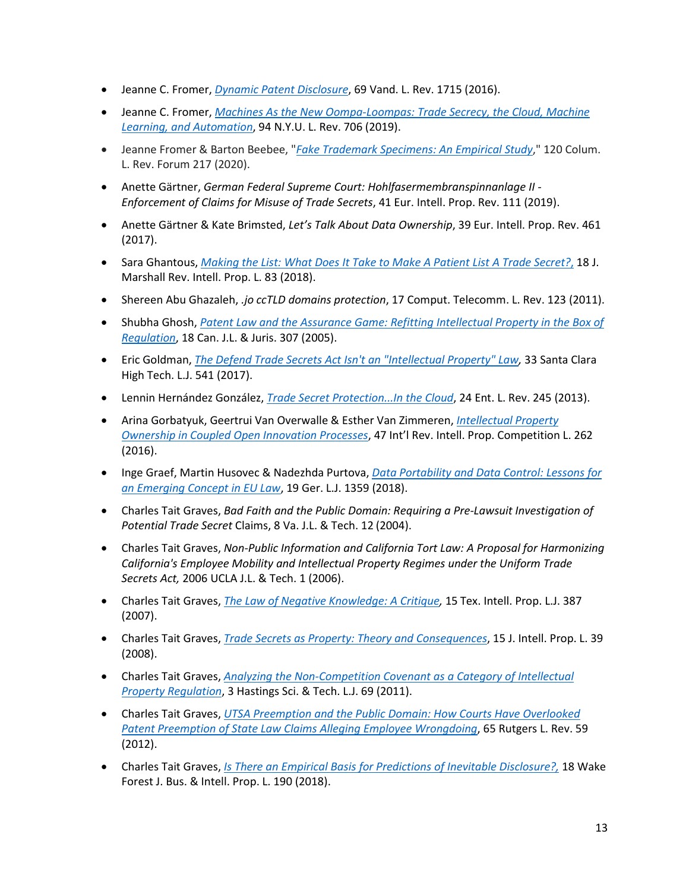- Jeanne C. Fromer, *Dynamic Patent Disclosure*, 69 Vand. L. Rev. 1715 (2016).
- Jeanne C. Fromer, *Machines As the New Oompa-Loompas: Trade Secrecy, the Cloud, Machine Learning, and Automation*, 94 N.Y.U. L. Rev. 706 (2019).
- Jeanne Fromer & Barton Beebee, "*Fake Trademark Specimens: An Empirical Study*," 120 Colum. L. Rev. Forum 217 (2020).
- Anette Gärtner, *German Federal Supreme Court: Hohlfasermembranspinnanlage II - Enforcement of Claims for Misuse of Trade Secrets*, 41 Eur. Intell. Prop. Rev. 111 (2019).
- Anette Gärtner & Kate Brimsted, *Let's Talk About Data Ownership*, 39 Eur. Intell. Prop. Rev. 461 (2017).
- Sara Ghantous, *Making the List: What Does It Take to Make A Patient List A Trade Secret?,* 18 J. Marshall Rev. Intell. Prop. L. 83 (2018).
- Shereen Abu Ghazaleh, *.jo ccTLD domains protection*, 17 Comput. Telecomm. L. Rev. 123 (2011).
- Shubha Ghosh, *Patent Law and the Assurance Game: Refitting Intellectual Property in the Box of Regulation*, 18 Can. J.L. & Juris. 307 (2005).
- Eric Goldman, *The Defend Trade Secrets Act Isn't an "Intellectual Property" Law,* 33 Santa Clara High Tech. L.J. 541 (2017).
- Lennin Hernández González, *Trade Secret Protection...In the Cloud*, 24 Ent. L. Rev. 245 (2013).
- Arina Gorbatyuk, Geertrui Van Overwalle & Esther Van Zimmeren, *Intellectual Property Ownership in Coupled Open Innovation Processes*, 47 Int'l Rev. Intell. Prop. Competition L. 262 (2016).
- Inge Graef, Martin Husovec & Nadezhda Purtova, *Data Portability and Data Control: Lessons for an Emerging Concept in EU Law*, 19 Ger. L.J. 1359 (2018).
- Charles Tait Graves, *Bad Faith and the Public Domain: Requiring a Pre-Lawsuit Investigation of Potential Trade Secret* Claims, 8 Va. J.L. & Tech. 12 (2004).
- Charles Tait Graves, *Non-Public Information and California Tort Law: A Proposal for Harmonizing California's Employee Mobility and Intellectual Property Regimes under the Uniform Trade Secrets Act,* 2006 UCLA J.L. & Tech. 1 (2006).
- Charles Tait Graves, *The Law of Negative Knowledge: A Critique,* 15 Tex. Intell. Prop. L.J. 387 (2007).
- Charles Tait Graves, *Trade Secrets as Property: Theory and Consequences*, 15 J. Intell. Prop. L. 39 (2008).
- Charles Tait Graves, *Analyzing the Non-Competition Covenant as a Category of Intellectual Property Regulation*, 3 Hastings Sci. & Tech. L.J. 69 (2011).
- Charles Tait Graves, *UTSA Preemption and the Public Domain: How Courts Have Overlooked Patent Preemption of State Law Claims Alleging Employee Wrongdoing*, 65 Rutgers L. Rev. 59 (2012).
- Charles Tait Graves, *Is There an Empirical Basis for Predictions of Inevitable Disclosure?,* 18 Wake Forest J. Bus. & Intell. Prop. L. 190 (2018).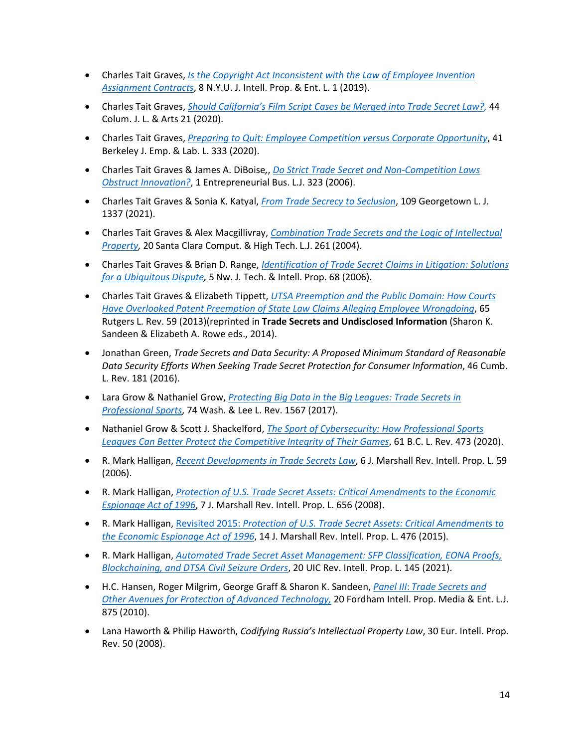- Charles Tait Graves, *Is the Copyright Act Inconsistent with the Law of Employee Invention Assignment Contracts*, 8 N.Y.U. J. Intell. Prop. & Ent. L. 1 (2019).
- Charles Tait Graves, *Should California's Film Script Cases be Merged into Trade Secret Law?,* 44 Colum. J. L. & Arts 21 (2020).
- Charles Tait Graves, *Preparing to Quit: Employee Competition versus Corporate Opportunity*, 41 Berkeley J. Emp. & Lab. L. 333 (2020).
- Charles Tait Graves & James A. DiBoise,, *Do Strict Trade Secret and Non-Competition Laws Obstruct Innovation?*, 1 Entrepreneurial Bus. L.J. 323 (2006).
- Charles Tait Graves & Sonia K. Katyal, *From Trade Secrecy to Seclusion*, 109 Georgetown L. J. 1337 (2021).
- Charles Tait Graves & Alex Macgillivray, *Combination Trade Secrets and the Logic of Intellectual Property*, 20 Santa Clara Comput. & High Tech. L.J. 261 (2004).
- Charles Tait Graves & Brian D. Range, *Identification of Trade Secret Claims in Litigation: Solutions for a Ubiquitous Dispute,* 5 Nw. J. Tech. & Intell. Prop. 68 (2006).
- Charles Tait Graves & Elizabeth Tippett, *UTSA Preemption and the Public Domain: How Courts Have Overlooked Patent Preemption of State Law Claims Alleging Employee Wrongdoing*, 65 Rutgers L. Rev. 59 (2013)(reprinted in **Trade Secrets and Undisclosed Information** (Sharon K. Sandeen & Elizabeth A. Rowe eds., 2014).
- Jonathan Green, *Trade Secrets and Data Security: A Proposed Minimum Standard of Reasonable Data Security Efforts When Seeking Trade Secret Protection for Consumer Information*, 46 Cumb. L. Rev. 181 (2016).
- Lara Grow & Nathaniel Grow, *Protecting Big Data in the Big Leagues: Trade Secrets in Professional Sports*, 74 Wash. & Lee L. Rev. 1567 (2017).
- Nathaniel Grow & Scott J. Shackelford, *The Sport of Cybersecurity: How Professional Sports Leagues Can Better Protect the Competitive Integrity of Their Games*, 61 B.C. L. Rev. 473 (2020).
- R. Mark Halligan, *Recent Developments in Trade Secrets Law*, 6 J. Marshall Rev. Intell. Prop. L. 59 (2006).
- R. Mark Halligan, *Protection of U.S. Trade Secret Assets: Critical Amendments to the Economic Espionage Act of 1996*, 7 J. Marshall Rev. Intell. Prop. L. 656 (2008).
- R. Mark Halligan, Revisited 2015: *Protection of U.S. Trade Secret Assets: Critical Amendments to the Economic Espionage Act of 1996*, 14 J. Marshall Rev. Intell. Prop. L. 476 (2015).
- R. Mark Halligan, *Automated Trade Secret Asset Management: SFP Classification, EONA Proofs, Blockchaining, and DTSA Civil Seizure Orders*, 20 UIC Rev. Intell. Prop. L. 145 (2021).
- H.C. Hansen, Roger Milgrim, George Graff & Sharon K. Sandeen, *Panel III: Trade Secrets and Other Avenues for Protection of Advanced Technology,* 20 Fordham Intell. Prop. Media & Ent. L.J. 875 (2010).
- Lana Haworth & Philip Haworth, *Codifying Russia's Intellectual Property Law*, 30 Eur. Intell. Prop. Rev. 50 (2008).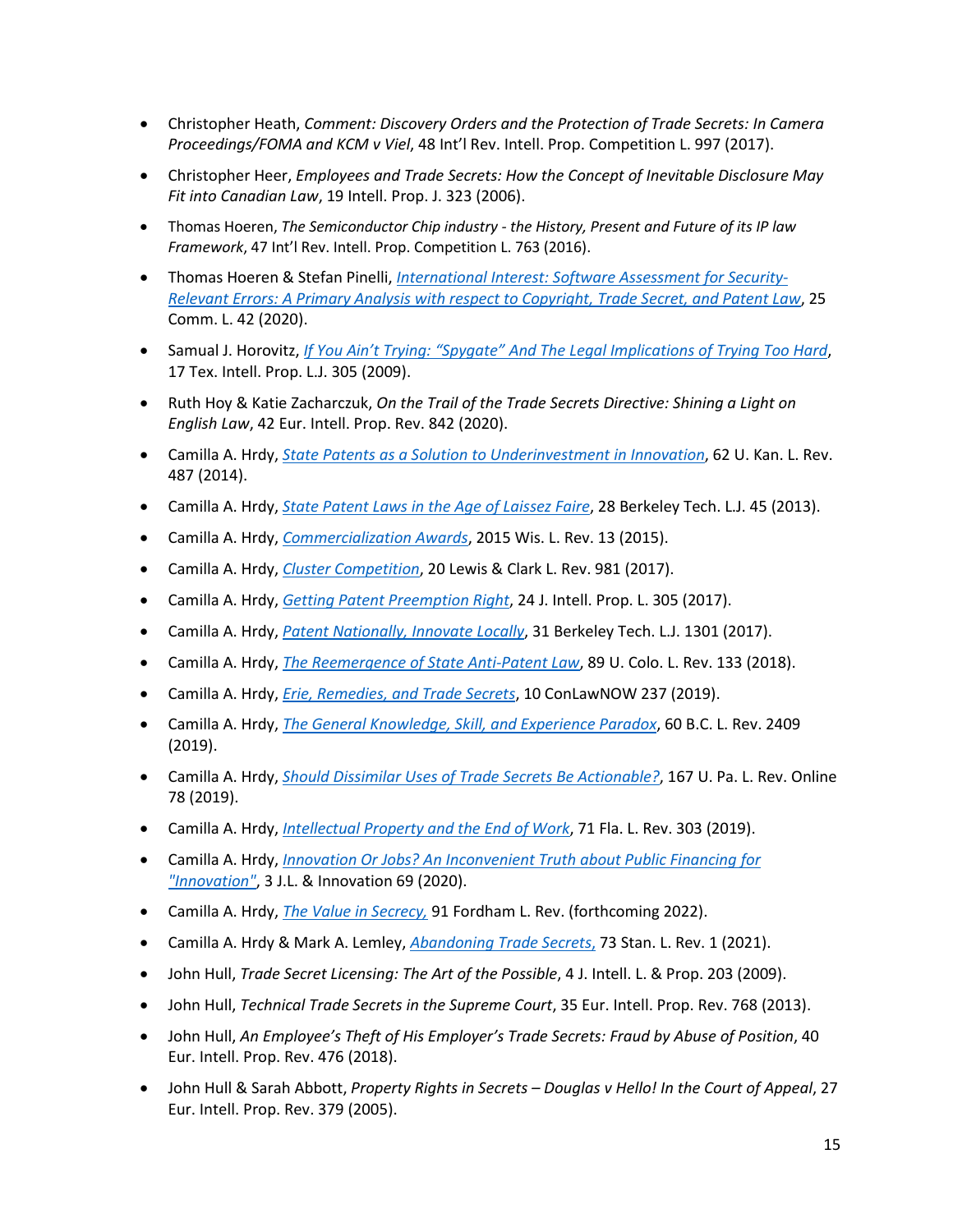- Christopher Heath, *Comment: Discovery Orders and the Protection of Trade Secrets: In Camera Proceedings/FOMA and KCM v Viel*, 48 Int'l Rev. Intell. Prop. Competition L. 997 (2017).
- Christopher Heer, *Employees and Trade Secrets: How the Concept of Inevitable Disclosure May Fit into Canadian Law*, 19 Intell. Prop. J. 323 (2006).
- Thomas Hoeren, *The Semiconductor Chip industry - the History, Present and Future of its IP law Framework*, 47 Int'l Rev. Intell. Prop. Competition L. 763 (2016).
- Thomas Hoeren & Stefan Pinelli, *International Interest: Software Assessment for Security-Relevant Errors: A Primary Analysis with respect to Copyright, Trade Secret, and Patent Law*, 25 Comm. L. 42 (2020).
- Samual J. Horovitz, *If You Ain't Trying: "Spygate" And The Legal Implications of Trying Too Hard*, 17 Tex. Intell. Prop. L.J. 305 (2009).
- Ruth Hoy & Katie Zacharczuk, *On the Trail of the Trade Secrets Directive: Shining a Light on English Law*, 42 Eur. Intell. Prop. Rev. 842 (2020).
- Camilla A. Hrdy, *State Patents as a Solution to Underinvestment in Innovation*, 62 U. Kan. L. Rev. 487 (2014).
- Camilla A. Hrdy, *State Patent Laws in the Age of Laissez Faire*, 28 Berkeley Tech. L.J. 45 (2013).
- Camilla A. Hrdy, *Commercialization Awards*, 2015 Wis. L. Rev. 13 (2015).
- Camilla A. Hrdy, *Cluster Competition*, 20 Lewis & Clark L. Rev. 981 (2017).
- Camilla A. Hrdy, *Getting Patent Preemption Right*, 24 J. Intell. Prop. L. 305 (2017).
- Camilla A. Hrdy, *Patent Nationally, Innovate Locally*, 31 Berkeley Tech. L.J. 1301 (2017).
- Camilla A. Hrdy, *The Reemergence of State Anti-Patent Law*, 89 U. Colo. L. Rev. 133 (2018).
- Camilla A. Hrdy, *Erie, Remedies, and Trade Secrets*, 10 ConLawNOW 237 (2019).
- Camilla A. Hrdy, *The General Knowledge, Skill, and Experience Paradox*, 60 B.C. L. Rev. 2409 (2019).
- Camilla A. Hrdy, *Should Dissimilar Uses of Trade Secrets Be Actionable?*, 167 U. Pa. L. Rev. Online 78 (2019).
- Camilla A. Hrdy, *Intellectual Property and the End of Work*, 71 Fla. L. Rev. 303 (2019).
- Camilla A. Hrdy, *Innovation Or Jobs? An Inconvenient Truth about Public Financing for "Innovation"*, 3 J.L. & Innovation 69 (2020).
- Camilla A. Hrdy, *The Value in Secrecy,* 91 Fordham L. Rev. (forthcoming 2022).
- Camilla A. Hrdy & Mark A. Lemley, *Abandoning Trade Secrets,* 73 Stan. L. Rev. 1 (2021).
- John Hull, *Trade Secret Licensing: The Art of the Possible*, 4 J. Intell. L. & Prop. 203 (2009).
- John Hull, *Technical Trade Secrets in the Supreme Court*, 35 Eur. Intell. Prop. Rev. 768 (2013).
- John Hull, *An Employee's Theft of His Employer's Trade Secrets: Fraud by Abuse of Position*, 40 Eur. Intell. Prop. Rev. 476 (2018).
- John Hull & Sarah Abbott, *Property Rights in Secrets – Douglas v Hello! In the Court of Appeal*, 27 Eur. Intell. Prop. Rev. 379 (2005).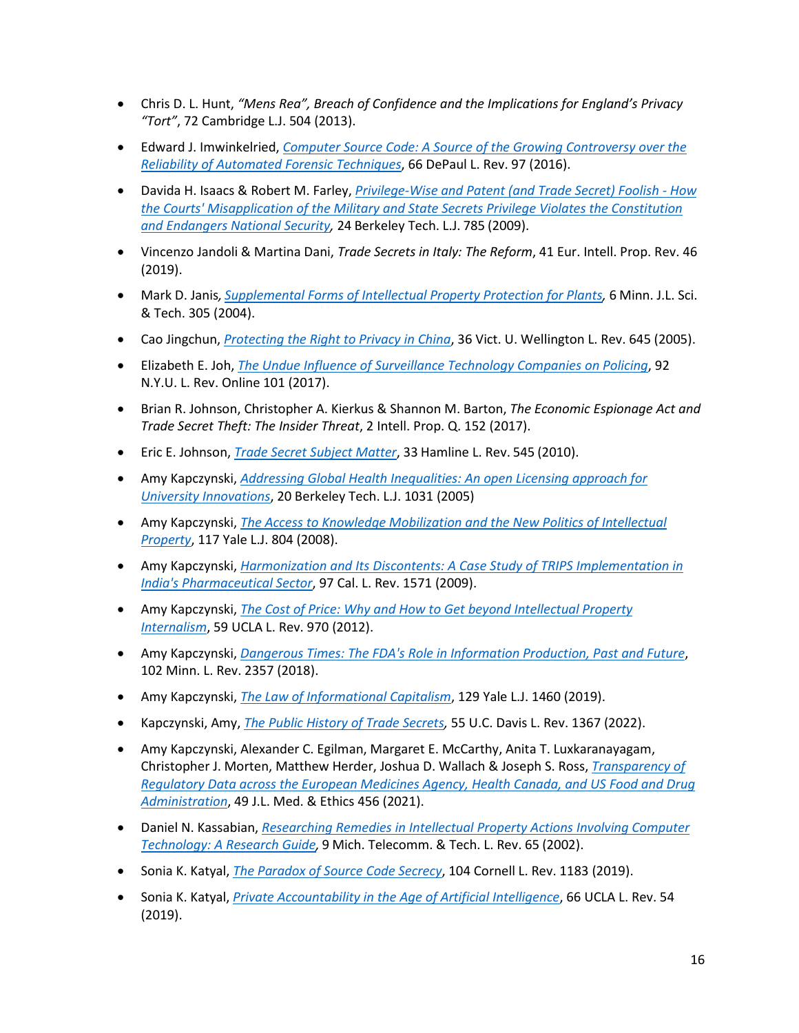- Chris D. L. Hunt, *"Mens Rea", Breach of Confidence and the Implications for England's Privacy "Tort"*, 72 Cambridge L.J. 504 (2013).

- Edward J. Imwinkelried, *Computer Source Code: A Source of the Growing Controversy over the Reliability of Automated Forensic Techniques*, 66 DePaul L. Rev. 97 (2016).

- Davida H. Isaacs & Robert M. Farley, *Privilege-Wise and Patent (and Trade Secret) Foolish - How the Courts' Misapplication of the Military and State Secrets Privilege Violates the Constitution and Endangers National Security*, 24 Berkeley Tech. L.J. 785 (2009).

- Vincenzo Jandoli & Martina Dani, *Trade Secrets in Italy: The Reform*, 41 Eur. Intell. Prop. Rev. 46 (2019).

- Mark D. Janis, *Supplemental Forms of Intellectual Property Protection for Plants*, 6 Minn. J.L. Sci. & Tech. 305 (2004).

- Cao Jingchun, *Protecting the Right to Privacy in China*, 36 Vict. U. Wellington L. Rev. 645 (2005).

- Elizabeth E. Joh, *The Undue Influence of Surveillance Technology Companies on Policing*, 92 N.Y.U. L. Rev. Online 101 (2017).

- Brian R. Johnson, Christopher A. Kierkus & Shannon M. Barton, *The Economic Espionage Act and Trade Secret Theft: The Insider Threat*, 2 Intell. Prop. Q. 152 (2017).

- Eric E. Johnson, *Trade Secret Subject Matter*, 33 Hamline L. Rev. 545 (2010).

- Amy Kapczynski, *Addressing Global Health Inequalities: An open Licensing approach for University Innovations*, 20 Berkeley Tech. L.J. 1031 (2005)

- Amy Kapczynski, *The Access to Knowledge Mobilization and the New Politics of Intellectual Property*, 117 Yale L.J. 804 (2008).

- Amy Kapczynski, *Harmonization and Its Discontents: A Case Study of TRIPS Implementation in India's Pharmaceutical Sector*, 97 Cal. L. Rev. 1571 (2009).

- Amy Kapczynski, *The Cost of Price: Why and How to Get beyond Intellectual Property Internalism*, 59 UCLA L. Rev. 970 (2012).

- Amy Kapczynski, *Dangerous Times: The FDA's Role in Information Production, Past and Future*, 102 Minn. L. Rev. 2357 (2018).

- Amy Kapczynski, *The Law of Informational Capitalism*, 129 Yale L.J. 1460 (2019).

- Kapczynski, Amy, *The Public History of Trade Secrets,* 55 U.C. Davis L. Rev. 1367 (2022).

- Amy Kapczynski, Alexander C. Egilman, Margaret E. McCarthy, Anita T. Luxkaranayagam, Christopher J. Morten, Matthew Herder, Joshua D. Wallach & Joseph S. Ross, *Transparency of Regulatory Data across the European Medicines Agency, Health Canada, and US Food and Drug Administration*, 49 J.L. Med. & Ethics 456 (2021).

- Daniel N. Kassabian, *Researching Remedies in Intellectual Property Actions Involving Computer Technology: A Research Guide*, 9 Mich. Telecomm. & Tech. L. Rev. 65 (2002).

- Sonia K. Katyal, *The Paradox of Source Code Secrecy*, 104 Cornell L. Rev. 1183 (2019).

- Sonia K. Katyal, *Private Accountability in the Age of Artificial Intelligence*, 66 UCLA L. Rev. 54 (2019).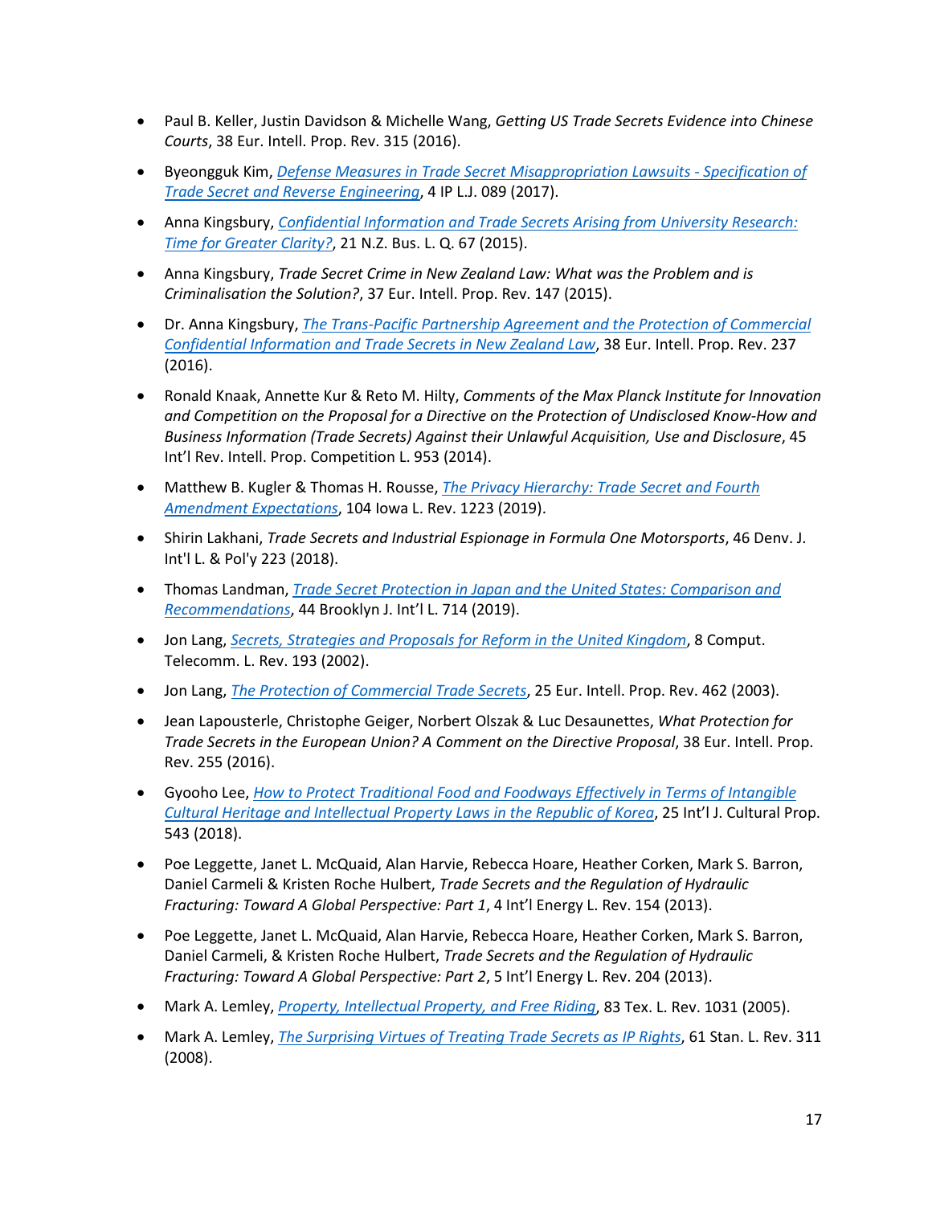- Paul B. Keller, Justin Davidson & Michelle Wang, *Getting US Trade Secrets Evidence into Chinese Courts*, 38 Eur. Intell. Prop. Rev. 315 (2016).

- Byeonggu k Kim, *Defense Measures in Trade Secret Misappropriation Lawsuits - Specification of Trade Secret and Reverse Engineering*, 4 IP L.J. 089 (2017).

- Anna Kingsbury, *Confidential Information and Trade Secrets Arising from University Research: Time for Greater Clarity?*, 21 N.Z. Bus. L. Q. 67 (2015).

- Anna Kingsbury, *Trade Secret Crime in New Zealand Law: What was the Problem and is Criminalisation the Solution?*, 37 Eur. Intell. Prop. Rev. 147 (2015).

- Dr. Anna Kingsbury, *The Trans-Pacific Partnership Agreement and the Protection of Commercial Confidential Information and Trade Secrets in New Zealand Law*, 38 Eur. Intell. Prop. Rev. 237 (2016).

- Ronald Knaak, Annette Kur & Reto M. Hilty, *Comments of the Max Planck Institute for Innovation and Competition on the Proposal for a Directive on the Protection of Undisclosed Know-How and Business Information (Trade Secrets) Against their Unlawful Acquisition, Use and Disclosure*, 45 Int'l Rev. Intell. Prop. Competition L. 953 (2014).

- Matthew B. Kugler & Thomas H. Rousse, *The Privacy Hierarchy: Trade Secret and Fourth Amendment Expectations*, 104 Iowa L. Rev. 1223 (2019).

- Shirin Lakhani, *Trade Secrets and Industrial Espionage in Formula One Motorsports*, 46 Denv. J. Int'l L. & Pol'y 223 (2018).

- Thomas Landman, *Trade Secret Protection in Japan and the United States: Comparison and Recommendations*, 44 Brooklyn J. Int'l L. 714 (2019).

- Jon Lang, *Secrets, Strategies and Proposals for Reform in the United Kingdom*, 8 Comput. Telecomm. L. Rev. 193 (2002).

- Jon Lang, *The Protection of Commercial Trade Secrets*, 25 Eur. Intell. Prop. Rev. 462 (2003).

- Jean Lapousterle, Christophe Geiger, Norbert Olszak & Luc Desaunettes, *What Protection for Trade Secrets in the European Union? A Comment on the Directive Proposal*, 38 Eur. Intell. Prop. Rev. 255 (2016).

- Gyooho Lee, *How to Protect Traditional Food and Foodways Effectively in Terms of Intangible Cultural Heritage and Intellectual Property Laws in the Republic of Korea*, 25 Int'l J. Cultural Prop. 543 (2018).

- Poe Leggette, Janet L. McQuaid, Alan Harvie, Rebecca Hoare, Heather Corken, Mark S. Barron, Daniel Carmeli & Kristen Roche Hulbert, *Trade Secrets and the Regulation of Hydraulic Fracturing: Toward A Global Perspective: Part 1*, 4 Int'l Energy L. Rev. 154 (2013).

- Poe Leggette, Janet L. McQuaid, Alan Harvie, Rebecca Hoare, Heather Corken, Mark S. Barron, Daniel Carmeli, & Kristen Roche Hulbert, *Trade Secrets and the Regulation of Hydraulic Fracturing: Toward A Global Perspective: Part 2*, 5 Int'l Energy L. Rev. 204 (2013).

- Mark A. Lemley, *Property, Intellectual Property, and Free Riding*, 83 Tex. L. Rev. 1031 (2005).

- Mark A. Lemley, *The Surprising Virtues of Treating Trade Secrets as IP Rights*, 61 Stan. L. Rev. 311 (2008).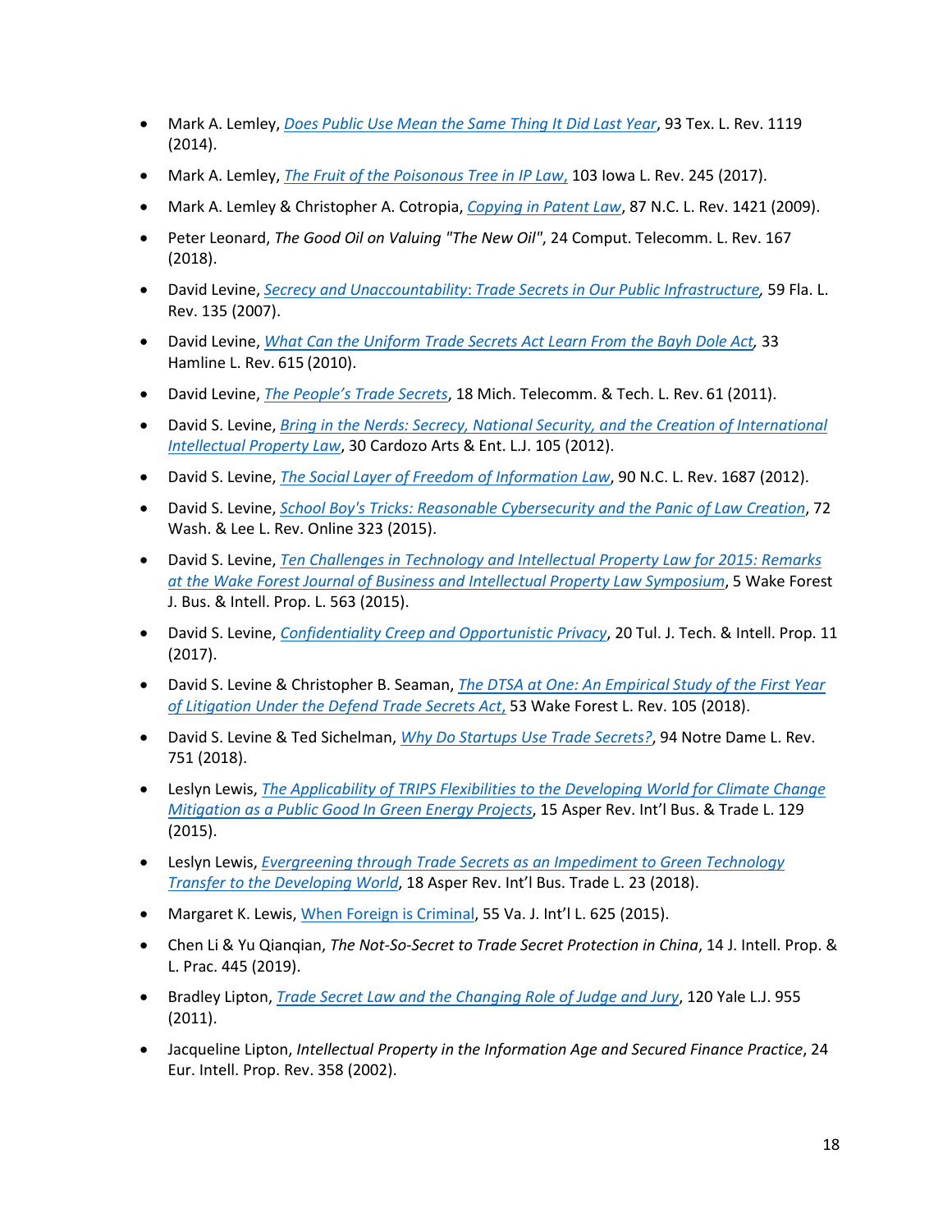- Mark A. Lemley, *Does Public Use Mean the Same Thing It Did Last Year*, 93 Tex. L. Rev. 1119 (2014).
- Mark A. Lemley, *The Fruit of the Poisonous Tree in IP Law,* 103 Iowa L. Rev. 245 (2017).
- Mark A. Lemley & Christopher A. Cotropia, *Copying in Patent Law*, 87 N.C. L. Rev. 1421 (2009).
- Peter Leonard, *The Good Oil on Valuing "The New Oil"*, 24 Comput. Telecomm. L. Rev. 167 (2018).
- David Levine, *Secrecy and Unaccountability: Trade Secrets in Our Public Infrastructure,* 59 Fla. L. Rev. 135 (2007).
- David Levine, *What Can the Uniform Trade Secrets Act Learn From the Bayh Dole Act*, 33 Hamline L. Rev. 615 (2010).
- David Levine, *The People's Trade Secrets*, 18 Mich. Telecomm. & Tech. L. Rev. 61 (2011).
- David S. Levine, *Bring in the Nerds: Secrecy, National Security, and the Creation of International Intellectual Property Law*, 30 Cardozo Arts & Ent. L.J. 105 (2012).
- David S. Levine, *The Social Layer of Freedom of Information Law*, 90 N.C. L. Rev. 1687 (2012).
- David S. Levine, *School Boy's Tricks: Reasonable Cybersecurity and the Panic of Law Creation*, 72 Wash. & Lee L. Rev. Online 323 (2015).
- David S. Levine, *Ten Challenges in Technology and Intellectual Property Law for 2015: Remarks at the Wake Forest Journal of Business and Intellectual Property Law Symposium*, 5 Wake Forest J. Bus. & Intell. Prop. L. 563 (2015).
- David S. Levine, *Confidentiality Creep and Opportunistic Privacy*, 20 Tul. J. Tech. & Intell. Prop. 11 (2017).
- David S. Levine & Christopher B. Seaman, *The DTSA at One: An Empirical Study of the First Year of Litigation Under the Defend Trade Secrets Act,* 53 Wake Forest L. Rev. 105 (2018).
- David S. Levine & Ted Sichelman, *Why Do Startups Use Trade Secrets?*, 94 Notre Dame L. Rev. 751 (2018).
- Leslyn Lewis, *The Applicability of TRIPS Flexibilities to the Developing World for Climate Change Mitigation as a Public Good In Green Energy Projects*, 15 Asper Rev. Int'l Bus. & Trade L. 129 (2015).
- Leslyn Lewis, *Evergreening through Trade Secrets as an Impediment to Green Technology Transfer to the Developing World*, 18 Asper Rev. Int'l Bus. Trade L. 23 (2018).
- Margaret K. Lewis, When Foreign is Criminal, 55 Va. J. Int'l L. 625 (2015).
- Chen Li & Yu Qianqian, *The Not-So-Secret to Trade Secret Protection in China*, 14 J. Intell. Prop. & L. Prac. 445 (2019).
- Bradley Lipton, *Trade Secret Law and the Changing Role of Judge and Jury*, 120 Yale L.J. 955 (2011).
- Jacqueline Lipton, *Intellectual Property in the Information Age and Secured Finance Practice*, 24 Eur. Intell. Prop. Rev. 358 (2002).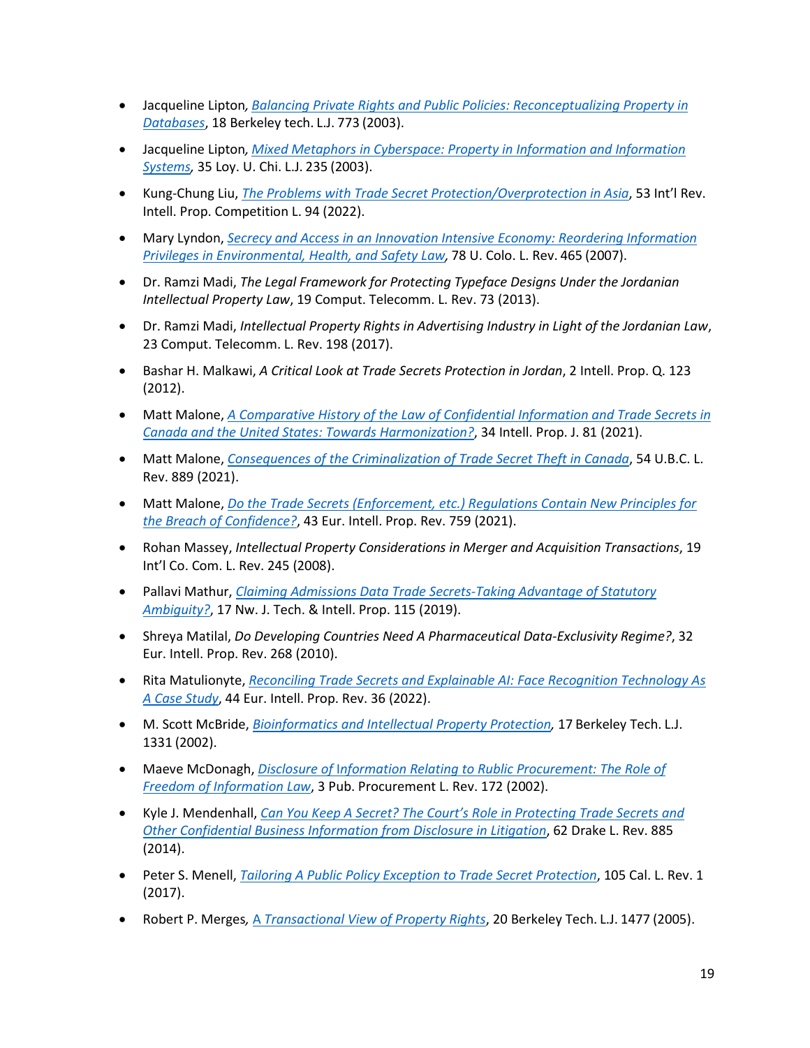- Jacqueline Lipton, *Balancing Private Rights and Public Policies: Reconceptualizing Property in Databases*, 18 Berkeley tech. L.J. 773 (2003).

- Jacqueline Lipton, *Mixed Metaphors in Cyberspace: Property in Information and Information Systems*, 35 Loy. U. Chi. L.J. 235 (2003).

- Kung-Chung Liu, *The Problems with Trade Secret Protection/Overprotection in Asia*, 53 Int'l Rev. Intell. Prop. Competition L. 94 (2022).

- Mary Lyndon, *Secrecy and Access in an Innovation Intensive Economy: Reordering Information Privileges in Environmental, Health, and Safety Law*, 78 U. Colo. L. Rev. 465 (2007).

- Dr. Ramzi Madi, *The Legal Framework for Protecting Typeface Designs Under the Jordanian Intellectual Property Law*, 19 Comput. Telecomm. L. Rev. 73 (2013).

- Dr. Ramzi Madi, *Intellectual Property Rights in Advertising Industry in Light of the Jordanian Law*, 23 Comput. Telecomm. L. Rev. 198 (2017).

- Bashar H. Malkawi, *A Critical Look at Trade Secrets Protection in Jordan*, 2 Intell. Prop. Q. 123 (2012).

- Matt Malone, *A Comparative History of the Law of Confidential Information and Trade Secrets in Canada and the United States: Towards Harmonization?*, 34 Intell. Prop. J. 81 (2021).

- Matt Malone, *Consequences of the Criminalization of Trade Secret Theft in Canada*, 54 U.B.C. L. Rev. 889 (2021).

- Matt Malone, *Do the Trade Secrets (Enforcement, etc.) Regulations Contain New Principles for the Breach of Confidence?*, 43 Eur. Intell. Prop. Rev. 759 (2021).

- Rohan Massey, *Intellectual Property Considerations in Merger and Acquisition Transactions*, 19 Int'l Co. Com. L. Rev. 245 (2008).

- Pallavi Mathur, *Claiming Admissions Data Trade Secrets-Taking Advantage of Statutory Ambiguity?*, 17 Nw. J. Tech. & Intell. Prop. 115 (2019).

- Shreya Matilal, *Do Developing Countries Need A Pharmaceutical Data-Exclusivity Regime?*, 32 Eur. Intell. Prop. Rev. 268 (2010).

- Rita Matulionyte, *Reconciling Trade Secrets and Explainable AI: Face Recognition Technology As A Case Study*, 44 Eur. Intell. Prop. Rev. 36 (2022).

- M. Scott McBride, *Bioinformatics and Intellectual Property Protection*, 17 Berkeley Tech. L.J. 1331 (2002).

- Maeve McDonagh, *Disclosure of Information Relating to Rublic Procurement: The Role of Freedom of Information Law*, 3 Pub. Procurement L. Rev. 172 (2002).

- Kyle J. Mendenhall, *Can You Keep A Secret? The Court's Role in Protecting Trade Secrets and Other Confidential Business Information from Disclosure in Litigation*, 62 Drake L. Rev. 885 (2014).

- Peter S. Menell, *Tailoring A Public Policy Exception to Trade Secret Protection*, 105 Cal. L. Rev. 1 (2017).

- Robert P. Merges, *A Transactional View of Property Rights*, 20 Berkeley Tech. L.J. 1477 (2005).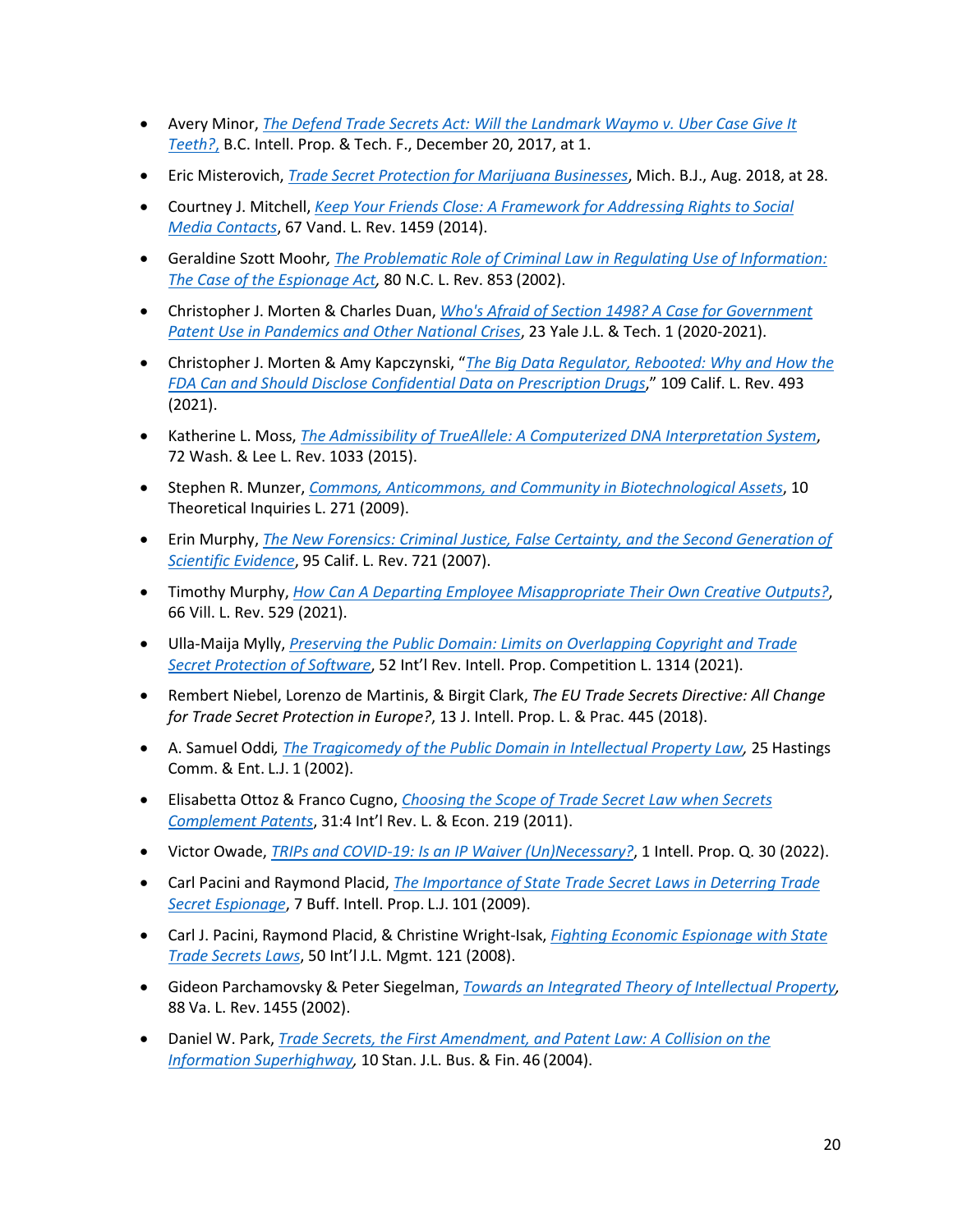- Avery Minor, *The Defend Trade Secrets Act: Will the Landmark Waymo v. Uber Case Give It Teeth?,* B.C. Intell. Prop. & Tech. F., December 20, 2017, at 1.
- Eric Misterovich, *Trade Secret Protection for Marijuana Businesses*, Mich. B.J., Aug. 2018, at 28.
- Courtney J. Mitchell, *Keep Your Friends Close: A Framework for Addressing Rights to Social Media Contacts*, 67 Vand. L. Rev. 1459 (2014).
- Geraldine Szott Moohr*, The Problematic Role of Criminal Law in Regulating Use of Information: The Case of the Espionage Act*, 80 N.C. L. Rev. 853 (2002).
- Christopher J. Morten & Charles Duan, *Who's Afraid of Section 1498? A Case for Government Patent Use in Pandemics and Other National Crises*, 23 Yale J.L. & Tech. 1 (2020-2021).
- Christopher J. Morten & Amy Kapczynski, "*The Big Data Regulator, Rebooted: Why and How the FDA Can and Should Disclose Confidential Data on Prescription Drugs*," 109 Calif. L. Rev. 493 (2021).
- Katherine L. Moss, *The Admissibility of TrueAllele: A Computerized DNA Interpretation System*, 72 Wash. & Lee L. Rev. 1033 (2015).
- Stephen R. Munzer, *Commons, Anticommons, and Community in Biotechnological Assets*, 10 Theoretical Inquiries L. 271 (2009).
- Erin Murphy, *The New Forensics: Criminal Justice, False Certainty, and the Second Generation of Scientific Evidence*, 95 Calif. L. Rev. 721 (2007).
- Timothy Murphy, *How Can A Departing Employee Misappropriate Their Own Creative Outputs?*, 66 Vill. L. Rev. 529 (2021).
- Ulla-Maija Mylly, *Preserving the Public Domain: Limits on Overlapping Copyright and Trade Secret Protection of Software*, 52 Int'l Rev. Intell. Prop. Competition L. 1314 (2021).
- Rembert Niebel, Lorenzo de Martinis, & Birgit Clark, *The EU Trade Secrets Directive: All Change for Trade Secret Protection in Europe?*, 13 J. Intell. Prop. L. & Prac. 445 (2018).
- A. Samuel Oddi*, The Tragicomedy of the Public Domain in Intellectual Property Law,* 25 Hastings Comm. & Ent. L.J. 1 (2002).
- Elisabetta Ottoz & Franco Cugno, *Choosing the Scope of Trade Secret Law when Secrets Complement Patents*, 31:4 Int'l Rev. L. & Econ. 219 (2011).
- Victor Owade, *TRIPs and COVID-19: Is an IP Waiver (Un)Necessary?*, 1 Intell. Prop. Q. 30 (2022).
- Carl Pacini and Raymond Placid, *The Importance of State Trade Secret Laws in Deterring Trade Secret Espionage*, 7 Buff. Intell. Prop. L.J. 101 (2009).
- Carl J. Pacini, Raymond Placid, & Christine Wright-Isak, *Fighting Economic Espionage with State Trade Secrets Laws*, 50 Int'l J.L. Mgmt. 121 (2008).
- Gideon Parchamovsky & Peter Siegelman, *Towards an Integrated Theory of Intellectual Property*, 88 Va. L. Rev. 1455 (2002).
- Daniel W. Park, *Trade Secrets, the First Amendment, and Patent Law: A Collision on the Information Superhighway*, 10 Stan. J.L. Bus. & Fin. 46 (2004).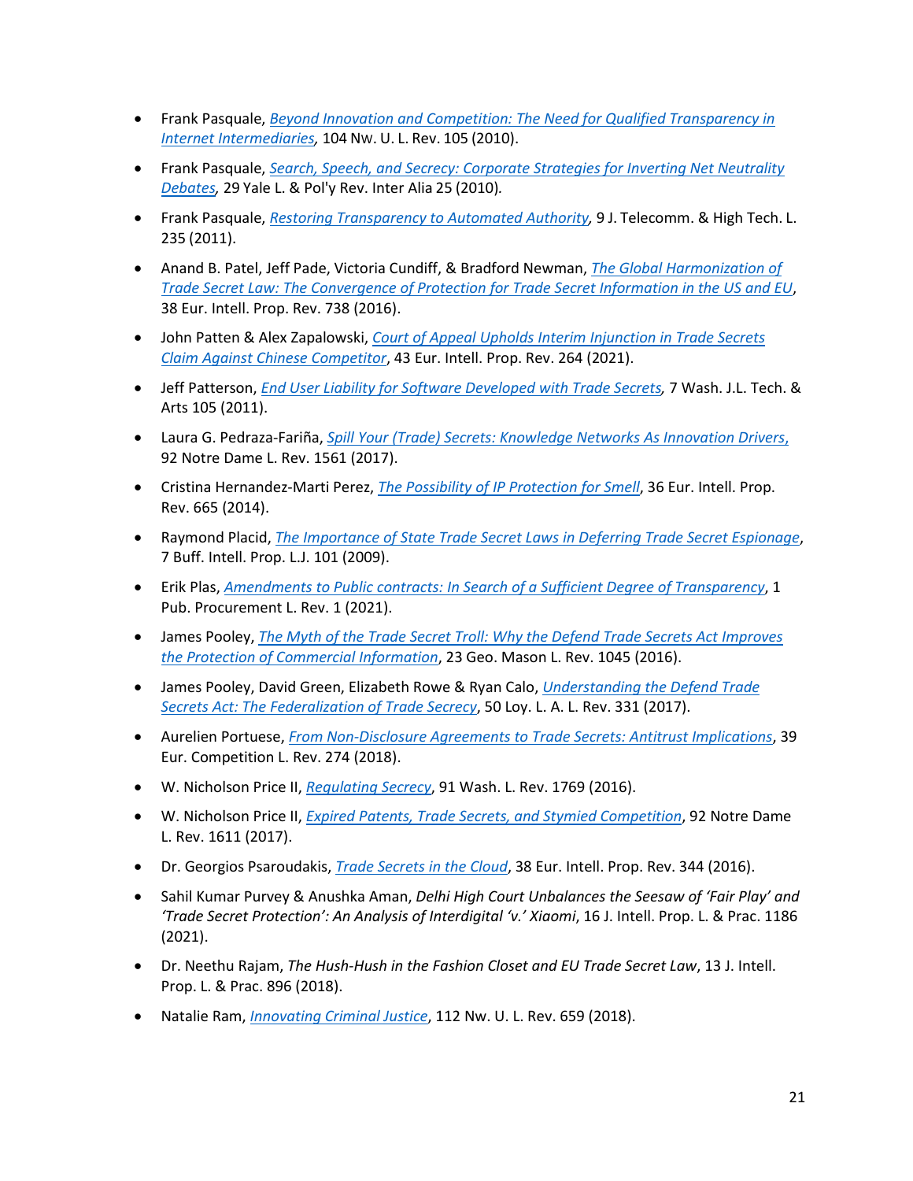- Frank Pasquale, *Beyond Innovation and Competition: The Need for Qualified Transparency in Internet Intermediaries*, 104 Nw. U. L. Rev. 105 (2010).
- Frank Pasquale, *Search, Speech, and Secrecy: Corporate Strategies for Inverting Net Neutrality Debates*, 29 Yale L. & Pol'y Rev. Inter Alia 25 (2010).
- Frank Pasquale, *Restoring Transparency to Automated Authority*, 9 J. Telecomm. & High Tech. L. 235 (2011).
- Anand B. Patel, Jeff Pade, Victoria Cundiff, & Bradford Newman, *The Global Harmonization of Trade Secret Law: The Convergence of Protection for Trade Secret Information in the US and EU*, 38 Eur. Intell. Prop. Rev. 738 (2016).
- John Patten & Alex Zapalowski, *Court of Appeal Upholds Interim Injunction in Trade Secrets Claim Against Chinese Competitor*, 43 Eur. Intell. Prop. Rev. 264 (2021).
- Jeff Patterson, *End User Liability for Software Developed with Trade Secrets*, 7 Wash. J.L. Tech. & Arts 105 (2011).
- Laura G. Pedraza-Fariña, *Spill Your (Trade) Secrets: Knowledge Networks As Innovation Drivers*, 92 Notre Dame L. Rev. 1561 (2017).
- Cristina Hernandez-Marti Perez, *The Possibility of IP Protection for Smell*, 36 Eur. Intell. Prop. Rev. 665 (2014).
- Raymond Placid, *The Importance of State Trade Secret Laws in Deferring Trade Secret Espionage*, 7 Buff. Intell. Prop. L.J. 101 (2009).
- Erik Plas, *Amendments to Public contracts: In Search of a Sufficient Degree of Transparency*, 1 Pub. Procurement L. Rev. 1 (2021).
- James Pooley, *The Myth of the Trade Secret Troll: Why the Defend Trade Secrets Act Improves the Protection of Commercial Information*, 23 Geo. Mason L. Rev. 1045 (2016).
- James Pooley, David Green, Elizabeth Rowe & Ryan Calo, *Understanding the Defend Trade Secrets Act: The Federalization of Trade Secrecy*, 50 Loy. L. A. L. Rev. 331 (2017).
- Aurelien Portuese, *From Non-Disclosure Agreements to Trade Secrets: Antitrust Implications*, 39 Eur. Competition L. Rev. 274 (2018).
- W. Nicholson Price II, *Regulating Secrecy*, 91 Wash. L. Rev. 1769 (2016).
- W. Nicholson Price II, *Expired Patents, Trade Secrets, and Stymied Competition*, 92 Notre Dame L. Rev. 1611 (2017).
- Dr. Georgios Psaroudakis, *Trade Secrets in the Cloud*, 38 Eur. Intell. Prop. Rev. 344 (2016).
- Sahil Kumar Purvey & Anushka Aman, *Delhi High Court Unbalances the Seesaw of 'Fair Play' and 'Trade Secret Protection': An Analysis of Interdigital 'v.' Xiaomi*, 16 J. Intell. Prop. L. & Prac. 1186 (2021).
- Dr. Neethu Rajam, *The Hush-Hush in the Fashion Closet and EU Trade Secret Law*, 13 J. Intell. Prop. L. & Prac. 896 (2018).
- Natalie Ram, *Innovating Criminal Justice*, 112 Nw. U. L. Rev. 659 (2018).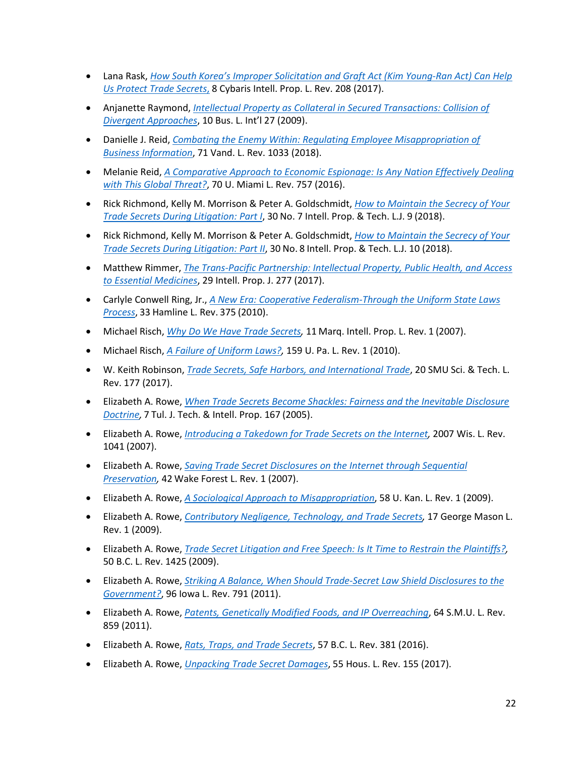- Lana Rask, *How South Korea's Improper Solicitation and Graft Act (Kim Young-Ran Act) Can Help Us Protect Trade Secrets,* 8 Cybaris Intell. Prop. L. Rev. 208 (2017).
- Anjanette Raymond, *Intellectual Property as Collateral in Secured Transactions: Collision of Divergent Approaches*, 10 Bus. L. Int'l 27 (2009).
- Danielle J. Reid, *Combating the Enemy Within: Regulating Employee Misappropriation of Business Information*, 71 Vand. L. Rev. 1033 (2018).
- Melanie Reid, *A Comparative Approach to Economic Espionage: Is Any Nation Effectively Dealing with This Global Threat?*, 70 U. Miami L. Rev. 757 (2016).
- Rick Richmond, Kelly M. Morrison & Peter A. Goldschmidt, *How to Maintain the Secrecy of Your Trade Secrets During Litigation: Part I*, 30 No. 7 Intell. Prop. & Tech. L.J. 9 (2018).
- Rick Richmond, Kelly M. Morrison & Peter A. Goldschmidt, *How to Maintain the Secrecy of Your Trade Secrets During Litigation: Part II*, 30 No. 8 Intell. Prop. & Tech. L.J. 10 (2018).
- Matthew Rimmer, *The Trans-Pacific Partnership: Intellectual Property, Public Health, and Access to Essential Medicines*, 29 Intell. Prop. J. 277 (2017).
- Carlyle Conwell Ring, Jr., *A New Era: Cooperative Federalism-Through the Uniform State Laws Process*, 33 Hamline L. Rev. 375 (2010).
- Michael Risch, *Why Do We Have Trade Secrets*, 11 Marq. Intell. Prop. L. Rev. 1 (2007).
- Michael Risch, *A Failure of Uniform Laws?*, 159 U. Pa. L. Rev. 1 (2010).
- W. Keith Robinson, *Trade Secrets, Safe Harbors, and International Trade*, 20 SMU Sci. & Tech. L. Rev. 177 (2017).
- Elizabeth A. Rowe, *When Trade Secrets Become Shackles: Fairness and the Inevitable Disclosure Doctrine*, 7 Tul. J. Tech. & Intell. Prop. 167 (2005).
- Elizabeth A. Rowe, *Introducing a Takedown for Trade Secrets on the Internet*, 2007 Wis. L. Rev. 1041 (2007).
- Elizabeth A. Rowe, *Saving Trade Secret Disclosures on the Internet through Sequential Preservation*, 42 Wake Forest L. Rev. 1 (2007).
- Elizabeth A. Rowe, *A Sociological Approach to Misappropriation*, 58 U. Kan. L. Rev. 1 (2009).
- Elizabeth A. Rowe, *Contributory Negligence, Technology, and Trade Secrets*, 17 George Mason L. Rev. 1 (2009).
- Elizabeth A. Rowe, *Trade Secret Litigation and Free Speech: Is It Time to Restrain the Plaintiffs?*, 50 B.C. L. Rev. 1425 (2009).
- Elizabeth A. Rowe, *Striking A Balance, When Should Trade-Secret Law Shield Disclosures to the Government?*, 96 Iowa L. Rev. 791 (2011).
- Elizabeth A. Rowe, *Patents, Genetically Modified Foods, and IP Overreaching*, 64 S.M.U. L. Rev. 859 (2011).
- Elizabeth A. Rowe, *Rats, Traps, and Trade Secrets*, 57 B.C. L. Rev. 381 (2016).
- Elizabeth A. Rowe, *Unpacking Trade Secret Damages*, 55 Hous. L. Rev. 155 (2017).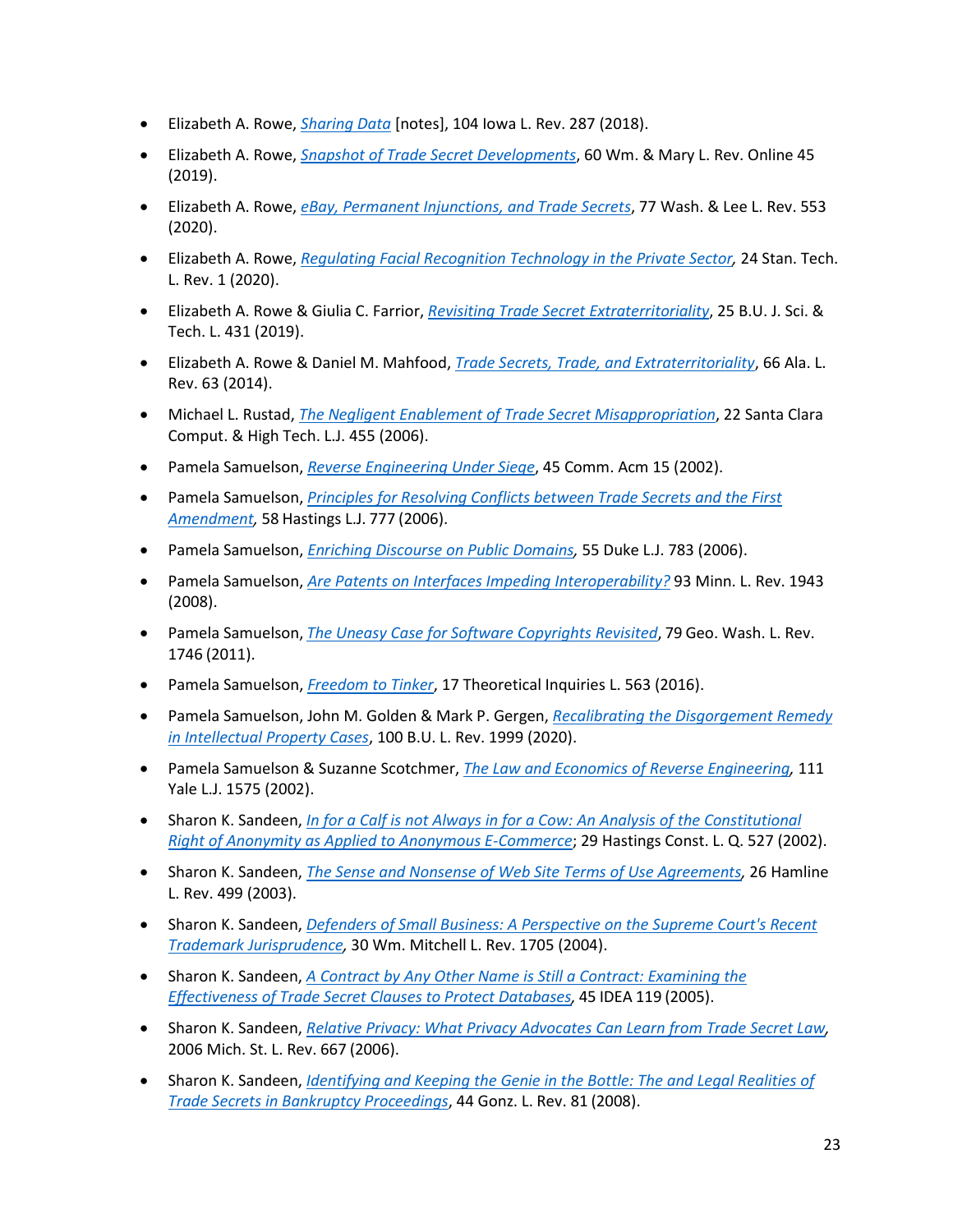- Elizabeth A. Rowe, *Sharing Data* [notes], 104 Iowa L. Rev. 287 (2018).
- Elizabeth A. Rowe, *Snapshot of Trade Secret Developments*, 60 Wm. & Mary L. Rev. Online 45 (2019).
- Elizabeth A. Rowe, *eBay, Permanent Injunctions, and Trade Secrets*, 77 Wash. & Lee L. Rev. 553 (2020).
- Elizabeth A. Rowe, *Regulating Facial Recognition Technology in the Private Sector*, 24 Stan. Tech. L. Rev. 1 (2020).
- Elizabeth A. Rowe & Giulia C. Farrior, *Revisiting Trade Secret Extraterritoriality*, 25 B.U. J. Sci. & Tech. L. 431 (2019).
- Elizabeth A. Rowe & Daniel M. Mahfood, *Trade Secrets, Trade, and Extraterritoriality*, 66 Ala. L. Rev. 63 (2014).
- Michael L. Rustad, *The Negligent Enablement of Trade Secret Misappropriation*, 22 Santa Clara Comput. & High Tech. L.J. 455 (2006).
- Pamela Samuelson, *Reverse Engineering Under Siege*, 45 Comm. Acm 15 (2002).
- Pamela Samuelson, *Principles for Resolving Conflicts between Trade Secrets and the First Amendment*, 58 Hastings L.J. 777 (2006).
- Pamela Samuelson, *Enriching Discourse on Public Domains*, 55 Duke L.J. 783 (2006).
- Pamela Samuelson, *Are Patents on Interfaces Impeding Interoperability?* 93 Minn. L. Rev. 1943 (2008).
- Pamela Samuelson, *The Uneasy Case for Software Copyrights Revisited*, 79 Geo. Wash. L. Rev. 1746 (2011).
- Pamela Samuelson, *Freedom to Tinker*, 17 Theoretical Inquiries L. 563 (2016).
- Pamela Samuelson, John M. Golden & Mark P. Gergen, *Recalibrating the Disgorgement Remedy in Intellectual Property Cases*, 100 B.U. L. Rev. 1999 (2020).
- Pamela Samuelson & Suzanne Scotchmer, *The Law and Economics of Reverse Engineering*, 111 Yale L.J. 1575 (2002).
- Sharon K. Sandeen, *In for a Calf is not Always in for a Cow: An Analysis of the Constitutional Right of Anonymity as Applied to Anonymous E-Commerce*; 29 Hastings Const. L. Q. 527 (2002).
- Sharon K. Sandeen, *The Sense and Nonsense of Web Site Terms of Use Agreements*, 26 Hamline L. Rev. 499 (2003).
- Sharon K. Sandeen, *Defenders of Small Business: A Perspective on the Supreme Court's Recent Trademark Jurisprudence*, 30 Wm. Mitchell L. Rev. 1705 (2004).
- Sharon K. Sandeen, *A Contract by Any Other Name is Still a Contract: Examining the Effectiveness of Trade Secret Clauses to Protect Databases*, 45 IDEA 119 (2005).
- Sharon K. Sandeen, *Relative Privacy: What Privacy Advocates Can Learn from Trade Secret Law*, 2006 Mich. St. L. Rev. 667 (2006).
- Sharon K. Sandeen, *Identifying and Keeping the Genie in the Bottle: The and Legal Realities of Trade Secrets in Bankruptcy Proceedings*, 44 Gonz. L. Rev. 81 (2008).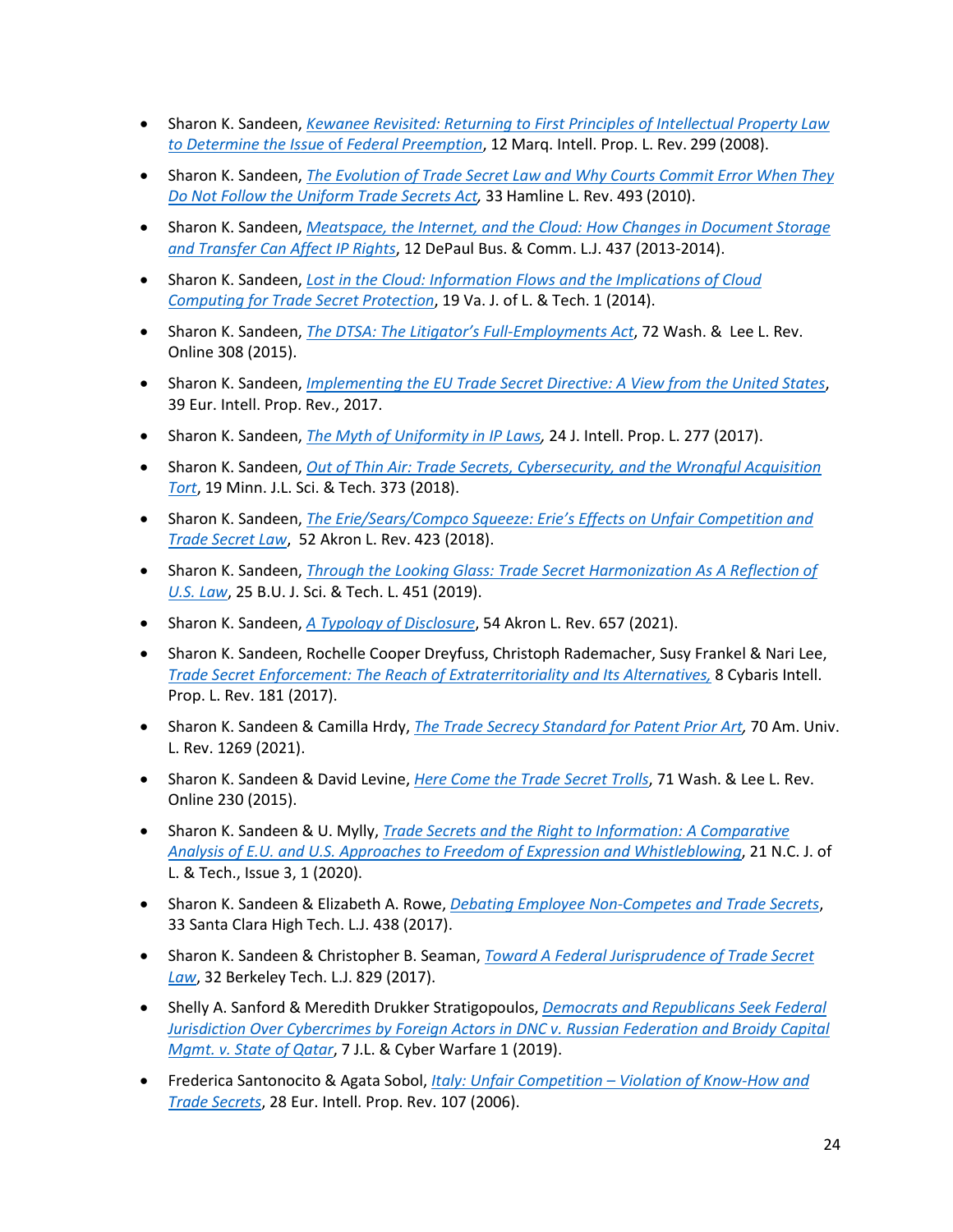- Sharon K. Sandeen, *Kewanee Revisited: Returning to First Principles of Intellectual Property Law to Determine the Issue of Federal Preemption*, 12 Marq. Intell. Prop. L. Rev. 299 (2008).
- Sharon K. Sandeen, *The Evolution of Trade Secret Law and Why Courts Commit Error When They Do Not Follow the Uniform Trade Secrets Act*, 33 Hamline L. Rev. 493 (2010).
- Sharon K. Sandeen, *Meatspace, the Internet, and the Cloud: How Changes in Document Storage and Transfer Can Affect IP Rights*, 12 DePaul Bus. & Comm. L.J. 437 (2013-2014).
- Sharon K. Sandeen, *Lost in the Cloud: Information Flows and the Implications of Cloud Computing for Trade Secret Protection*, 19 Va. J. of L. & Tech. 1 (2014).
- Sharon K. Sandeen, *The DTSA: The Litigator's Full-Employments Act*, 72 Wash. & Lee L. Rev. Online 308 (2015).
- Sharon K. Sandeen, *Implementing the EU Trade Secret Directive: A View from the United States*, 39 Eur. Intell. Prop. Rev., 2017.
- Sharon K. Sandeen, *The Myth of Uniformity in IP Laws*, 24 J. Intell. Prop. L. 277 (2017).
- Sharon K. Sandeen, *Out of Thin Air: Trade Secrets, Cybersecurity, and the Wrongful Acquisition Tort*, 19 Minn. J.L. Sci. & Tech. 373 (2018).
- Sharon K. Sandeen, *The Erie/Sears/Compco Squeeze: Erie's Effects on Unfair Competition and Trade Secret Law*, 52 Akron L. Rev. 423 (2018).
- Sharon K. Sandeen, *Through the Looking Glass: Trade Secret Harmonization As A Reflection of U.S. Law*, 25 B.U. J. Sci. & Tech. L. 451 (2019).
- Sharon K. Sandeen, *A Typology of Disclosure*, 54 Akron L. Rev. 657 (2021).
- Sharon K. Sandeen, Rochelle Cooper Dreyfuss, Christoph Rademacher, Susy Frankel & Nari Lee, *Trade Secret Enforcement: The Reach of Extraterritoriality and Its Alternatives,* 8 Cybaris Intell. Prop. L. Rev. 181 (2017).
- Sharon K. Sandeen & Camilla Hrdy, *The Trade Secrecy Standard for Patent Prior Art*, 70 Am. Univ. L. Rev. 1269 (2021).
- Sharon K. Sandeen & David Levine, *Here Come the Trade Secret Trolls*, 71 Wash. & Lee L. Rev. Online 230 (2015).
- Sharon K. Sandeen & U. Mylly, *Trade Secrets and the Right to Information: A Comparative Analysis of E.U. and U.S. Approaches to Freedom of Expression and Whistleblowing*, 21 N.C. J. of L. & Tech., Issue 3, 1 (2020).
- Sharon K. Sandeen & Elizabeth A. Rowe, *Debating Employee Non-Competes and Trade Secrets*, 33 Santa Clara High Tech. L.J. 438 (2017).
- Sharon K. Sandeen & Christopher B. Seaman, *Toward A Federal Jurisprudence of Trade Secret Law*, 32 Berkeley Tech. L.J. 829 (2017).
- Shelly A. Sanford & Meredith Drukker Stratigopoulos, *Democrats and Republicans Seek Federal Jurisdiction Over Cybercrimes by Foreign Actors in DNC v. Russian Federation and Broidy Capital Mgmt. v. State of Qatar*, 7 J.L. & Cyber Warfare 1 (2019).
- Frederica Santonocito & Agata Sobol, *Italy: Unfair Competition – Violation of Know-How and Trade Secrets*, 28 Eur. Intell. Prop. Rev. 107 (2006).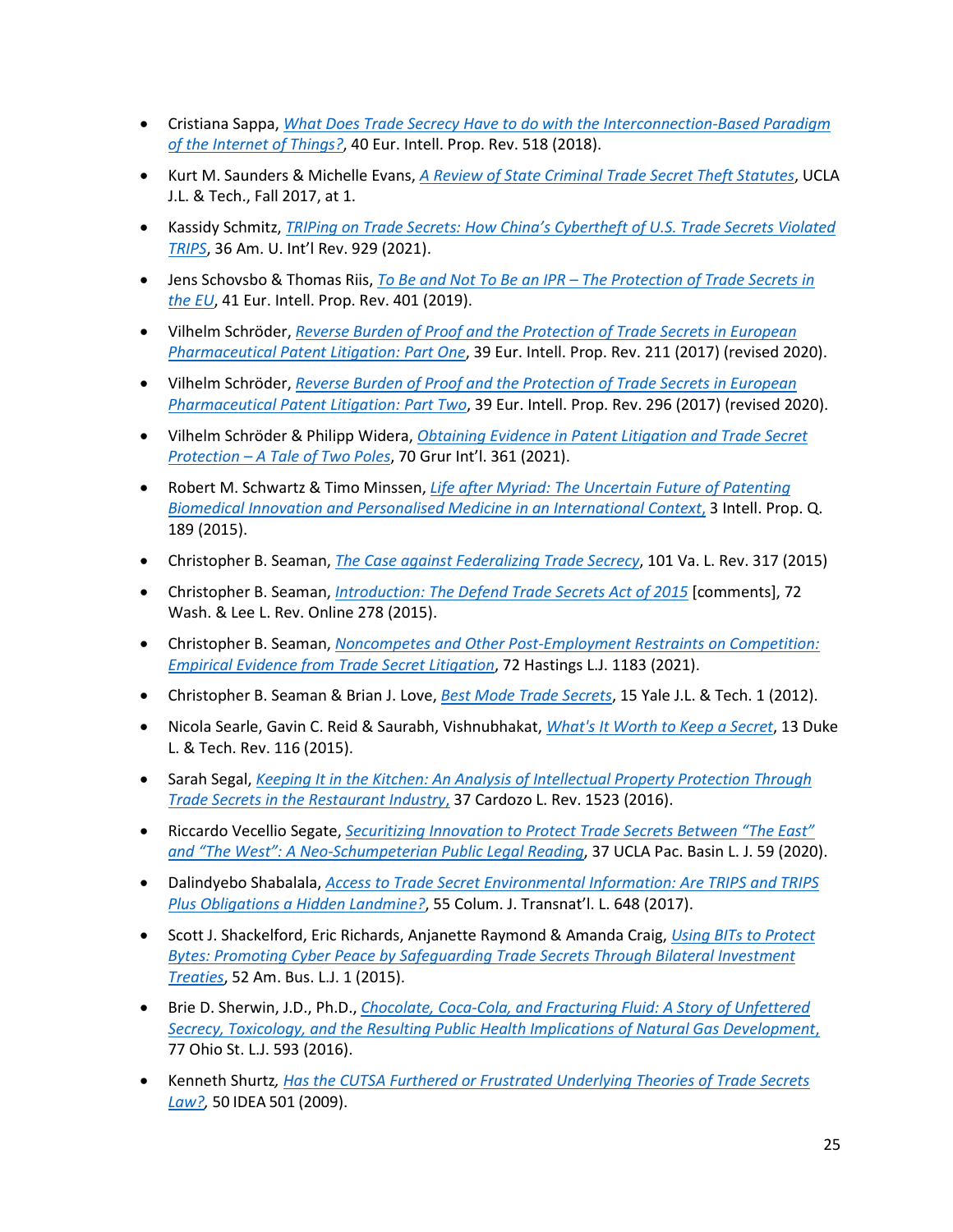- Cristiana Sappa, *What Does Trade Secrecy Have to do with the Interconnection-Based Paradigm of the Internet of Things?*, 40 Eur. Intell. Prop. Rev. 518 (2018).
- Kurt M. Saunders & Michelle Evans, *A Review of State Criminal Trade Secret Theft Statutes*, UCLA J.L. & Tech., Fall 2017, at 1.
- Kassidy Schmitz, *TRIPing on Trade Secrets: How China's Cybertheft of U.S. Trade Secrets Violated TRIPS*, 36 Am. U. Int'l Rev. 929 (2021).
- Jens Schovsbo & Thomas Riis, *To Be and Not To Be an IPR – The Protection of Trade Secrets in the EU*, 41 Eur. Intell. Prop. Rev. 401 (2019).
- Vilhelm Schröder, *Reverse Burden of Proof and the Protection of Trade Secrets in European Pharmaceutical Patent Litigation: Part One*, 39 Eur. Intell. Prop. Rev. 211 (2017) (revised 2020).
- Vilhelm Schröder, *Reverse Burden of Proof and the Protection of Trade Secrets in European Pharmaceutical Patent Litigation: Part Two*, 39 Eur. Intell. Prop. Rev. 296 (2017) (revised 2020).
- Vilhelm Schröder & Philipp Widera, *Obtaining Evidence in Patent Litigation and Trade Secret Protection – A Tale of Two Poles*, 70 Grur Int'l. 361 (2021).
- Robert M. Schwartz & Timo Minssen, *Life after Myriad: The Uncertain Future of Patenting Biomedical Innovation and Personalised Medicine in an International Context,* 3 Intell. Prop. Q. 189 (2015).
- Christopher B. Seaman, *The Case against Federalizing Trade Secrecy*, 101 Va. L. Rev. 317 (2015)
- Christopher B. Seaman, *Introduction: The Defend Trade Secrets Act of 2015* [comments], 72 Wash. & Lee L. Rev. Online 278 (2015).
- Christopher B. Seaman, *Noncompetes and Other Post-Employment Restraints on Competition: Empirical Evidence from Trade Secret Litigation*, 72 Hastings L.J. 1183 (2021).
- Christopher B. Seaman & Brian J. Love, *Best Mode Trade Secrets*, 15 Yale J.L. & Tech. 1 (2012).
- Nicola Searle, Gavin C. Reid & Saurabh, Vishnubhakat, *What's It Worth to Keep a Secret*, 13 Duke L. & Tech. Rev. 116 (2015).
- Sarah Segal, *Keeping It in the Kitchen: An Analysis of Intellectual Property Protection Through Trade Secrets in the Restaurant Industry,* 37 Cardozo L. Rev. 1523 (2016).
- Riccardo Vecellio Segate, *Securitizing Innovation to Protect Trade Secrets Between "The East" and "The West": A Neo-Schumpeterian Public Legal Reading*, 37 UCLA Pac. Basin L. J. 59 (2020).
- Dalindyebo Shabalala, *Access to Trade Secret Environmental Information: Are TRIPS and TRIPS Plus Obligations a Hidden Landmine?*, 55 Colum. J. Transnat'l. L. 648 (2017).
- Scott J. Shackelford, Eric Richards, Anjanette Raymond & Amanda Craig, *Using BITs to Protect Bytes: Promoting Cyber Peace by Safeguarding Trade Secrets Through Bilateral Investment Treaties*, 52 Am. Bus. L.J. 1 (2015).
- Brie D. Sherwin, J.D., Ph.D., *Chocolate, Coca-Cola, and Fracturing Fluid: A Story of Unfettered Secrecy, Toxicology, and the Resulting Public Health Implications of Natural Gas Development,* 77 Ohio St. L.J. 593 (2016).
- Kenneth Shurtz, *Has the CUTSA Furthered or Frustrated Underlying Theories of Trade Secrets Law?,* 50 IDEA 501 (2009).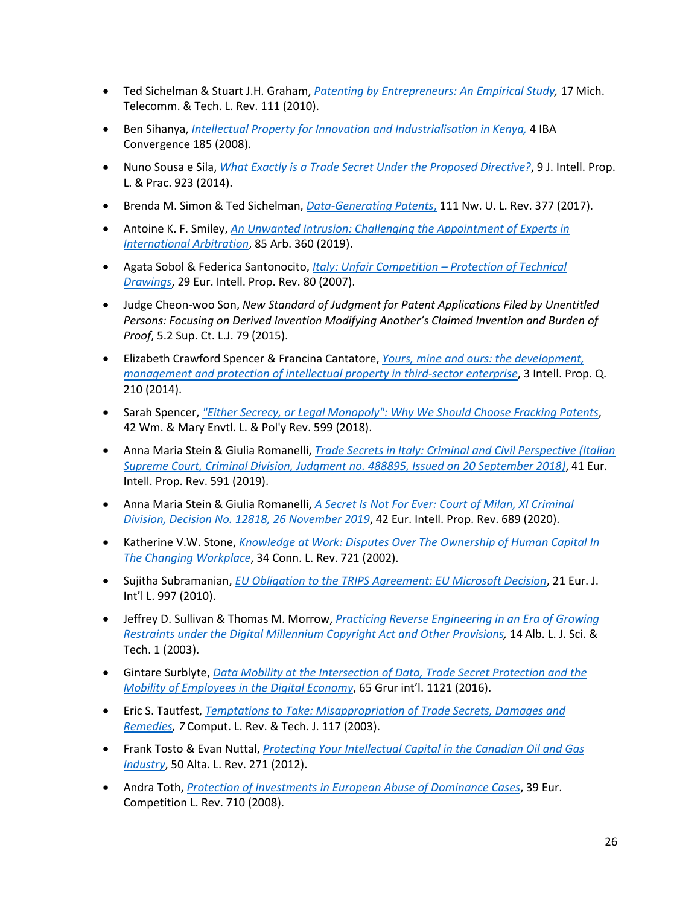- Ted Sichelman & Stuart J.H. Graham, *Patenting by Entrepreneurs: An Empirical Study,* 17 Mich. Telecomm. & Tech. L. Rev. 111 (2010).
- Ben Sihanya, *Intellectual Property for Innovation and Industrialisation in Kenya,* 4 IBA Convergence 185 (2008).
- Nuno Sousa e Sila, *What Exactly is a Trade Secret Under the Proposed Directive?*, 9 J. Intell. Prop. L. & Prac. 923 (2014).
- Brenda M. Simon & Ted Sichelman, *Data-Generating Patents,* 111 Nw. U. L. Rev. 377 (2017).
- Antoine K. F. Smiley, *An Unwanted Intrusion: Challenging the Appointment of Experts in International Arbitration*, 85 Arb. 360 (2019).
- Agata Sobol & Federica Santonocito, *Italy: Unfair Competition – Protection of Technical Drawings*, 29 Eur. Intell. Prop. Rev. 80 (2007).
- Judge Cheon-woo Son, *New Standard of Judgment for Patent Applications Filed by Unentitled Persons: Focusing on Derived Invention Modifying Another's Claimed Invention and Burden of Proof*, 5.2 Sup. Ct. L.J. 79 (2015).
- Elizabeth Crawford Spencer & Francina Cantatore, *Yours, mine and ours: the development, management and protection of intellectual property in third-sector enterprise*, 3 Intell. Prop. Q. 210 (2014).
- Sarah Spencer, *"Either Secrecy, or Legal Monopoly": Why We Should Choose Fracking Patents*, 42 Wm. & Mary Envtl. L. & Pol'y Rev. 599 (2018).
- Anna Maria Stein & Giulia Romanelli, *Trade Secrets in Italy: Criminal and Civil Perspective (Italian Supreme Court, Criminal Division, Judgment no. 488895, Issued on 20 September 2018)*, 41 Eur. Intell. Prop. Rev. 591 (2019).
- Anna Maria Stein & Giulia Romanelli, *A Secret Is Not For Ever: Court of Milan, XI Criminal Division, Decision No. 12818, 26 November 2019*, 42 Eur. Intell. Prop. Rev. 689 (2020).
- Katherine V.W. Stone, *Knowledge at Work: Disputes Over The Ownership of Human Capital In The Changing Workplace*, 34 Conn. L. Rev. 721 (2002).
- Sujitha Subramanian, *EU Obligation to the TRIPS Agreement: EU Microsoft Decision*, 21 Eur. J. Int'l L. 997 (2010).
- Jeffrey D. Sullivan & Thomas M. Morrow, *Practicing Reverse Engineering in an Era of Growing Restraints under the Digital Millennium Copyright Act and Other Provisions,* 14 Alb. L. J. Sci. & Tech. 1 (2003).
- Gintare Surblyte, *Data Mobility at the Intersection of Data, Trade Secret Protection and the Mobility of Employees in the Digital Economy*, 65 Grur int'l. 1121 (2016).
- Eric S. Tautfest, *Temptations to Take: Misappropriation of Trade Secrets, Damages and Remedies, 7* Comput. L. Rev. & Tech. J. 117 (2003).
- Frank Tosto & Evan Nuttal, *Protecting Your Intellectual Capital in the Canadian Oil and Gas Industry*, 50 Alta. L. Rev. 271 (2012).
- Andra Toth, *Protection of Investments in European Abuse of Dominance Cases*, 39 Eur. Competition L. Rev. 710 (2008).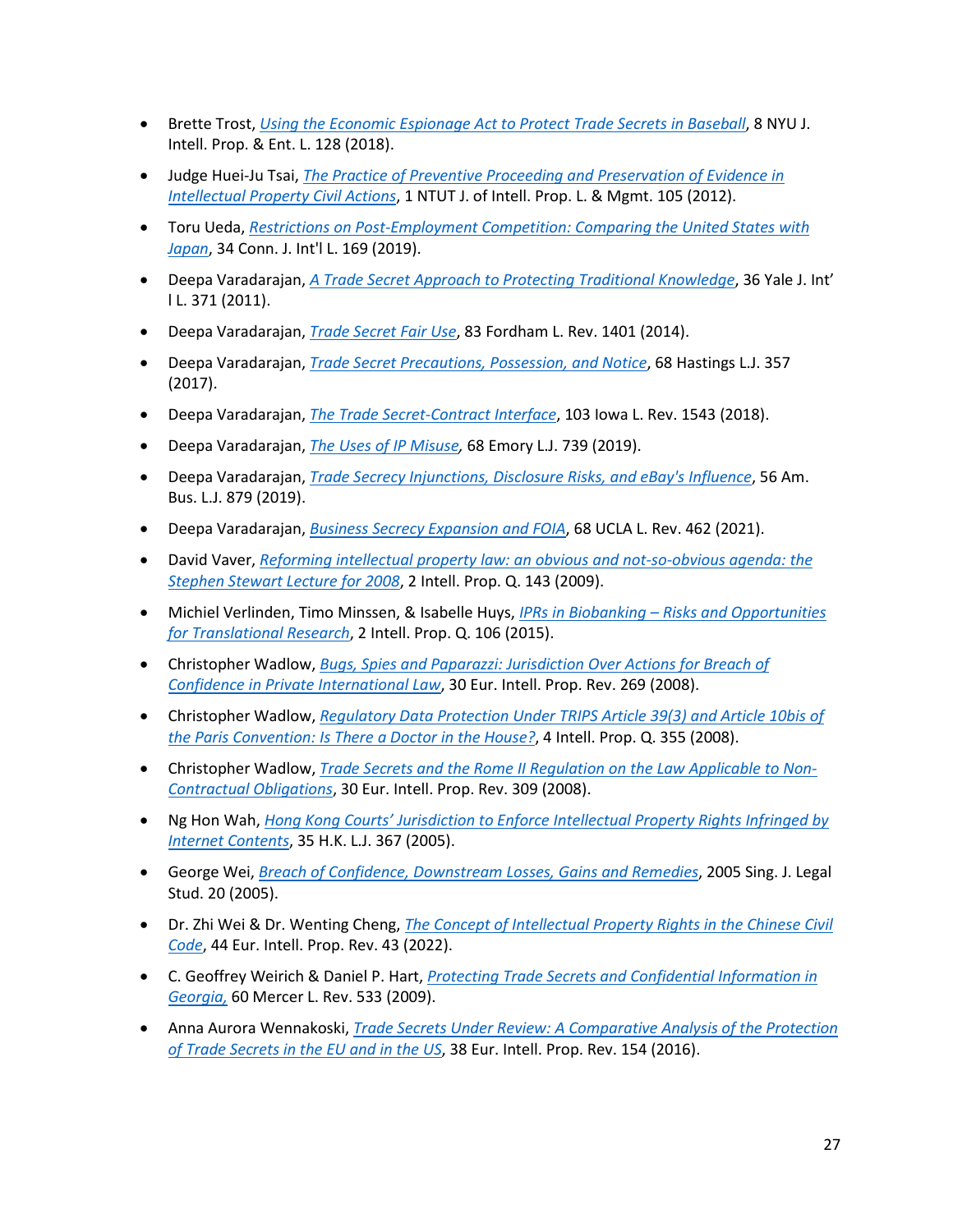- Brette Trost, *Using the Economic Espionage Act to Protect Trade Secrets in Baseball*, 8 NYU J. Intell. Prop. & Ent. L. 128 (2018).

- Judge Huei-Ju Tsai, *The Practice of Preventive Proceeding and Preservation of Evidence in Intellectual Property Civil Actions*, 1 NTUT J. of Intell. Prop. L. & Mgmt. 105 (2012).

- Toru Ueda, *Restrictions on Post-Employment Competition: Comparing the United States with Japan*, 34 Conn. J. Int'l L. 169 (2019).

- Deepa Varadarajan, *A Trade Secret Approach to Protecting Traditional Knowledge*, 36 Yale J. Int'l L. 371 (2011).

- Deepa Varadarajan, *Trade Secret Fair Use*, 83 Fordham L. Rev. 1401 (2014).

- Deepa Varadarajan, *Trade Secret Precautions, Possession, and Notice*, 68 Hastings L.J. 357 (2017).

- Deepa Varadarajan, *The Trade Secret-Contract Interface*, 103 Iowa L. Rev. 1543 (2018).

- Deepa Varadarajan, *The Uses of IP Misuse*, 68 Emory L.J. 739 (2019).

- Deepa Varadarajan, *Trade Secrecy Injunctions, Disclosure Risks, and eBay's Influence*, 56 Am. Bus. L.J. 879 (2019).

- Deepa Varadarajan, *Business Secrecy Expansion and FOIA*, 68 UCLA L. Rev. 462 (2021).

- David Vaver, *Reforming intellectual property law: an obvious and not-so-obvious agenda: the Stephen Stewart Lecture for 2008*, 2 Intell. Prop. Q. 143 (2009).

- Michiel Verlinden, Timo Minssen, & Isabelle Huys, *IPRs in Biobanking – Risks and Opportunities for Translational Research*, 2 Intell. Prop. Q. 106 (2015).

- Christopher Wadlow, *Bugs, Spies and Paparazzi: Jurisdiction Over Actions for Breach of Confidence in Private International Law*, 30 Eur. Intell. Prop. Rev. 269 (2008).

- Christopher Wadlow, *Regulatory Data Protection Under TRIPS Article 39(3) and Article 10bis of the Paris Convention: Is There a Doctor in the House?*, 4 Intell. Prop. Q. 355 (2008).

- Christopher Wadlow, *Trade Secrets and the Rome II Regulation on the Law Applicable to Non-Contractual Obligations*, 30 Eur. Intell. Prop. Rev. 309 (2008).

- Ng Hon Wah, *Hong Kong Courts' Jurisdiction to Enforce Intellectual Property Rights Infringed by Internet Contents*, 35 H.K. L.J. 367 (2005).

- George Wei, *Breach of Confidence, Downstream Losses, Gains and Remedies*, 2005 Sing. J. Legal Stud. 20 (2005).

- Dr. Zhi Wei & Dr. Wenting Cheng, *The Concept of Intellectual Property Rights in the Chinese Civil Code*, 44 Eur. Intell. Prop. Rev. 43 (2022).

- C. Geoffrey Weirich & Daniel P. Hart, *Protecting Trade Secrets and Confidential Information in Georgia,* 60 Mercer L. Rev. 533 (2009).

- Anna Aurora Wennakoski, *Trade Secrets Under Review: A Comparative Analysis of the Protection of Trade Secrets in the EU and in the US*, 38 Eur. Intell. Prop. Rev. 154 (2016).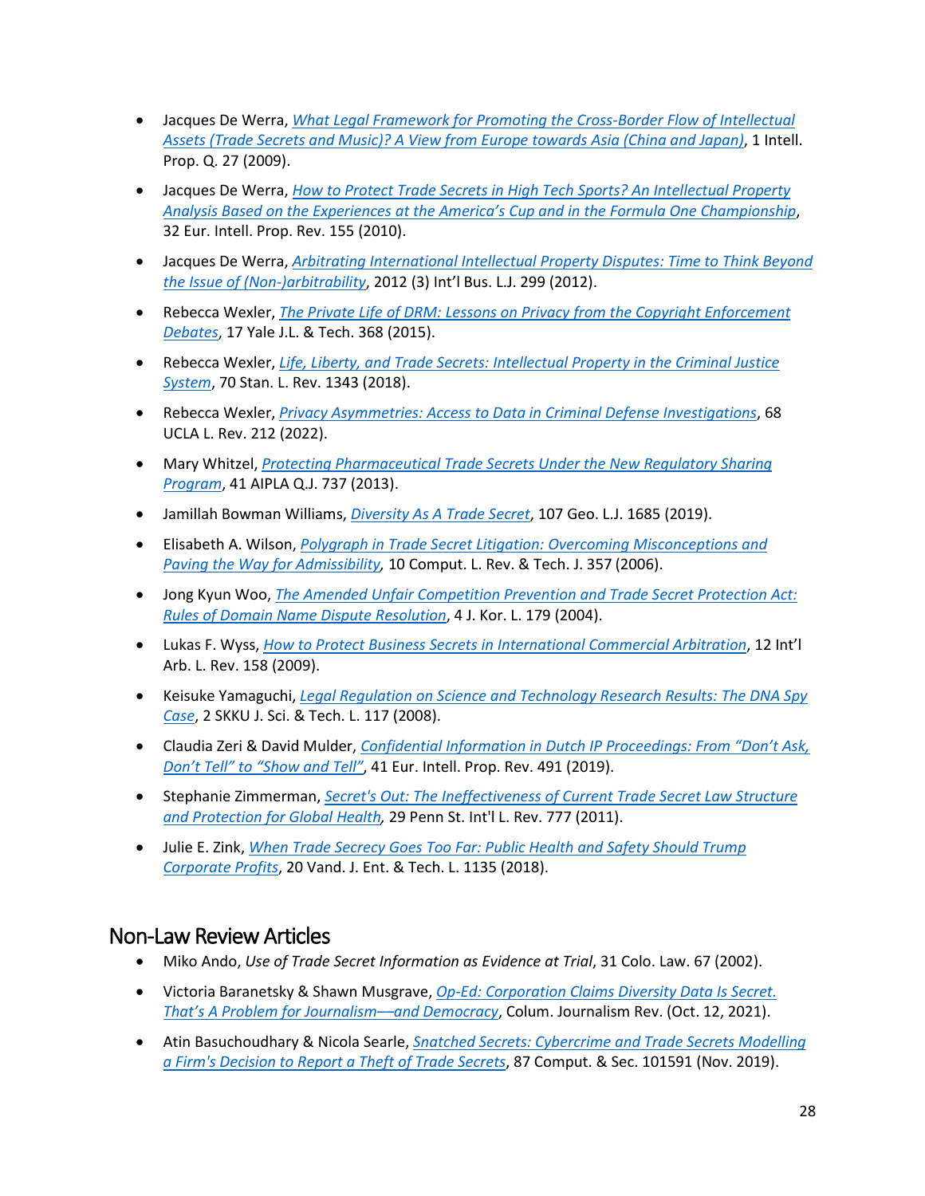- Jacques De Werra, *What Legal Framework for Promoting the Cross-Border Flow of Intellectual Assets (Trade Secrets and Music)? A View from Europe towards Asia (China and Japan)*, 1 Intell. Prop. Q. 27 (2009).
- Jacques De Werra, *How to Protect Trade Secrets in High Tech Sports? An Intellectual Property Analysis Based on the Experiences at the America's Cup and in the Formula One Championship*, 32 Eur. Intell. Prop. Rev. 155 (2010).
- Jacques De Werra, *Arbitrating International Intellectual Property Disputes: Time to Think Beyond the Issue of (Non-)arbitrability*, 2012 (3) Int'l Bus. L.J. 299 (2012).
- Rebecca Wexler, *The Private Life of DRM: Lessons on Privacy from the Copyright Enforcement Debates*, 17 Yale J.L. & Tech. 368 (2015).
- Rebecca Wexler, *Life, Liberty, and Trade Secrets: Intellectual Property in the Criminal Justice System*, 70 Stan. L. Rev. 1343 (2018).
- Rebecca Wexler, *Privacy Asymmetries: Access to Data in Criminal Defense Investigations*, 68 UCLA L. Rev. 212 (2022).
- Mary Whitzel, *Protecting Pharmaceutical Trade Secrets Under the New Regulatory Sharing Program*, 41 AIPLA Q.J. 737 (2013).
- Jamillah Bowman Williams, *Diversity As A Trade Secret*, 107 Geo. L.J. 1685 (2019).
- Elisabeth A. Wilson, *Polygraph in Trade Secret Litigation: Overcoming Misconceptions and Paving the Way for Admissibility,* 10 Comput. L. Rev. & Tech. J. 357 (2006).
- Jong Kyun Woo, *The Amended Unfair Competition Prevention and Trade Secret Protection Act: Rules of Domain Name Dispute Resolution*, 4 J. Kor. L. 179 (2004).
- Lukas F. Wyss, *How to Protect Business Secrets in International Commercial Arbitration*, 12 Int'l Arb. L. Rev. 158 (2009).
- Keisuke Yamaguchi, *Legal Regulation on Science and Technology Research Results: The DNA Spy Case*, 2 SKKU J. Sci. & Tech. L. 117 (2008).
- Claudia Zeri & David Mulder, *Confidential Information in Dutch IP Proceedings: From "Don't Ask, Don't Tell" to "Show and Tell"*, 41 Eur. Intell. Prop. Rev. 491 (2019).
- Stephanie Zimmerman, *Secret's Out: The Ineffectiveness of Current Trade Secret Law Structure and Protection for Global Health,* 29 Penn St. Int'l L. Rev. 777 (2011).
- Julie E. Zink, *When Trade Secrecy Goes Too Far: Public Health and Safety Should Trump Corporate Profits*, 20 Vand. J. Ent. & Tech. L. 1135 (2018).

## Non-Law Review Articles

- Miko Ando, *Use of Trade Secret Information as Evidence at Trial*, 31 Colo. Law. 67 (2002).
- Victoria Baranetsky & Shawn Musgrave, *Op-Ed: Corporation Claims Diversity Data Is Secret. That's A Problem for Journalism—and Democracy*, Colum. Journalism Rev. (Oct. 12, 2021).
- Atin Basuchoudhary & Nicola Searle, *Snatched Secrets: Cybercrime and Trade Secrets Modelling a Firm's Decision to Report a Theft of Trade Secrets*, 87 Comput. & Sec. 101591 (Nov. 2019).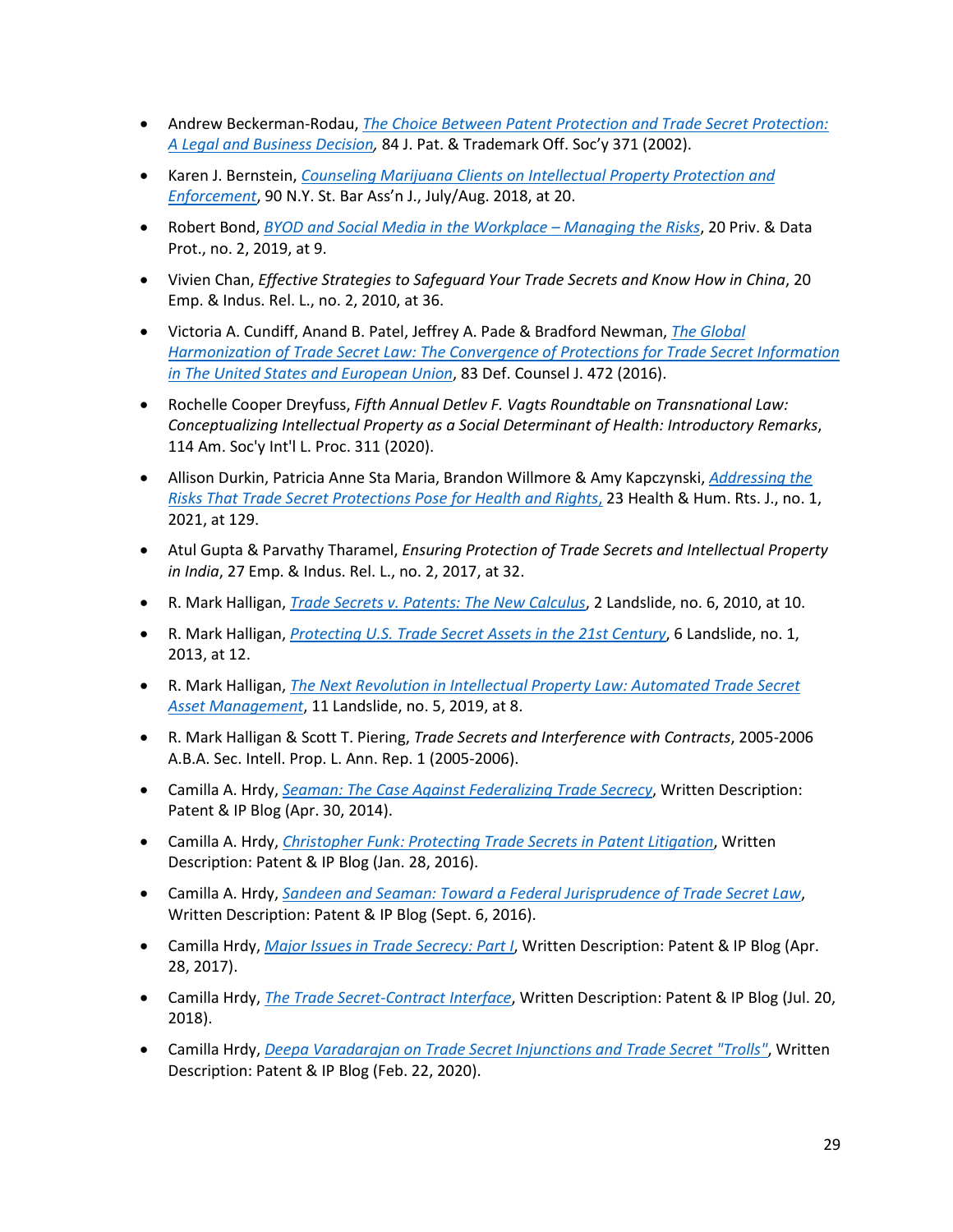- Andrew Beckerman-Rodau, *The Choice Between Patent Protection and Trade Secret Protection: A Legal and Business Decision*, 84 J. Pat. & Trademark Off. Soc'y 371 (2002).
- Karen J. Bernstein, *Counseling Marijuana Clients on Intellectual Property Protection and Enforcement*, 90 N.Y. St. Bar Ass'n J., July/Aug. 2018, at 20.
- Robert Bond, *BYOD and Social Media in the Workplace – Managing the Risks*, 20 Priv. & Data Prot., no. 2, 2019, at 9.
- Vivien Chan, *Effective Strategies to Safeguard Your Trade Secrets and Know How in China*, 20 Emp. & Indus. Rel. L., no. 2, 2010, at 36.
- Victoria A. Cundiff, Anand B. Patel, Jeffrey A. Pade & Bradford Newman, *The Global Harmonization of Trade Secret Law: The Convergence of Protections for Trade Secret Information in The United States and European Union*, 83 Def. Counsel J. 472 (2016).
- Rochelle Cooper Dreyfuss, *Fifth Annual Detlev F. Vagts Roundtable on Transnational Law: Conceptualizing Intellectual Property as a Social Determinant of Health: Introductory Remarks*, 114 Am. Soc'y Int'l L. Proc. 311 (2020).
- Allison Durkin, Patricia Anne Sta Maria, Brandon Willmore & Amy Kapczynski, *Addressing the Risks That Trade Secret Protections Pose for Health and Rights,* 23 Health & Hum. Rts. J., no. 1, 2021, at 129.
- Atul Gupta & Parvathy Tharamel, *Ensuring Protection of Trade Secrets and Intellectual Property in India*, 27 Emp. & Indus. Rel. L., no. 2, 2017, at 32.
- R. Mark Halligan, *Trade Secrets v. Patents: The New Calculus*, 2 Landslide, no. 6, 2010, at 10.
- R. Mark Halligan, *Protecting U.S. Trade Secret Assets in the 21st Century*, 6 Landslide, no. 1, 2013, at 12.
- R. Mark Halligan, *The Next Revolution in Intellectual Property Law: Automated Trade Secret Asset Management*, 11 Landslide, no. 5, 2019, at 8.
- R. Mark Halligan & Scott T. Piering, *Trade Secrets and Interference with Contracts*, 2005-2006 A.B.A. Sec. Intell. Prop. L. Ann. Rep. 1 (2005-2006).
- Camilla A. Hrdy, *Seaman: The Case Against Federalizing Trade Secrecy*, Written Description: Patent & IP Blog (Apr. 30, 2014).
- Camilla A. Hrdy, *Christopher Funk: Protecting Trade Secrets in Patent Litigation*, Written Description: Patent & IP Blog (Jan. 28, 2016).
- Camilla A. Hrdy, *Sandeen and Seaman: Toward a Federal Jurisprudence of Trade Secret Law*, Written Description: Patent & IP Blog (Sept. 6, 2016).
- Camilla Hrdy, *Major Issues in Trade Secrecy: Part I*, Written Description: Patent & IP Blog (Apr. 28, 2017).
- Camilla Hrdy, *The Trade Secret-Contract Interface*, Written Description: Patent & IP Blog (Jul. 20, 2018).
- Camilla Hrdy, *Deepa Varadarajan on Trade Secret Injunctions and Trade Secret "Trolls"*, Written Description: Patent & IP Blog (Feb. 22, 2020).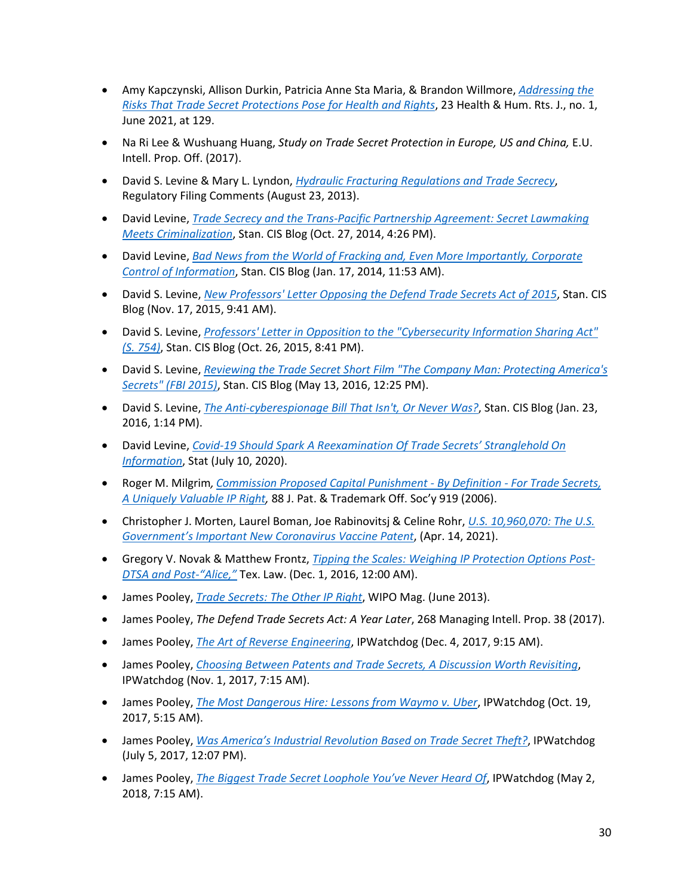- Amy Kapczynski, Allison Durkin, Patricia Anne Sta Maria, & Brandon Willmore, *Addressing the Risks That Trade Secret Protections Pose for Health and Rights*, 23 Health & Hum. Rts. J., no. 1, June 2021, at 129.
- Na Ri Lee & Wushuang Huang, *Study on Trade Secret Protection in Europe, US and China,* E.U. Intell. Prop. Off. (2017).
- David S. Levine & Mary L. Lyndon, *Hydraulic Fracturing Regulations and Trade Secrecy*, Regulatory Filing Comments (August 23, 2013).
- David Levine, *Trade Secrecy and the Trans-Pacific Partnership Agreement: Secret Lawmaking Meets Criminalization*, Stan. CIS Blog (Oct. 27, 2014, 4:26 PM).
- David Levine, *Bad News from the World of Fracking and, Even More Importantly, Corporate Control of Information*, Stan. CIS Blog (Jan. 17, 2014, 11:53 AM).
- David S. Levine, *New Professors' Letter Opposing the Defend Trade Secrets Act of 2015*, Stan. CIS Blog (Nov. 17, 2015, 9:41 AM).
- David S. Levine, *Professors' Letter in Opposition to the "Cybersecurity Information Sharing Act" (S. 754)*, Stan. CIS Blog (Oct. 26, 2015, 8:41 PM).
- David S. Levine, *Reviewing the Trade Secret Short Film "The Company Man: Protecting America's Secrets" (FBI 2015)*, Stan. CIS Blog (May 13, 2016, 12:25 PM).
- David S. Levine, *The Anti-cyberespionage Bill That Isn't, Or Never Was?*, Stan. CIS Blog (Jan. 23, 2016, 1:14 PM).
- David Levine, *Covid-19 Should Spark A Reexamination Of Trade Secrets' Stranglehold On Information*, Stat (July 10, 2020).
- Roger M. Milgrim*, Commission Proposed Capital Punishment - By Definition - For Trade Secrets, A Uniquely Valuable IP Right,* 88 J. Pat. & Trademark Off. Soc'y 919 (2006).
- Christopher J. Morten, Laurel Boman, Joe Rabinovitsj & Celine Rohr, *U.S. 10,960,070: The U.S. Government's Important New Coronavirus Vaccine Patent*, (Apr. 14, 2021).
- Gregory V. Novak & Matthew Frontz, *Tipping the Scales: Weighing IP Protection Options Post-DTSA and Post-"Alice,"* Tex. Law. (Dec. 1, 2016, 12:00 AM).
- James Pooley, *Trade Secrets: The Other IP Right*, WIPO Mag. (June 2013).
- James Pooley, *The Defend Trade Secrets Act: A Year Later*, 268 Managing Intell. Prop. 38 (2017).
- James Pooley, *The Art of Reverse Engineering*, IPWatchdog (Dec. 4, 2017, 9:15 AM).
- James Pooley, *Choosing Between Patents and Trade Secrets, A Discussion Worth Revisiting*, IPWatchdog (Nov. 1, 2017, 7:15 AM).
- James Pooley, *The Most Dangerous Hire: Lessons from Waymo v. Uber*, IPWatchdog (Oct. 19, 2017, 5:15 AM).
- James Pooley, *Was America's Industrial Revolution Based on Trade Secret Theft?*, IPWatchdog (July 5, 2017, 12:07 PM).
- James Pooley, *The Biggest Trade Secret Loophole You've Never Heard Of*, IPWatchdog (May 2, 2018, 7:15 AM).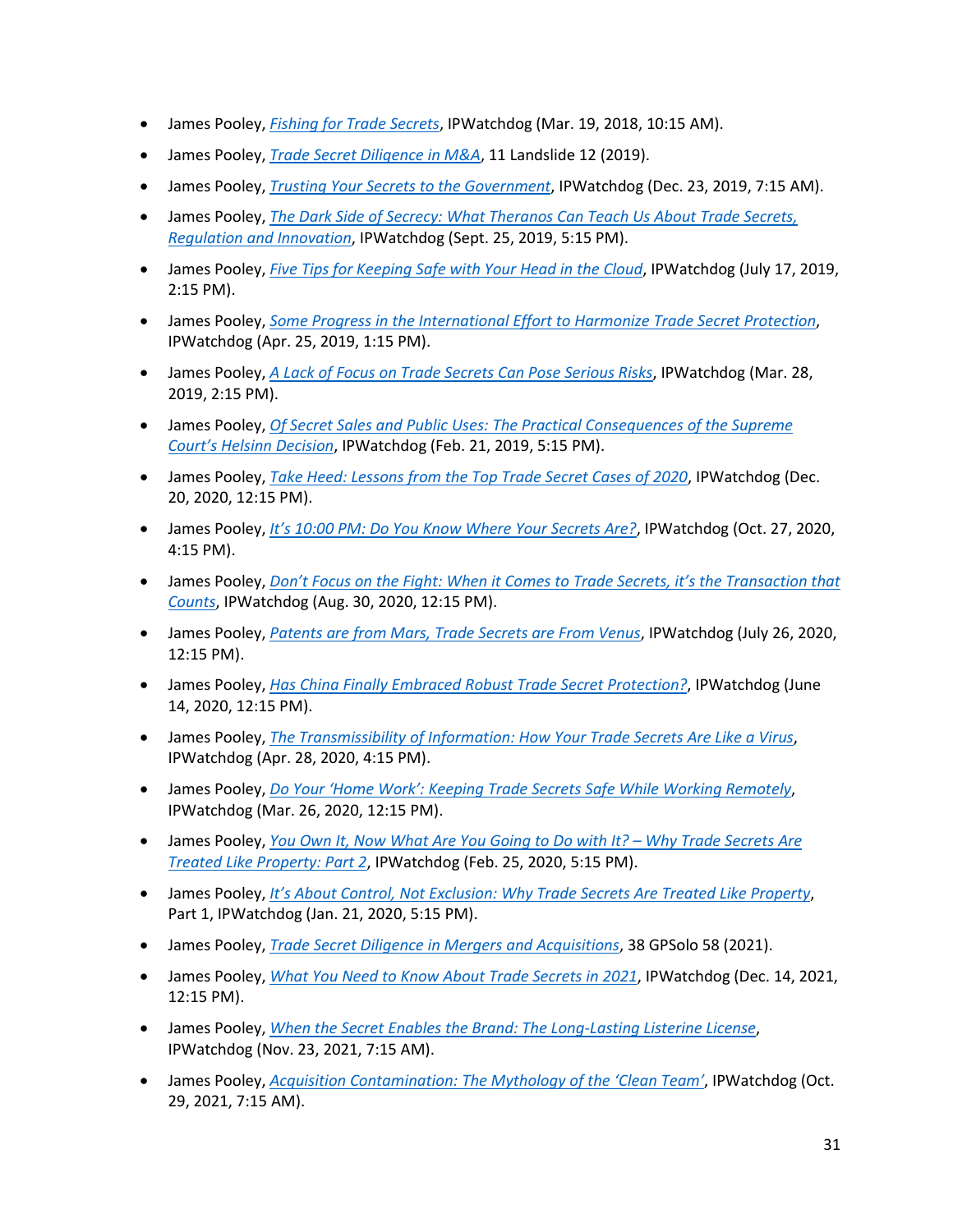- James Pooley, *Fishing for Trade Secrets*, IPWatchdog (Mar. 19, 2018, 10:15 AM).
- James Pooley, *Trade Secret Diligence in M&A*, 11 Landslide 12 (2019).
- James Pooley, *Trusting Your Secrets to the Government*, IPWatchdog (Dec. 23, 2019, 7:15 AM).
- James Pooley, *The Dark Side of Secrecy: What Theranos Can Teach Us About Trade Secrets, Regulation and Innovation*, IPWatchdog (Sept. 25, 2019, 5:15 PM).
- James Pooley, *Five Tips for Keeping Safe with Your Head in the Cloud*, IPWatchdog (July 17, 2019, 2:15 PM).
- James Pooley, *Some Progress in the International Effort to Harmonize Trade Secret Protection*, IPWatchdog (Apr. 25, 2019, 1:15 PM).
- James Pooley, *A Lack of Focus on Trade Secrets Can Pose Serious Risks*, IPWatchdog (Mar. 28, 2019, 2:15 PM).
- James Pooley, *Of Secret Sales and Public Uses: The Practical Consequences of the Supreme Court's Helsinn Decision*, IPWatchdog (Feb. 21, 2019, 5:15 PM).
- James Pooley, *Take Heed: Lessons from the Top Trade Secret Cases of 2020*, IPWatchdog (Dec. 20, 2020, 12:15 PM).
- James Pooley, *It's 10:00 PM: Do You Know Where Your Secrets Are?*, IPWatchdog (Oct. 27, 2020, 4:15 PM).
- James Pooley, *Don't Focus on the Fight: When it Comes to Trade Secrets, it's the Transaction that Counts*, IPWatchdog (Aug. 30, 2020, 12:15 PM).
- James Pooley, *Patents are from Mars, Trade Secrets are From Venus*, IPWatchdog (July 26, 2020, 12:15 PM).
- James Pooley, *Has China Finally Embraced Robust Trade Secret Protection?*, IPWatchdog (June 14, 2020, 12:15 PM).
- James Pooley, *The Transmissibility of Information: How Your Trade Secrets Are Like a Virus*, IPWatchdog (Apr. 28, 2020, 4:15 PM).
- James Pooley, *Do Your 'Home Work': Keeping Trade Secrets Safe While Working Remotely*, IPWatchdog (Mar. 26, 2020, 12:15 PM).
- James Pooley, *You Own It, Now What Are You Going to Do with It? – Why Trade Secrets Are Treated Like Property: Part 2*, IPWatchdog (Feb. 25, 2020, 5:15 PM).
- James Pooley, *It's About Control, Not Exclusion: Why Trade Secrets Are Treated Like Property*, Part 1, IPWatchdog (Jan. 21, 2020, 5:15 PM).
- James Pooley, *Trade Secret Diligence in Mergers and Acquisitions*, 38 GPSolo 58 (2021).
- James Pooley, *What You Need to Know About Trade Secrets in 2021*, IPWatchdog (Dec. 14, 2021, 12:15 PM).
- James Pooley, *When the Secret Enables the Brand: The Long-Lasting Listerine License*, IPWatchdog (Nov. 23, 2021, 7:15 AM).
- James Pooley, *Acquisition Contamination: The Mythology of the 'Clean Team'*, IPWatchdog (Oct. 29, 2021, 7:15 AM).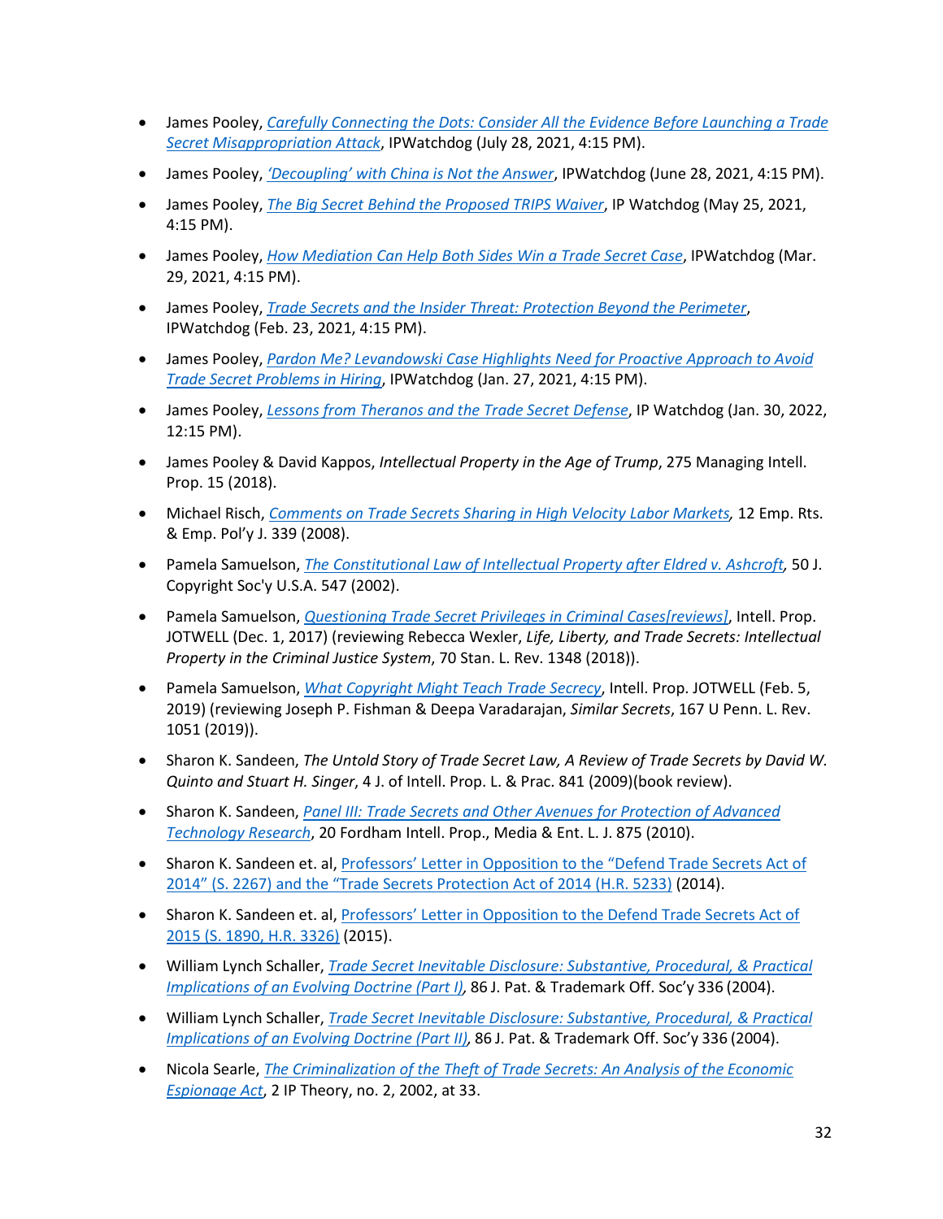- James Pooley, *Carefully Connecting the Dots: Consider All the Evidence Before Launching a Trade Secret Misappropriation Attack*, IPWatchdog (July 28, 2021, 4:15 PM).
- James Pooley, *'Decoupling' with China is Not the Answer*, IPWatchdog (June 28, 2021, 4:15 PM).
- James Pooley, *The Big Secret Behind the Proposed TRIPS Waiver*, IP Watchdog (May 25, 2021, 4:15 PM).
- James Pooley, *How Mediation Can Help Both Sides Win a Trade Secret Case*, IPWatchdog (Mar. 29, 2021, 4:15 PM).
- James Pooley, *Trade Secrets and the Insider Threat: Protection Beyond the Perimeter*, IPWatchdog (Feb. 23, 2021, 4:15 PM).
- James Pooley, *Pardon Me? Levandowski Case Highlights Need for Proactive Approach to Avoid Trade Secret Problems in Hiring*, IPWatchdog (Jan. 27, 2021, 4:15 PM).
- James Pooley, *Lessons from Theranos and the Trade Secret Defense*, IP Watchdog (Jan. 30, 2022, 12:15 PM).
- James Pooley & David Kappos, *Intellectual Property in the Age of Trump*, 275 Managing Intell. Prop. 15 (2018).
- Michael Risch, *Comments on Trade Secrets Sharing in High Velocity Labor Markets,* 12 Emp. Rts. & Emp. Pol'y J. 339 (2008).
- Pamela Samuelson, *The Constitutional Law of Intellectual Property after Eldred v. Ashcroft*, 50 J. Copyright Soc'y U.S.A. 547 (2002).
- Pamela Samuelson, *Questioning Trade Secret Privileges in Criminal Cases[reviews]*, Intell. Prop. JOTWELL (Dec. 1, 2017) (reviewing Rebecca Wexler, *Life, Liberty, and Trade Secrets: Intellectual Property in the Criminal Justice System*, 70 Stan. L. Rev. 1348 (2018)).
- Pamela Samuelson, *What Copyright Might Teach Trade Secrecy*, Intell. Prop. JOTWELL (Feb. 5, 2019) (reviewing Joseph P. Fishman & Deepa Varadarajan, *Similar Secrets*, 167 U Penn. L. Rev. 1051 (2019)).
- Sharon K. Sandeen, *The Untold Story of Trade Secret Law, A Review of Trade Secrets by David W. Quinto and Stuart H. Singer*, 4 J. of Intell. Prop. L. & Prac. 841 (2009)(book review).
- Sharon K. Sandeen, *Panel III: Trade Secrets and Other Avenues for Protection of Advanced Technology Research*, 20 Fordham Intell. Prop., Media & Ent. L. J. 875 (2010).
- Sharon K. Sandeen et. al, Professors' Letter in Opposition to the "Defend Trade Secrets Act of 2014" (S. 2267) and the "Trade Secrets Protection Act of 2014 (H.R. 5233) (2014).
- Sharon K. Sandeen et. al, Professors' Letter in Opposition to the Defend Trade Secrets Act of 2015 (S. 1890, H.R. 3326) (2015).
- William Lynch Schaller, *Trade Secret Inevitable Disclosure: Substantive, Procedural, & Practical Implications of an Evolving Doctrine (Part I),* 86 J. Pat. & Trademark Off. Soc'y 336 (2004).
- William Lynch Schaller, *Trade Secret Inevitable Disclosure: Substantive, Procedural, & Practical Implications of an Evolving Doctrine (Part II),* 86 J. Pat. & Trademark Off. Soc'y 336 (2004).
- Nicola Searle, *The Criminalization of the Theft of Trade Secrets: An Analysis of the Economic Espionage Act*, 2 IP Theory, no. 2, 2002, at 33.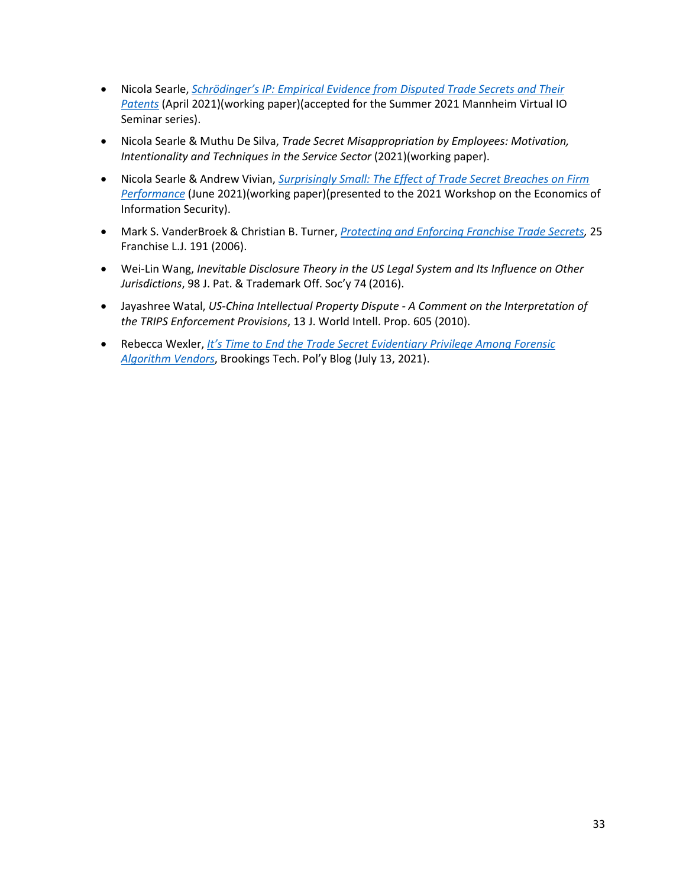- Nicola Searle, *Schrödinger's IP: Empirical Evidence from Disputed Trade Secrets and Their Patents* (April 2021)(working paper)(accepted for the Summer 2021 Mannheim Virtual IO Seminar series).
- Nicola Searle & Muthu De Silva, *Trade Secret Misappropriation by Employees: Motivation, Intentionality and Techniques in the Service Sector* (2021)(working paper).
- Nicola Searle & Andrew Vivian, *Surprisingly Small: The Effect of Trade Secret Breaches on Firm Performance* (June 2021)(working paper)(presented to the 2021 Workshop on the Economics of Information Security).
- Mark S. VanderBroek & Christian B. Turner, *Protecting and Enforcing Franchise Trade Secrets*, 25 Franchise L.J. 191 (2006).
- Wei-Lin Wang, *Inevitable Disclosure Theory in the US Legal System and Its Influence on Other Jurisdictions*, 98 J. Pat. & Trademark Off. Soc'y 74 (2016).
- Jayashree Watal, *US-China Intellectual Property Dispute - A Comment on the Interpretation of the TRIPS Enforcement Provisions*, 13 J. World Intell. Prop. 605 (2010).
- Rebecca Wexler, *It's Time to End the Trade Secret Evidentiary Privilege Among Forensic Algorithm Vendors*, Brookings Tech. Pol'y Blog (July 13, 2021).